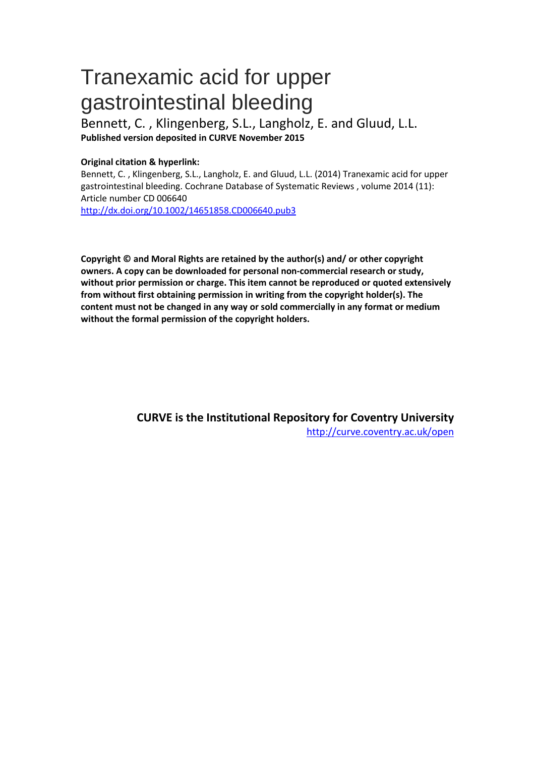# Tranexamic acid for upper gastrointestinal bleeding

Bennett, C. , Klingenberg, S.L., Langholz, E. and Gluud, L.L.

**Published version deposited in CURVE November 2015**

**Original citation & hyperlink:**

Bennett, C. , Klingenberg, S.L., Langholz, E. and Gluud, L.L. (2014) Tranexamic acid for upper gastrointestinal bleeding. Cochrane Database of Systematic Reviews , volume 2014 (11): Article number CD 006640

http://dx.doi.org/10.1002/14651858.CD006640.pub3

**Copyright © and Moral Rights are retained by the author(s) and/ or other copyright owners. A copy can be downloaded for personal non-commercial research or study, without prior permission or charge. This item cannot be reproduced or quoted extensively from without first obtaining permission in writing from the copyright holder(s). The content must not be changed in any way or sold commercially in any format or medium without the formal permission of the copyright holders.**

**CURVE is the Institutional Repository for Coventry University**

http://curve.coventry.ac.uk/open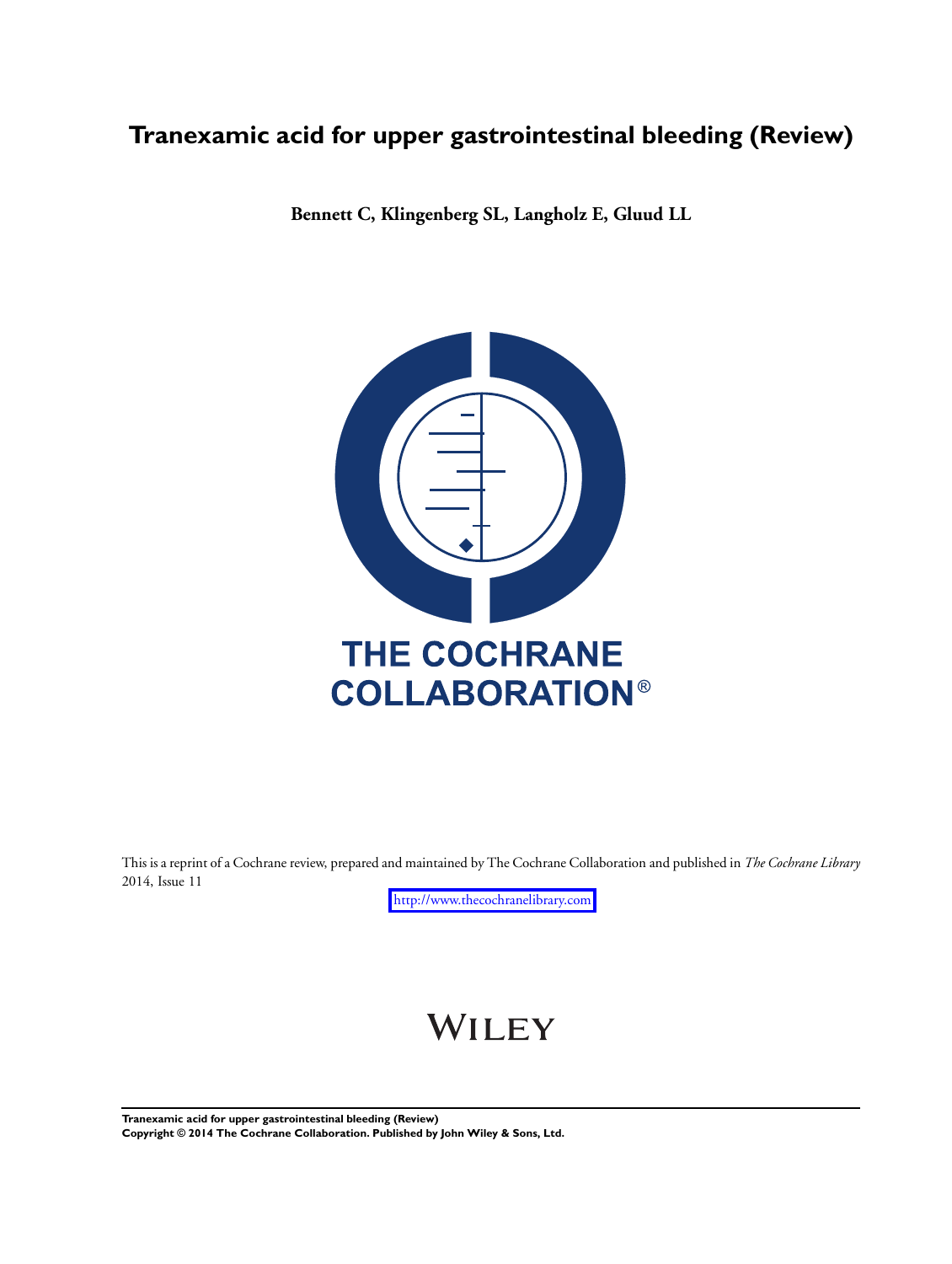# Tranexamic acid for upper gastrointestinal bleeding (Review)

**Bennett C, Klingenberg SL, Langholz E, Gluud LL**

THE COCHRANE COLLABORATION®

This is a reprint of a Cochrane review, prepared and maintained by The Cochrane Collaboration and published in *The Cochrane Library* 2014, Issue 11

http://www.thecochranelibrary.com

WILEY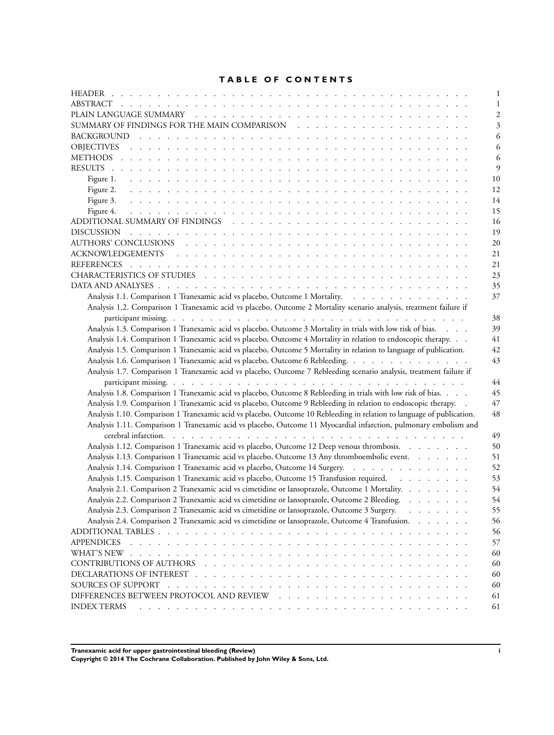# TABLE OF CONTENTS

| | |
|---|---|
| HEADER | 1 |
| ABSTRACT | 1 |
| PLAIN LANGUAGE SUMMARY | 2 |
| SUMMARY OF FINDINGS FOR THE MAIN COMPARISON | 3 |
| BACKGROUND | 6 |
| OBJECTIVES | 6 |
| METHODS | 6 |
| RESULTS | 9 |
| Figure 1. | 10 |
| Figure 2. | 12 |
| Figure 3. | 14 |
| Figure 4. | 15 |
| ADDITIONAL SUMMARY OF FINDINGS | 16 |
| DISCUSSION | 19 |
| AUTHORS' CONCLUSIONS | 20 |
| ACKNOWLEDGEMENTS | 21 |
| REFERENCES | 21 |
| CHARACTERISTICS OF STUDIES | 23 |
| DATA AND ANALYSES | 35 |
| Analysis 1.1. Comparison 1 Tranexamic acid vs placebo, Outcome 1 Mortality. | 37 |
| Analysis 1.2. Comparison 1 Tranexamic acid vs placebo, Outcome 2 Mortality scenario analysis, treatment failure if participant missing. | 38 |
| Analysis 1.3. Comparison 1 Tranexamic acid vs placebo, Outcome 3 Mortality in trials with low risk of bias. | 39 |
| Analysis 1.4. Comparison 1 Tranexamic acid vs placebo, Outcome 4 Mortality in relation to endoscopic therapy. | 41 |
| Analysis 1.5. Comparison 1 Tranexamic acid vs placebo, Outcome 5 Mortality in relation to language of publication. | 42 |
| Analysis 1.6. Comparison 1 Tranexamic acid vs placebo, Outcome 6 Rebleeding. | 43 |
| Analysis 1.7. Comparison 1 Tranexamic acid vs placebo, Outcome 7 Rebleeding scenario analysis, treatment failure if participant missing. | 44 |
| Analysis 1.8. Comparison 1 Tranexamic acid vs placebo, Outcome 8 Rebleeding in trials with low risk of bias. | 45 |
| Analysis 1.9. Comparison 1 Tranexamic acid vs placebo, Outcome 9 Rebleeding in relation to endoscopic therapy. | 47 |
| Analysis 1.10. Comparison 1 Tranexamic acid vs placebo, Outcome 10 Rebleeding in relation to language of publication. | 48 |
| Analysis 1.11. Comparison 1 Tranexamic acid vs placebo, Outcome 11 Myocardial infarction, pulmonary embolism and cerebral infarction. | 49 |
| Analysis 1.12. Comparison 1 Tranexamic acid vs placebo, Outcome 12 Deep venous thrombosis. | 50 |
| Analysis 1.13. Comparison 1 Tranexamic acid vs placebo, Outcome 13 Any thromboembolic event. | 51 |
| Analysis 1.14. Comparison 1 Tranexamic acid vs placebo, Outcome 14 Surgery. | 52 |
| Analysis 1.15. Comparison 1 Tranexamic acid vs placebo, Outcome 15 Transfusion required. | 53 |
| Analysis 2.1. Comparison 2 Tranexamic acid vs cimetidine or lansoprazole, Outcome 1 Mortality. | 54 |
| Analysis 2.2. Comparison 2 Tranexamic acid vs cimetidine or lansoprazole, Outcome 2 Bleeding. | 54 |
| Analysis 2.3. Comparison 2 Tranexamic acid vs cimetidine or lansoprazole, Outcome 3 Surgery. | 55 |
| Analysis 2.4. Comparison 2 Tranexamic acid vs cimetidine or lansoprazole, Outcome 4 Transfusion. | 56 |
| ADDITIONAL TABLES | 56 |
| APPENDICES | 57 |
| WHAT'S NEW | 60 |
| CONTRIBUTIONS OF AUTHORS | 60 |
| DECLARATIONS OF INTEREST | 60 |
| SOURCES OF SUPPORT | 60 |
| DIFFERENCES BETWEEN PROTOCOL AND REVIEW | 61 |
| INDEX TERMS | 61 |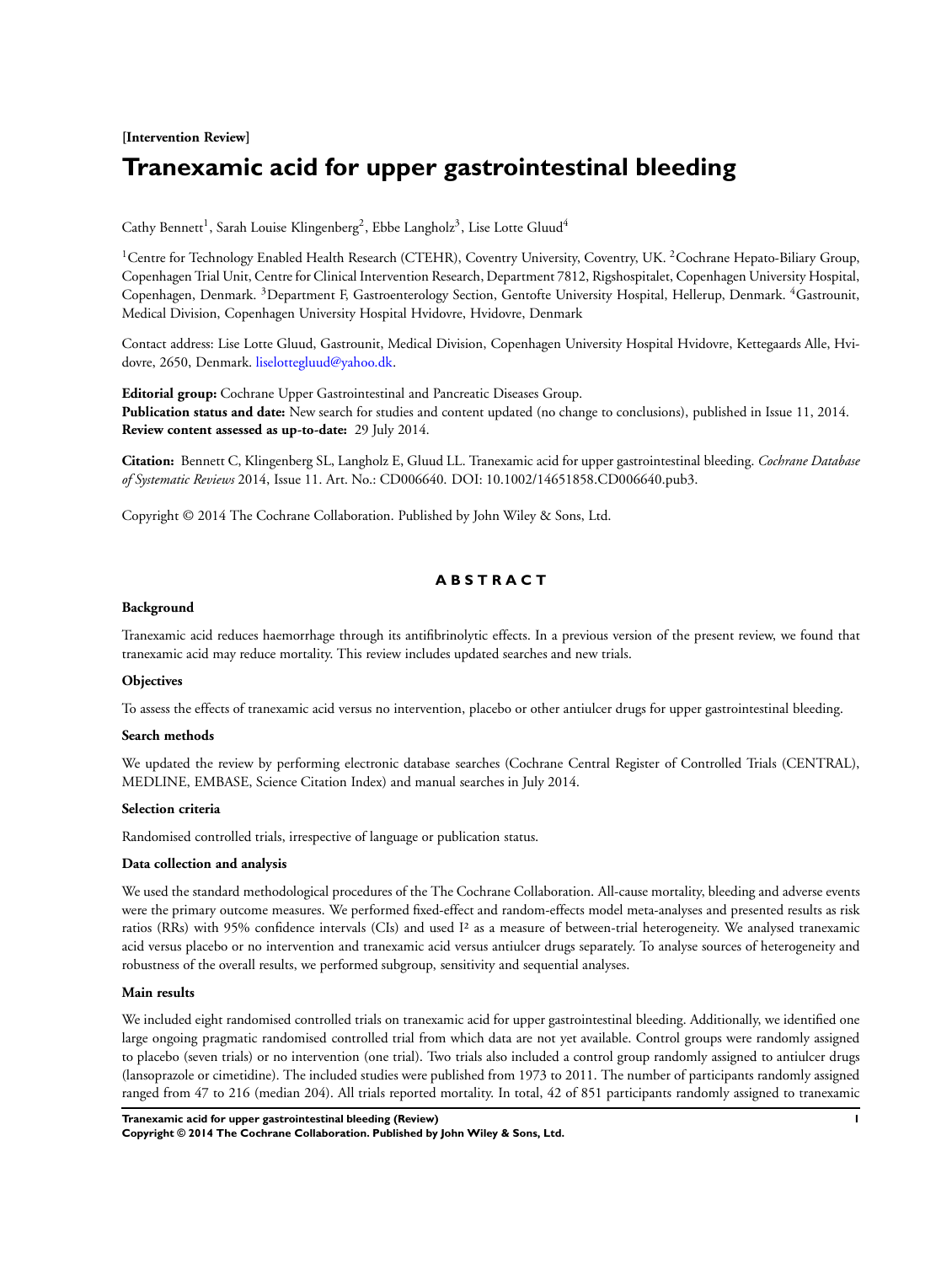**[Intervention Review]**

# Tranexamic acid for upper gastrointestinal bleeding

Cathy Bennett[1], Sarah Louise Klingenberg[2], Ebbe Langholz[3], Lise Lotte Gluud[4]

[1]Centre for Technology Enabled Health Research (CTEHR), Coventry University, Coventry, UK. [2]Cochrane Hepato-Biliary Group, Copenhagen Trial Unit, Centre for Clinical Intervention Research, Department 7812, Rigshospitalet, Copenhagen University Hospital, Copenhagen, Denmark. [3]Department F, Gastroenterology Section, Gentofte University Hospital, Hellerup, Denmark. [4]Gastrounit, Medical Division, Copenhagen University Hospital Hvidovre, Hvidovre, Denmark

Contact address: Lise Lotte Gluud, Gastrounit, Medical Division, Copenhagen University Hospital Hvidovre, Kettegaards Alle, Hvidovre, 2650, Denmark. liselottegluud@yahoo.dk.

**Editorial group:** Cochrane Upper Gastrointestinal and Pancreatic Diseases Group.
**Publication status and date:** New search for studies and content updated (no change to conclusions), published in Issue 11, 2014.
**Review content assessed as up-to-date:** 29 July 2014.

**Citation:** Bennett C, Klingenberg SL, Langholz E, Gluud LL. Tranexamic acid for upper gastrointestinal bleeding. *Cochrane Database of Systematic Reviews* 2014, Issue 11. Art. No.: CD006640. DOI: 10.1002/14651858.CD006640.pub3.

Copyright © 2014 The Cochrane Collaboration. Published by John Wiley & Sons, Ltd.

## ABSTRACT

### Background

Tranexamic acid reduces haemorrhage through its antifibrinolytic effects. In a previous version of the present review, we found that tranexamic acid may reduce mortality. This review includes updated searches and new trials.

### Objectives

To assess the effects of tranexamic acid versus no intervention, placebo or other antiulcer drugs for upper gastrointestinal bleeding.

### Search methods

We updated the review by performing electronic database searches (Cochrane Central Register of Controlled Trials (CENTRAL), MEDLINE, EMBASE, Science Citation Index) and manual searches in July 2014.

### Selection criteria

Randomised controlled trials, irrespective of language or publication status.

### Data collection and analysis

We used the standard methodological procedures of the The Cochrane Collaboration. All-cause mortality, bleeding and adverse events were the primary outcome measures. We performed fixed-effect and random-effects model meta-analyses and presented results as risk ratios (RRs) with 95% confidence intervals (CIs) and used $I^2$ as a measure of between-trial heterogeneity. We analysed tranexamic acid versus placebo or no intervention and tranexamic acid versus antiulcer drugs separately. To analyse sources of heterogeneity and robustness of the overall results, we performed subgroup, sensitivity and sequential analyses.

### Main results

We included eight randomised controlled trials on tranexamic acid for upper gastrointestinal bleeding. Additionally, we identified one large ongoing pragmatic randomised controlled trial from which data are not yet available. Control groups were randomly assigned to placebo (seven trials) or no intervention (one trial). Two trials also included a control group randomly assigned to antiulcer drugs (lansoprazole or cimetidine). The included studies were published from 1973 to 2011. The number of participants randomly assigned ranged from 47 to 216 (median 204). All trials reported mortality. In total, 42 of 851 participants randomly assigned to tranexamic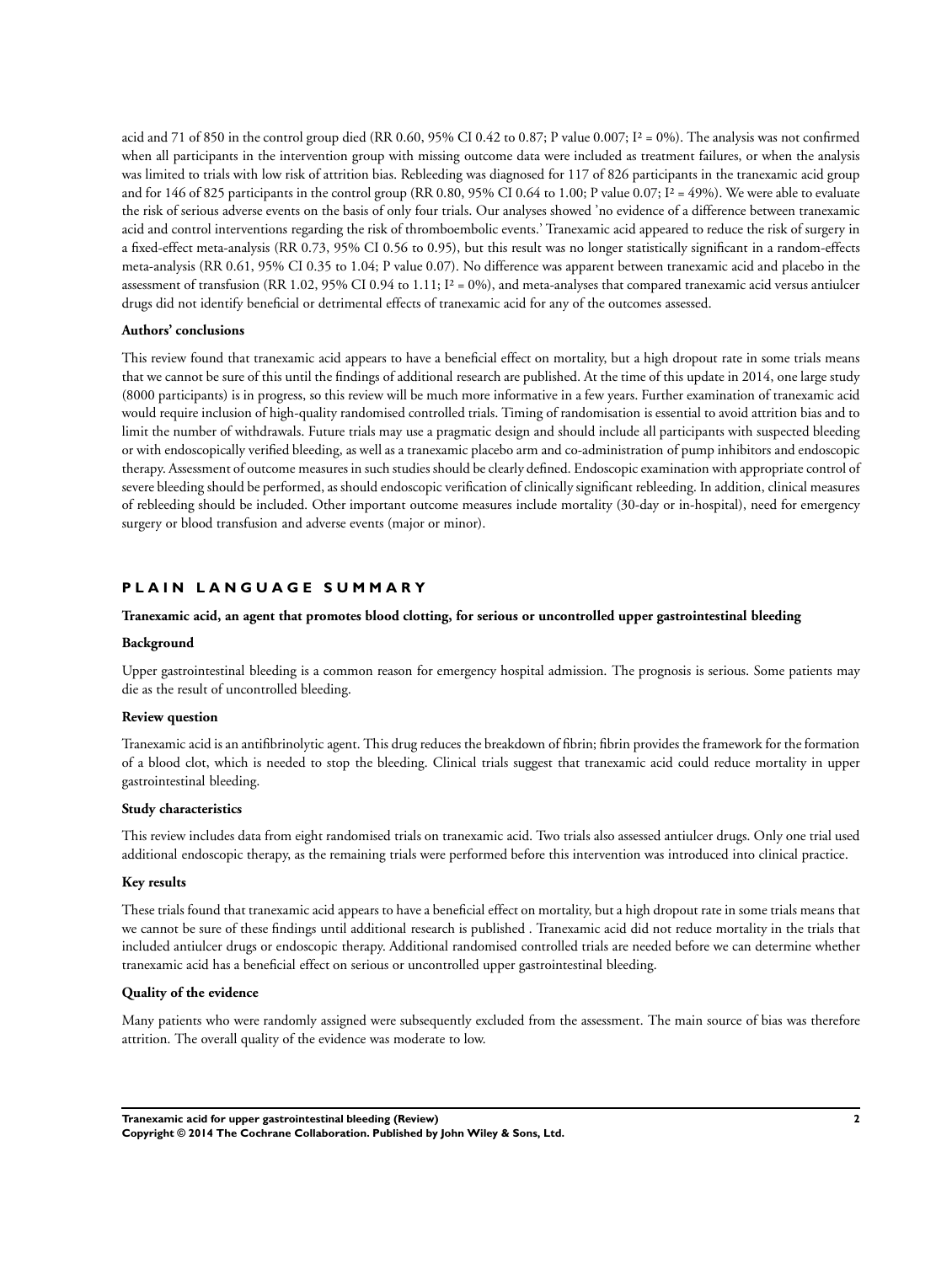acid and 71 of 850 in the control group died (RR 0.60, 95% CI 0.42 to 0.87; P value 0.007; $I^2$ = 0%). The analysis was not confirmed when all participants in the intervention group with missing outcome data were included as treatment failures, or when the analysis was limited to trials with low risk of attrition bias. Rebleeding was diagnosed for 117 of 826 participants in the tranexamic acid group and for 146 of 825 participants in the control group (RR 0.80, 95% CI 0.64 to 1.00; P value 0.07; $I^2$ = 49%). We were able to evaluate the risk of serious adverse events on the basis of only four trials. Our analyses showed 'no evidence of a difference between tranexamic acid and control interventions regarding the risk of thromboembolic events.' Tranexamic acid appeared to reduce the risk of surgery in a fixed-effect meta-analysis (RR 0.73, 95% CI 0.56 to 0.95), but this result was no longer statistically significant in a random-effects meta-analysis (RR 0.61, 95% CI 0.35 to 1.04; P value 0.07). No difference was apparent between tranexamic acid and placebo in the assessment of transfusion (RR 1.02, 95% CI 0.94 to 1.11; $I^2$ = 0%), and meta-analyses that compared tranexamic acid versus antiulcer drugs did not identify beneficial or detrimental effects of tranexamic acid for any of the outcomes assessed.

**Authors' conclusions**

This review found that tranexamic acid appears to have a beneficial effect on mortality, but a high dropout rate in some trials means that we cannot be sure of this until the findings of additional research are published. At the time of this update in 2014, one large study (8000 participants) is in progress, so this review will be much more informative in a few years. Further examination of tranexamic acid would require inclusion of high-quality randomised controlled trials. Timing of randomisation is essential to avoid attrition bias and to limit the number of withdrawals. Future trials may use a pragmatic design and should include all participants with suspected bleeding or with endoscopically verified bleeding, as well as a tranexamic placebo arm and co-administration of pump inhibitors and endoscopic therapy. Assessment of outcome measures in such studies should be clearly defined. Endoscopic examination with appropriate control of severe bleeding should be performed, as should endoscopic verification of clinically significant rebleeding. In addition, clinical measures of rebleeding should be included. Other important outcome measures include mortality (30-day or in-hospital), need for emergency surgery or blood transfusion and adverse events (major or minor).

## PLAIN LANGUAGE SUMMARY

**Tranexamic acid, an agent that promotes blood clotting, for serious or uncontrolled upper gastrointestinal bleeding**

**Background**

Upper gastrointestinal bleeding is a common reason for emergency hospital admission. The prognosis is serious. Some patients may die as the result of uncontrolled bleeding.

**Review question**

Tranexamic acid is an antifibrinolytic agent. This drug reduces the breakdown of fibrin; fibrin provides the framework for the formation of a blood clot, which is needed to stop the bleeding. Clinical trials suggest that tranexamic acid could reduce mortality in upper gastrointestinal bleeding.

**Study characteristics**

This review includes data from eight randomised trials on tranexamic acid. Two trials also assessed antiulcer drugs. Only one trial used additional endoscopic therapy, as the remaining trials were performed before this intervention was introduced into clinical practice.

**Key results**

These trials found that tranexamic acid appears to have a beneficial effect on mortality, but a high dropout rate in some trials means that we cannot be sure of these findings until additional research is published . Tranexamic acid did not reduce mortality in the trials that included antiulcer drugs or endoscopic therapy. Additional randomised controlled trials are needed before we can determine whether tranexamic acid has a beneficial effect on serious or uncontrolled upper gastrointestinal bleeding.

**Quality of the evidence**

Many patients who were randomly assigned were subsequently excluded from the assessment. The main source of bias was therefore attrition. The overall quality of the evidence was moderate to low.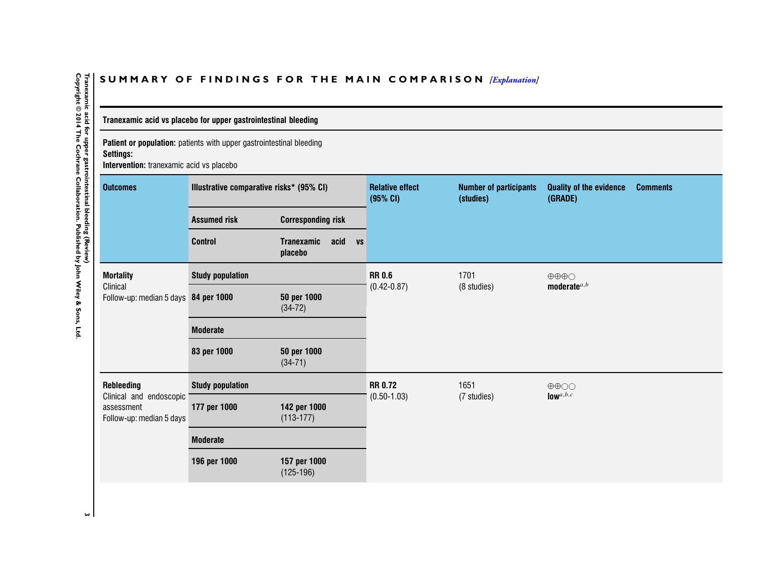## SUMMARY OF FINDINGS FOR THE MAIN COMPARISON *[Explanation]*

**Tranexamic acid vs placebo for upper gastrointestinal bleeding**

**Patient or population:** patients with upper gastrointestinal bleeding
**Settings:**
**Intervention:** tranexamic acid vs placebo

| Outcomes | Illustrative comparative risks* (95% CI) | | Relative effect (95% CI) | Number of participants (studies) | Quality of the evidence (GRADE) | Comments |
|---|---|---|---|---|---|---|
| | Assumed risk | Corresponding risk | | | | |
| | Control | Tranexamic acid vs placebo | | | | |
| **Mortality** Clinical Follow-up: median 5 days | **Study population** | | **RR 0.6** (0.42-0.87) | 1701 (8 studies) | ⊕⊕⊕○ **moderate**[a,b] | |
| | **84 per 1000** | **50 per 1000** (34-72) | | | | |
| | **Moderate** | | | | | |
| | **83 per 1000** | **50 per 1000** (34-71) | | | | |
| **Rebleeding** Clinical and endoscopic assessment Follow-up: median 5 days | **Study population** | | **RR 0.72** (0.50-1.03) | 1651 (7 studies) | ⊕⊕○○ **low**[a,b,c] | |
| | **177 per 1000** | **142 per 1000** (113-177) | | | | |
| | **Moderate** | | | | | |
| | **196 per 1000** | **157 per 1000** (125-196) | | | | |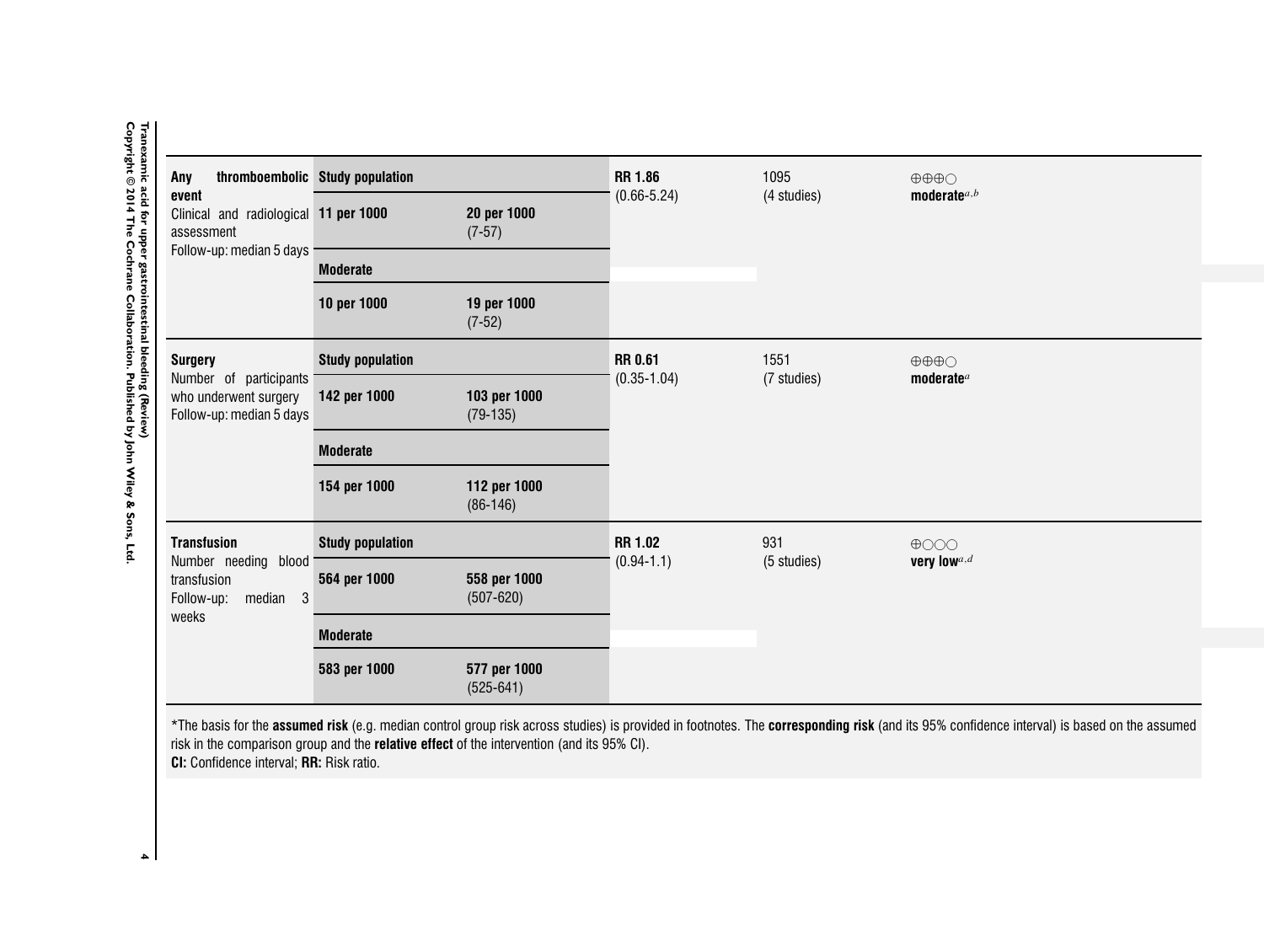| Outcomes | Assumed risk | Corresponding risk | Relative effect (95% CI) | No of participants (studies) | Quality of the evidence (GRADE) |
|---|---|---|---|---|---|
| **Any thromboembolic event**<br>Clinical and radiological assessment<br>Follow-up: median 5 days | **Study population** | | **RR 1.86**<br>(0.66-5.24) | 1095<br>(4 studies) | ⊕⊕⊕○<br>**moderate**[a,b] |
| | **11 per 1000** | **20 per 1000**<br>(7-57) | | | |
| | **Moderate** | | | | |
| | **10 per 1000** | **19 per 1000**<br>(7-52) | | | |
| **Surgery**<br>Number of participants who underwent surgery<br>Follow-up: median 5 days | **Study population** | | **RR 0.61**<br>(0.35-1.04) | 1551<br>(7 studies) | ⊕⊕⊕○<br>**moderate**[a] |
| | **142 per 1000** | **103 per 1000**<br>(79-135) | | | |
| | **Moderate** | | | | |
| | **154 per 1000** | **112 per 1000**<br>(86-146) | | | |
| **Transfusion**<br>Number needing blood transfusion<br>Follow-up: median 3 weeks | **Study population** | | **RR 1.02**<br>(0.94-1.1) | 931<br>(5 studies) | ⊕○○○<br>**very low**[a,d] |
| | **564 per 1000** | **558 per 1000**<br>(507-620) | | | |
| | **Moderate** | | | | |
| | **583 per 1000** | **577 per 1000**<br>(525-641) | | | |

*The basis for the **assumed risk** (e.g. median control group risk across studies) is provided in footnotes. The **corresponding risk** (and its 95% confidence interval) is based on the assumed risk in the comparison group and the **relative effect** of the intervention (and its 95% CI).
**CI:** Confidence interval; **RR:** Risk ratio.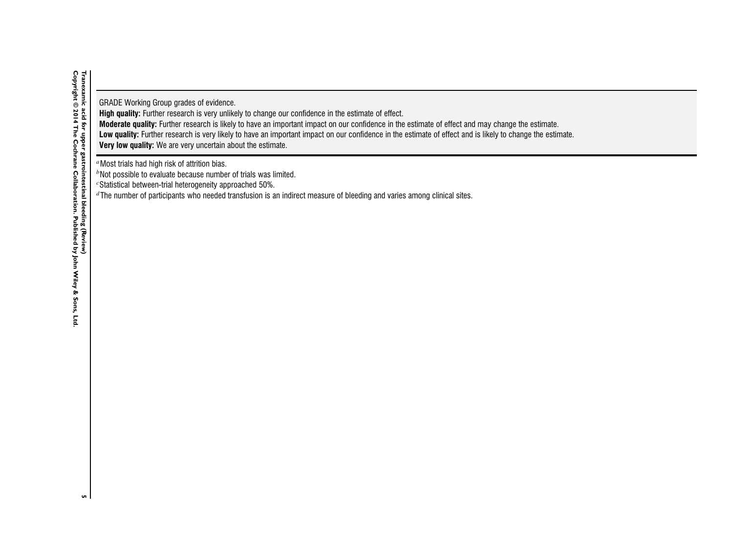GRADE Working Group grades of evidence.

**High quality:** Further research is very unlikely to change our confidence in the estimate of effect.

**Moderate quality:** Further research is likely to have an important impact on our confidence in the estimate of effect and may change the estimate.

**Low quality:** Further research is very likely to have an important impact on our confidence in the estimate of effect and is likely to change the estimate.

**Very low quality:** We are very uncertain about the estimate.

[a] Most trials had high risk of attrition bias.

[b] Not possible to evaluate because number of trials was limited.

[c] Statistical between-trial heterogeneity approached 50%.

[d] The number of participants who needed transfusion is an indirect measure of bleeding and varies among clinical sites.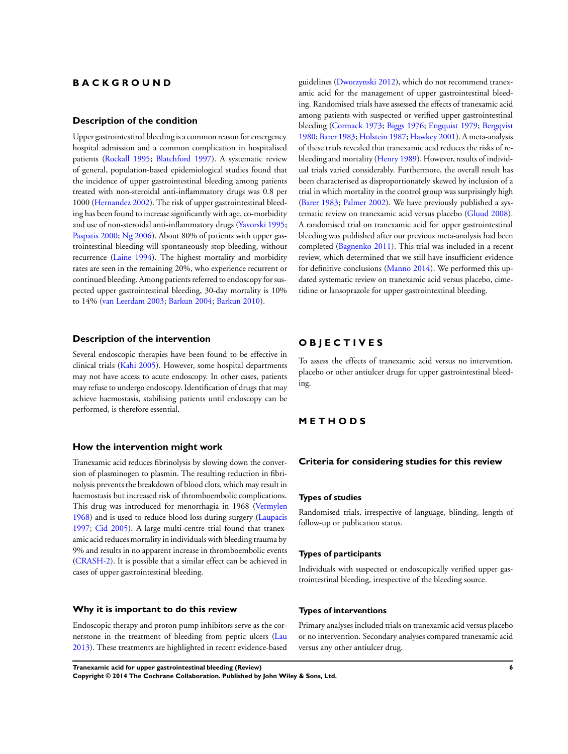# BACKGROUND

## Description of the condition

Upper gastrointestinal bleeding is a common reason for emergency hospital admission and a common complication in hospitalised patients (Rockall 1995; Blatchford 1997). A systematic review of general, population-based epidemiological studies found that the incidence of upper gastrointestinal bleeding among patients treated with non-steroidal anti-inflammatory drugs was 0.8 per 1000 (Hernandez 2002). The risk of upper gastrointestinal bleeding has been found to increase significantly with age, co-morbidity and use of non-steroidal anti-inflammatory drugs (Yavorski 1995; Paspatis 2000; Ng 2006). About 80% of patients with upper gastrointestinal bleeding will spontaneously stop bleeding, without recurrence (Laine 1994). The highest mortality and morbidity rates are seen in the remaining 20%, who experience recurrent or continued bleeding. Among patients referred to endoscopy for suspected upper gastrointestinal bleeding, 30-day mortality is 10% to 14% (van Leerdam 2003; Barkun 2004; Barkun 2010).

## Description of the intervention

Several endoscopic therapies have been found to be effective in clinical trials (Kahi 2005). However, some hospital departments may not have access to acute endoscopy. In other cases, patients may refuse to undergo endoscopy. Identification of drugs that may achieve haemostasis, stabilising patients until endoscopy can be performed, is therefore essential.

## How the intervention might work

Tranexamic acid reduces fibrinolysis by slowing down the conversion of plasminogen to plasmin. The resulting reduction in fibrinolysis prevents the breakdown of blood clots, which may result in haemostasis but increased risk of thromboembolic complications. This drug was introduced for menorrhagia in 1968 (Vermylen 1968) and is used to reduce blood loss during surgery (Laupacis 1997; Cid 2005). A large multi-centre trial found that tranexamic acid reduces mortality in individuals with bleeding trauma by 9% and results in no apparent increase in thromboembolic events (CRASH-2). It is possible that a similar effect can be achieved in cases of upper gastrointestinal bleeding.

## Why it is important to do this review

Endoscopic therapy and proton pump inhibitors serve as the cornerstone in the treatment of bleeding from peptic ulcers (Lau 2013). These treatments are highlighted in recent evidence-based guidelines (Dworzynski 2012), which do not recommend tranexamic acid for the management of upper gastrointestinal bleeding. Randomised trials have assessed the effects of tranexamic acid among patients with suspected or verified upper gastrointestinal bleeding (Cormack 1973; Biggs 1976; Engquist 1979; Bergqvist 1980; Barer 1983; Holstein 1987; Hawkey 2001). A meta-analysis of these trials revealed that tranexamic acid reduces the risks of rebleeding and mortality (Henry 1989). However, results of individual trials varied considerably. Furthermore, the overall result has been characterised as disproportionately skewed by inclusion of a trial in which mortality in the control group was surprisingly high (Barer 1983; Palmer 2002). We have previously published a systematic review on tranexamic acid versus placebo (Gluud 2008). A randomised trial on tranexamic acid for upper gastrointestinal bleeding was published after our previous meta-analysis had been completed (Bagnenko 2011). This trial was included in a recent review, which determined that we still have insufficient evidence for definitive conclusions (Manno 2014). We performed this updated systematic review on tranexamic acid versus placebo, cimetidine or lansoprazole for upper gastrointestinal bleeding.

# OBJECTIVES

To assess the effects of tranexamic acid versus no intervention, placebo or other antiulcer drugs for upper gastrointestinal bleeding.

# METHODS

## Criteria for considering studies for this review

### Types of studies

Randomised trials, irrespective of language, blinding, length of follow-up or publication status.

### Types of participants

Individuals with suspected or endoscopically verified upper gastrointestinal bleeding, irrespective of the bleeding source.

### Types of interventions

Primary analyses included trials on tranexamic acid versus placebo or no intervention. Secondary analyses compared tranexamic acid versus any other antiulcer drug.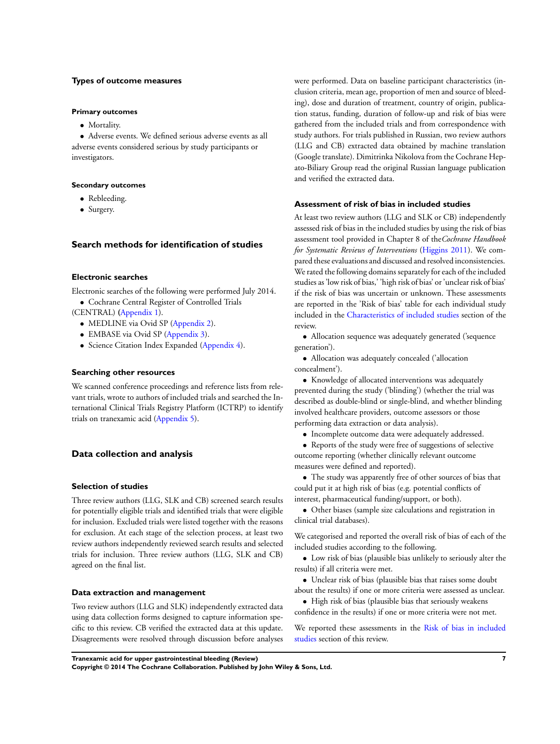### Types of outcome measures

#### Primary outcomes

- Mortality.
- Adverse events. We defined serious adverse events as all adverse events considered serious by study participants or investigators.

#### Secondary outcomes

- Rebleeding.
- Surgery.

## Search methods for identification of studies

### Electronic searches

Electronic searches of the following were performed July 2014.

- Cochrane Central Register of Controlled Trials (CENTRAL) (Appendix 1).
- MEDLINE via Ovid SP (Appendix 2).
- EMBASE via Ovid SP (Appendix 3).
- Science Citation Index Expanded (Appendix 4).

### Searching other resources

We scanned conference proceedings and reference lists from relevant trials, wrote to authors of included trials and searched the International Clinical Trials Registry Platform (ICTRP) to identify trials on tranexamic acid (Appendix 5).

## Data collection and analysis

### Selection of studies

Three review authors (LLG, SLK and CB) screened search results for potentially eligible trials and identified trials that were eligible for inclusion. Excluded trials were listed together with the reasons for exclusion. At each stage of the selection process, at least two review authors independently reviewed search results and selected trials for inclusion. Three review authors (LLG, SLK and CB) agreed on the final list.

### Data extraction and management

Two review authors (LLG and SLK) independently extracted data using data collection forms designed to capture information specific to this review. CB verified the extracted data at this update. Disagreements were resolved through discussion before analyses were performed. Data on baseline participant characteristics (inclusion criteria, mean age, proportion of men and source of bleeding), dose and duration of treatment, country of origin, publication status, funding, duration of follow-up and risk of bias were gathered from the included trials and from correspondence with study authors. For trials published in Russian, two review authors (LLG and CB) extracted data obtained by machine translation (Google translate). Dimitrinka Nikolova from the Cochrane Hepato-Biliary Group read the original Russian language publication and verified the extracted data.

### Assessment of risk of bias in included studies

At least two review authors (LLG and SLK or CB) independently assessed risk of bias in the included studies by using the risk of bias assessment tool provided in Chapter 8 of the *Cochrane Handbook for Systematic Reviews of Interventions* (Higgins 2011). We compared these evaluations and discussed and resolved inconsistencies. We rated the following domains separately for each of the included studies as 'low risk of bias,' 'high risk of bias' or 'unclear risk of bias' if the risk of bias was uncertain or unknown. These assessments are reported in the 'Risk of bias' table for each individual study included in the Characteristics of included studies section of the review.

- Allocation sequence was adequately generated ('sequence generation').
- Allocation was adequately concealed ('allocation concealment').
- Knowledge of allocated interventions was adequately prevented during the study ('blinding') (whether the trial was described as double-blind or single-blind, and whether blinding involved healthcare providers, outcome assessors or those performing data extraction or data analysis).
- Incomplete outcome data were adequately addressed.
- Reports of the study were free of suggestions of selective outcome reporting (whether clinically relevant outcome measures were defined and reported).
- The study was apparently free of other sources of bias that could put it at high risk of bias (e.g. potential conflicts of interest, pharmaceutical funding/support, or both).
- Other biases (sample size calculations and registration in clinical trial databases).

We categorised and reported the overall risk of bias of each of the included studies according to the following.

- Low risk of bias (plausible bias unlikely to seriously alter the results) if all criteria were met.
- Unclear risk of bias (plausible bias that raises some doubt about the results) if one or more criteria were assessed as unclear.
- High risk of bias (plausible bias that seriously weakens confidence in the results) if one or more criteria were not met.

We reported these assessments in the Risk of bias in included studies section of this review.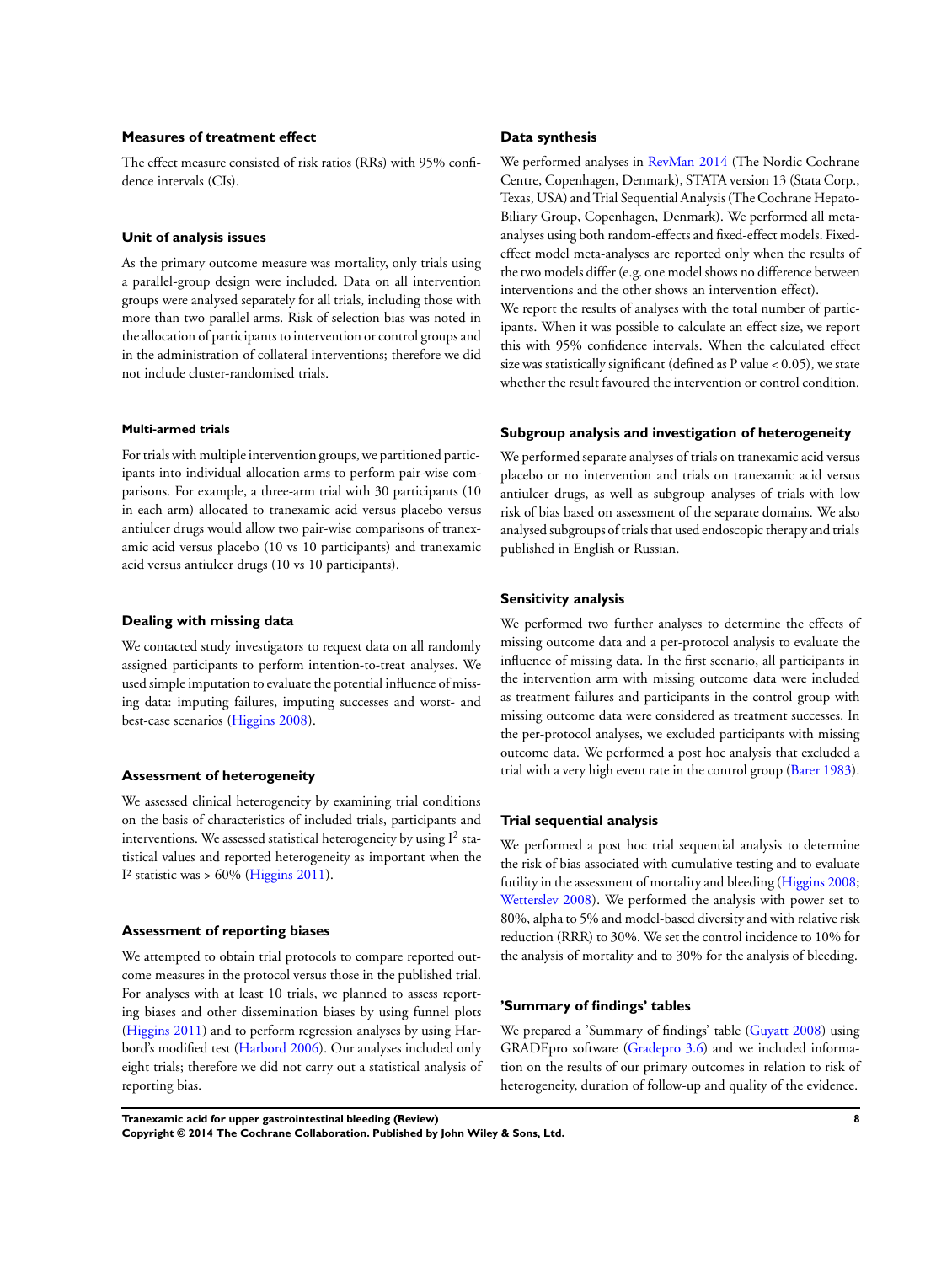### Measures of treatment effect

The effect measure consisted of risk ratios (RRs) with 95% confidence intervals (CIs).

### Unit of analysis issues

As the primary outcome measure was mortality, only trials using a parallel-group design were included. Data on all intervention groups were analysed separately for all trials, including those with more than two parallel arms. Risk of selection bias was noted in the allocation of participants to intervention or control groups and in the administration of collateral interventions; therefore we did not include cluster-randomised trials.

#### Multi-armed trials

For trials with multiple intervention groups, we partitioned participants into individual allocation arms to perform pair-wise comparisons. For example, a three-arm trial with 30 participants (10 in each arm) allocated to tranexamic acid versus placebo versus antiulcer drugs would allow two pair-wise comparisons of tranexamic acid versus placebo (10 vs 10 participants) and tranexamic acid versus antiulcer drugs (10 vs 10 participants).

### Dealing with missing data

We contacted study investigators to request data on all randomly assigned participants to perform intention-to-treat analyses. We used simple imputation to evaluate the potential influence of missing data: imputing failures, imputing successes and worst- and best-case scenarios (Higgins 2008).

### Assessment of heterogeneity

We assessed clinical heterogeneity by examining trial conditions on the basis of characteristics of included trials, participants and interventions. We assessed statistical heterogeneity by using $I^2$ statistical values and reported heterogeneity as important when the $I^2$ statistic was > 60% (Higgins 2011).

### Assessment of reporting biases

We attempted to obtain trial protocols to compare reported outcome measures in the protocol versus those in the published trial. For analyses with at least 10 trials, we planned to assess reporting biases and other dissemination biases by using funnel plots (Higgins 2011) and to perform regression analyses by using Harbord's modified test (Harbord 2006). Our analyses included only eight trials; therefore we did not carry out a statistical analysis of reporting bias.

### Data synthesis

We performed analyses in RevMan 2014 (The Nordic Cochrane Centre, Copenhagen, Denmark), STATA version 13 (Stata Corp., Texas, USA) and Trial Sequential Analysis (The Cochrane Hepato-Biliary Group, Copenhagen, Denmark). We performed all meta-analyses using both random-effects and fixed-effect models. Fixed-effect model meta-analyses are reported only when the results of the two models differ (e.g. one model shows no difference between interventions and the other shows an intervention effect).

We report the results of analyses with the total number of participants. When it was possible to calculate an effect size, we report this with 95% confidence intervals. When the calculated effect size was statistically significant (defined as P value < 0.05), we state whether the result favoured the intervention or control condition.

### Subgroup analysis and investigation of heterogeneity

We performed separate analyses of trials on tranexamic acid versus placebo or no intervention and trials on tranexamic acid versus antiulcer drugs, as well as subgroup analyses of trials with low risk of bias based on assessment of the separate domains. We also analysed subgroups of trials that used endoscopic therapy and trials published in English or Russian.

### Sensitivity analysis

We performed two further analyses to determine the effects of missing outcome data and a per-protocol analysis to evaluate the influence of missing data. In the first scenario, all participants in the intervention arm with missing outcome data were included as treatment failures and participants in the control group with missing outcome data were considered as treatment successes. In the per-protocol analyses, we excluded participants with missing outcome data. We performed a post hoc analysis that excluded a trial with a very high event rate in the control group (Barer 1983).

### Trial sequential analysis

We performed a post hoc trial sequential analysis to determine the risk of bias associated with cumulative testing and to evaluate futility in the assessment of mortality and bleeding (Higgins 2008; Wetterslev 2008). We performed the analysis with power set to 80%, alpha to 5% and model-based diversity and with relative risk reduction (RRR) to 30%. We set the control incidence to 10% for the analysis of mortality and to 30% for the analysis of bleeding.

### 'Summary of findings' tables

We prepared a 'Summary of findings' table (Guyatt 2008) using GRADEpro software (Gradepro 3.6) and we included information on the results of our primary outcomes in relation to risk of heterogeneity, duration of follow-up and quality of the evidence.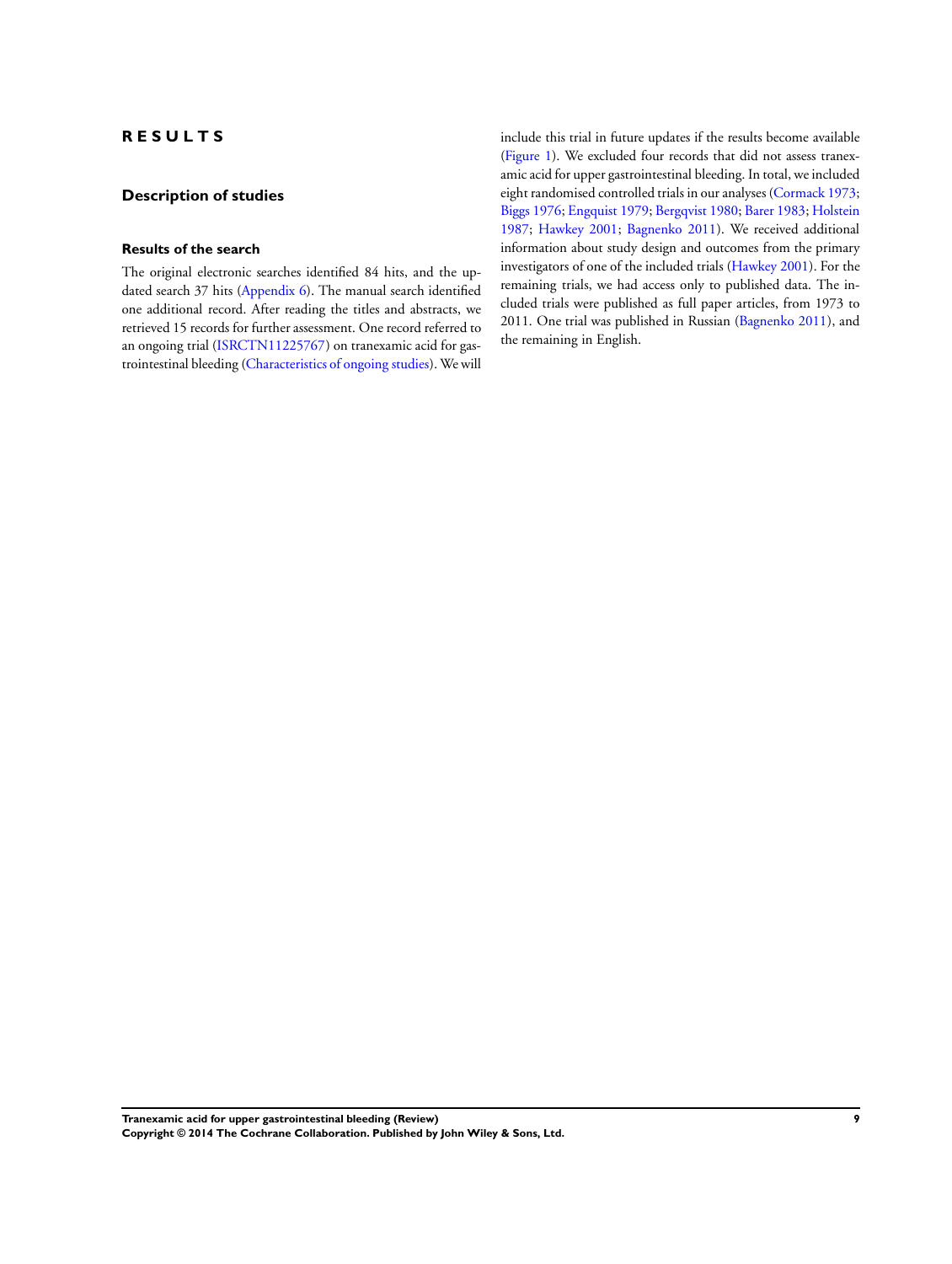# RESULTS

## Description of studies

### Results of the search

The original electronic searches identified 84 hits, and the updated search 37 hits (Appendix 6). The manual search identified one additional record. After reading the titles and abstracts, we retrieved 15 records for further assessment. One record referred to an ongoing trial (ISRCTN11225767) on tranexamic acid for gastrointestinal bleeding (Characteristics of ongoing studies). We will include this trial in future updates if the results become available (Figure 1). We excluded four records that did not assess tranexamic acid for upper gastrointestinal bleeding. In total, we included eight randomised controlled trials in our analyses (Cormack 1973; Biggs 1976; Engquist 1979; Bergqvist 1980; Barer 1983; Holstein 1987; Hawkey 2001; Bagnenko 2011). We received additional information about study design and outcomes from the primary investigators of one of the included trials (Hawkey 2001). For the remaining trials, we had access only to published data. The included trials were published as full paper articles, from 1973 to 2011. One trial was published in Russian (Bagnenko 2011), and the remaining in English.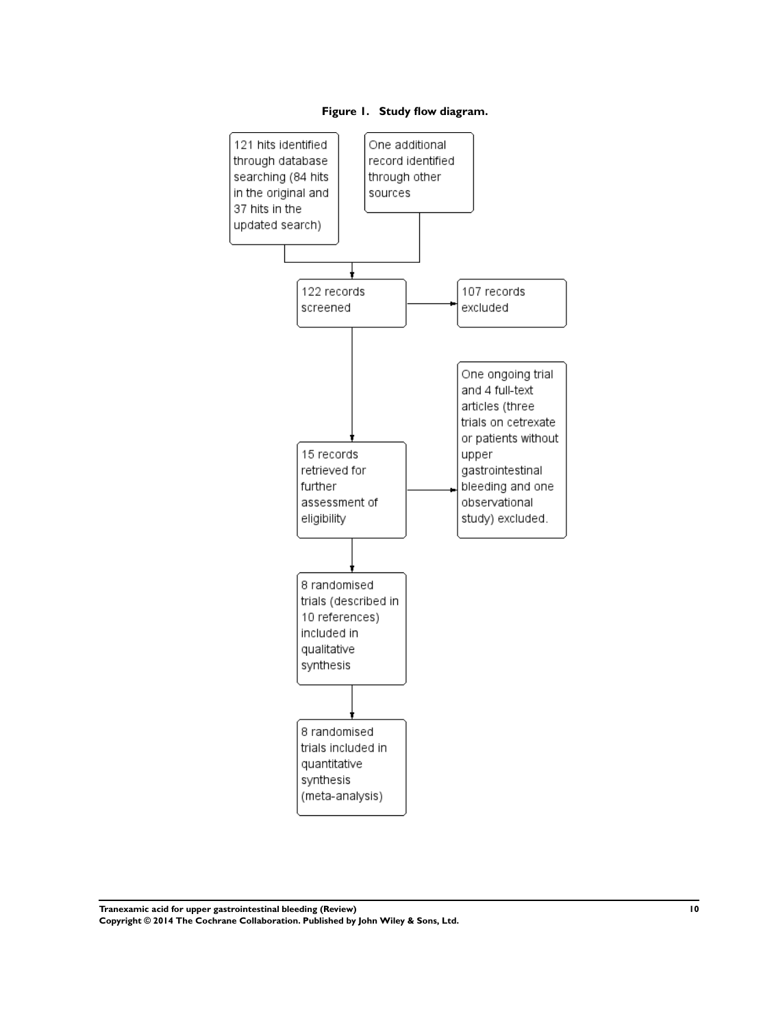**Figure 1. Study flow diagram.**

121 hits identified through database searching (84 hits in the original and 37 hits in the updated search)

One additional record identified through other sources

122 records screened

107 records excluded

15 records retrieved for further assessment of eligibility

One ongoing trial and 4 full-text articles (three trials on cetrexate or patients without upper gastrointestinal bleeding and one observational study) excluded.

8 randomised trials (described in 10 references) included in qualitative synthesis

8 randomised trials included in quantitative synthesis (meta-analysis)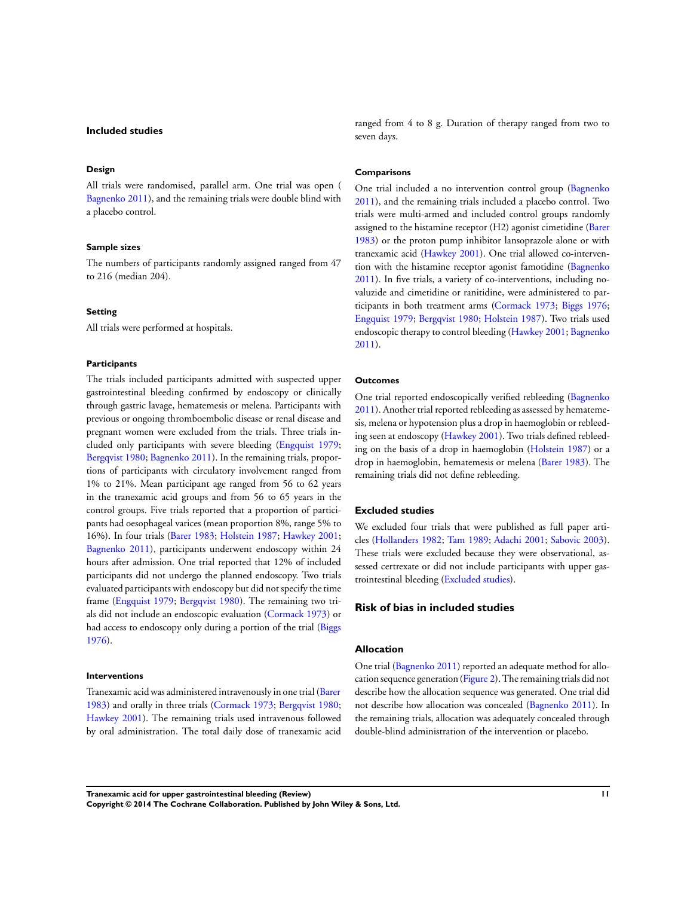## Included studies

### Design

All trials were randomised, parallel arm. One trial was open ( Bagnenko 2011), and the remaining trials were double blind with a placebo control.

### Sample sizes

The numbers of participants randomly assigned ranged from 47 to 216 (median 204).

### Setting

All trials were performed at hospitals.

### Participants

The trials included participants admitted with suspected upper gastrointestinal bleeding confirmed by endoscopy or clinically through gastric lavage, hematemesis or melena. Participants with previous or ongoing thromboembolic disease or renal disease and pregnant women were excluded from the trials. Three trials included only participants with severe bleeding (Engquist 1979; Bergqvist 1980; Bagnenko 2011). In the remaining trials, proportions of participants with circulatory involvement ranged from 1% to 21%. Mean participant age ranged from 56 to 62 years in the tranexamic acid groups and from 56 to 65 years in the control groups. Five trials reported that a proportion of participants had oesophageal varices (mean proportion 8%, range 5% to 16%). In four trials (Barer 1983; Holstein 1987; Hawkey 2001; Bagnenko 2011), participants underwent endoscopy within 24 hours after admission. One trial reported that 12% of included participants did not undergo the planned endoscopy. Two trials evaluated participants with endoscopy but did not specify the time frame (Engquist 1979; Bergqvist 1980). The remaining two trials did not include an endoscopic evaluation (Cormack 1973) or had access to endoscopy only during a portion of the trial (Biggs 1976).

### Interventions

Tranexamic acid was administered intravenously in one trial (Barer 1983) and orally in three trials (Cormack 1973; Bergqvist 1980; Hawkey 2001). The remaining trials used intravenous followed by oral administration. The total daily dose of tranexamic acid ranged from 4 to 8 g. Duration of therapy ranged from two to seven days.

### Comparisons

One trial included a no intervention control group (Bagnenko 2011), and the remaining trials included a placebo control. Two trials were multi-armed and included control groups randomly assigned to the histamine receptor (H2) agonist cimetidine (Barer 1983) or the proton pump inhibitor lansoprazole alone or with tranexamic acid (Hawkey 2001). One trial allowed co-intervention with the histamine receptor agonist famotidine (Bagnenko 2011). In five trials, a variety of co-interventions, including novaluzide and cimetidine or ranitidine, were administered to participants in both treatment arms (Cormack 1973; Biggs 1976; Engquist 1979; Bergqvist 1980; Holstein 1987). Two trials used endoscopic therapy to control bleeding (Hawkey 2001; Bagnenko 2011).

### Outcomes

One trial reported endoscopically verified rebleeding (Bagnenko 2011). Another trial reported rebleeding as assessed by hematemesis, melena or hypotension plus a drop in haemoglobin or rebleeding seen at endoscopy (Hawkey 2001). Two trials defined rebleeding on the basis of a drop in haemoglobin (Holstein 1987) or a drop in haemoglobin, hematemesis or melena (Barer 1983). The remaining trials did not define rebleeding.

## Excluded studies

We excluded four trials that were published as full paper articles (Hollanders 1982; Tam 1989; Adachi 2001; Sabovic 2003). These trials were excluded because they were observational, assessed certrexate or did not include participants with upper gastrointestinal bleeding (Excluded studies).

## Risk of bias in included studies

### Allocation

One trial (Bagnenko 2011) reported an adequate method for allocation sequence generation (Figure 2). The remaining trials did not describe how the allocation sequence was generated. One trial did not describe how allocation was concealed (Bagnenko 2011). In the remaining trials, allocation was adequately concealed through double-blind administration of the intervention or placebo.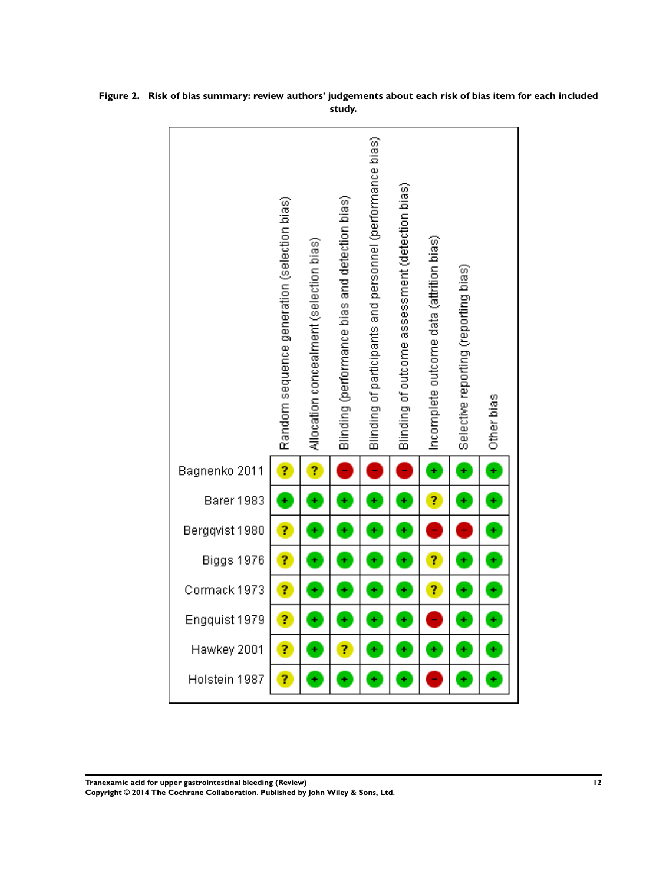**Figure 2. Risk of bias summary: review authors' judgements about each risk of bias item for each included study.**

| | Random sequence generation (selection bias) | Allocation concealment (selection bias) | Blinding (performance bias and detection bias) | Blinding of participants and personnel (performance bias) | Blinding of outcome assessment (detection bias) | Incomplete outcome data (attrition bias) | Selective reporting (reporting bias) | Other bias |
|---|---|---|---|---|---|---|---|---|
| Bagnenko 2011 | ? | ? | − | − | − | + | + | + |
| Barer 1983 | + | + | + | + | + | ? | + | + |
| Bergqvist 1980 | ? | + | + | + | + | − | − | + |
| Biggs 1976 | ? | + | + | + | + | ? | + | + |
| Cormack 1973 | ? | + | + | + | + | ? | + | + |
| Engquist 1979 | ? | + | + | + | + | − | + | + |
| Hawkey 2001 | ? | + | ? | + | + | + | + | + |
| Holstein 1987 | ? | + | + | + | + | − | + | + |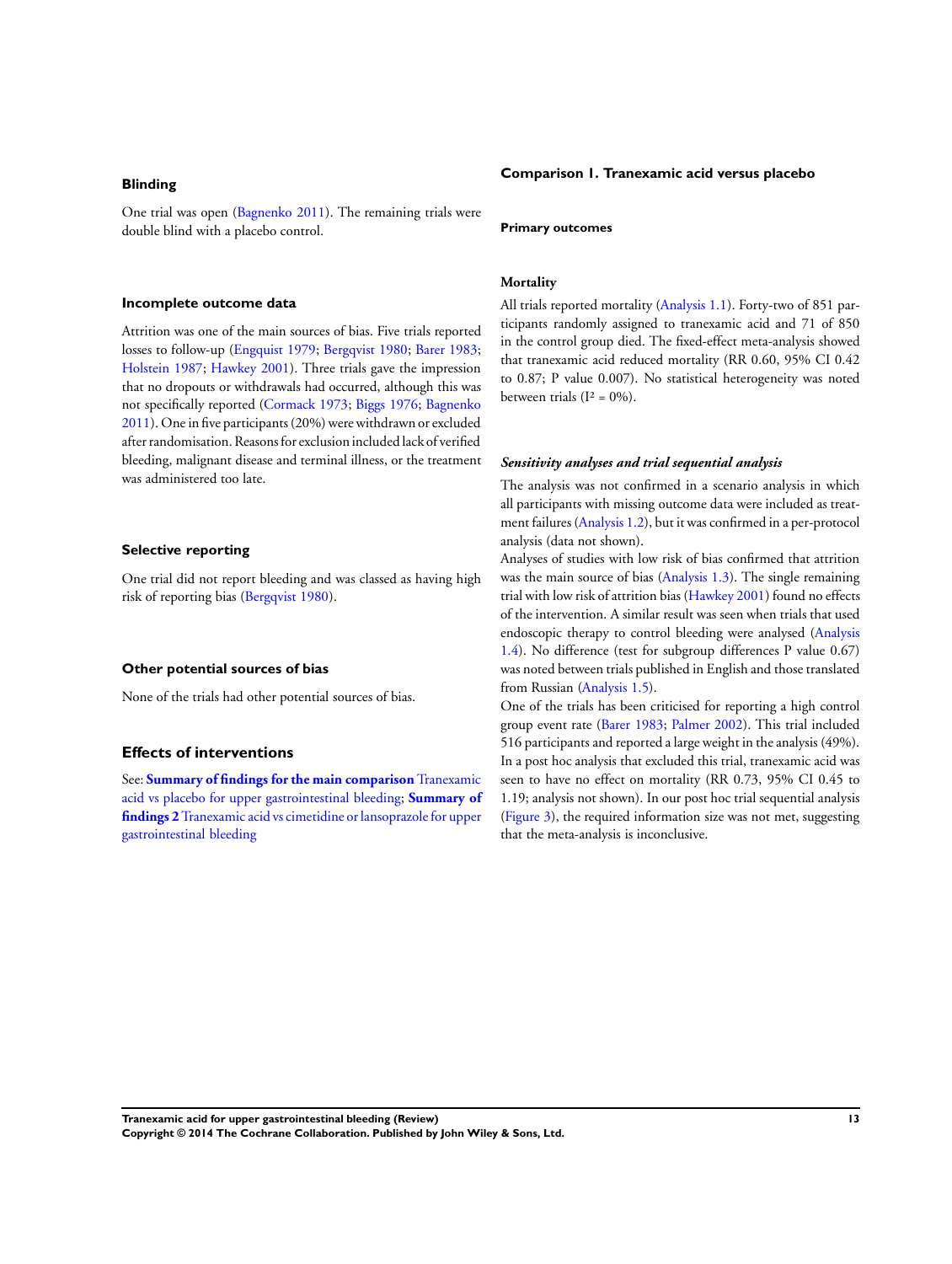### Blinding

One trial was open (Bagnenko 2011). The remaining trials were double blind with a placebo control.

### Incomplete outcome data

Attrition was one of the main sources of bias. Five trials reported losses to follow-up (Engquist 1979; Bergqvist 1980; Barer 1983; Holstein 1987; Hawkey 2001). Three trials gave the impression that no dropouts or withdrawals had occurred, although this was not specifically reported (Cormack 1973; Biggs 1976; Bagnenko 2011). One in five participants (20%) were withdrawn or excluded after randomisation. Reasons for exclusion included lack of verified bleeding, malignant disease and terminal illness, or the treatment was administered too late.

### Selective reporting

One trial did not report bleeding and was classed as having high risk of reporting bias (Bergqvist 1980).

### Other potential sources of bias

None of the trials had other potential sources of bias.

## Effects of interventions

See: **Summary of findings for the main comparison** Tranexamic acid vs placebo for upper gastrointestinal bleeding; **Summary of findings 2** Tranexamic acid vs cimetidine or lansoprazole for upper gastrointestinal bleeding

### Comparison 1. Tranexamic acid versus placebo

#### Primary outcomes

#### Mortality

All trials reported mortality (Analysis 1.1). Forty-two of 851 participants randomly assigned to tranexamic acid and 71 of 850 in the control group died. The fixed-effect meta-analysis showed that tranexamic acid reduced mortality (RR 0.60, 95% CI 0.42 to 0.87; P value 0.007). No statistical heterogeneity was noted between trials ($I^2 = 0\%$).

#### *Sensitivity analyses and trial sequential analysis*

The analysis was not confirmed in a scenario analysis in which all participants with missing outcome data were included as treatment failures (Analysis 1.2), but it was confirmed in a per-protocol analysis (data not shown).

Analyses of studies with low risk of bias confirmed that attrition was the main source of bias (Analysis 1.3). The single remaining trial with low risk of attrition bias (Hawkey 2001) found no effects of the intervention. A similar result was seen when trials that used endoscopic therapy to control bleeding were analysed (Analysis 1.4). No difference (test for subgroup differences P value 0.67) was noted between trials published in English and those translated from Russian (Analysis 1.5).

One of the trials has been criticised for reporting a high control group event rate (Barer 1983; Palmer 2002). This trial included 516 participants and reported a large weight in the analysis (49%). In a post hoc analysis that excluded this trial, tranexamic acid was seen to have no effect on mortality (RR 0.73, 95% CI 0.45 to 1.19; analysis not shown). In our post hoc trial sequential analysis (Figure 3), the required information size was not met, suggesting that the meta-analysis is inconclusive.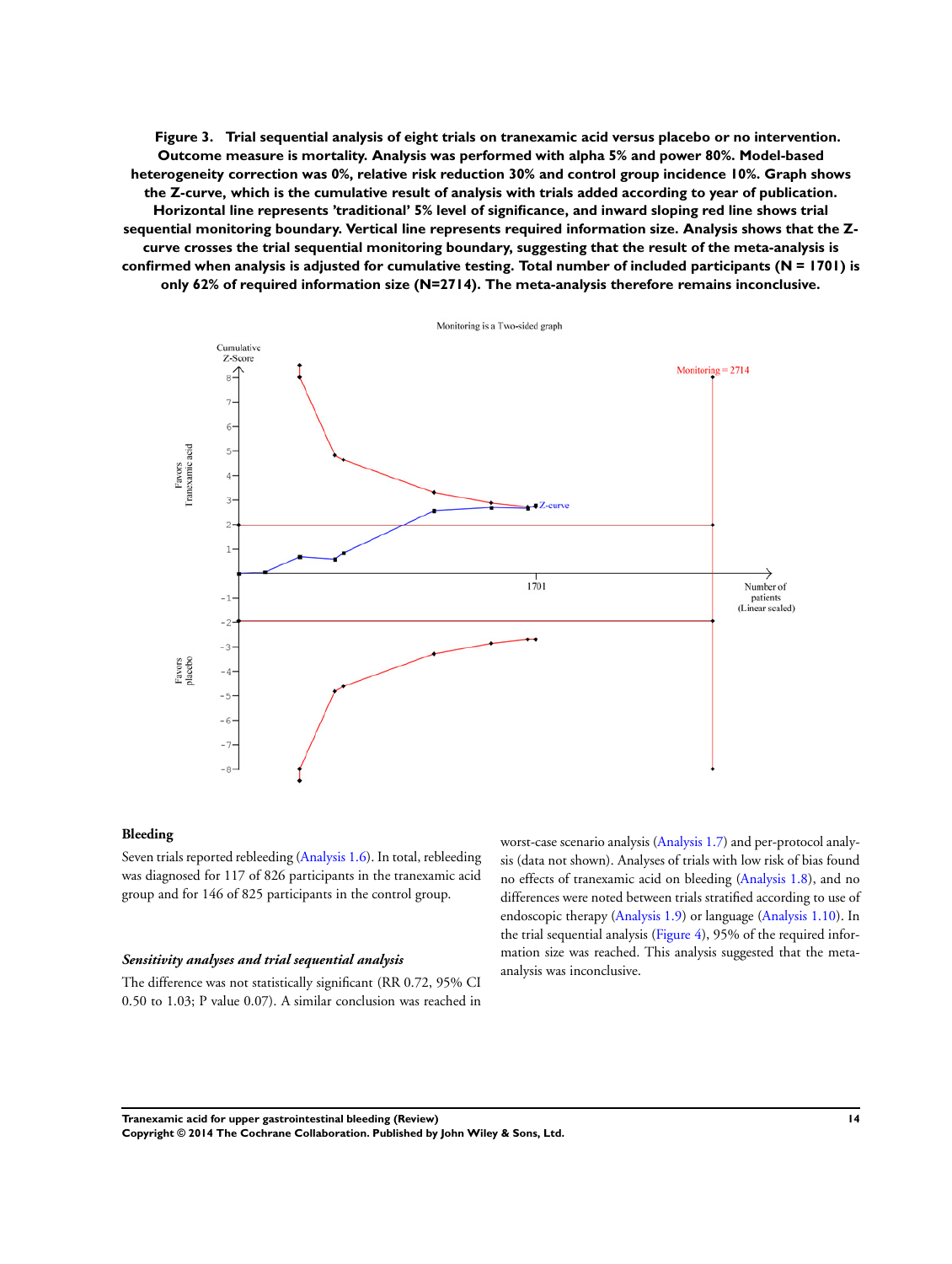**Figure 3. Trial sequential analysis of eight trials on tranexamic acid versus placebo or no intervention. Outcome measure is mortality. Analysis was performed with alpha 5% and power 80%. Model-based heterogeneity correction was 0%, relative risk reduction 30% and control group incidence 10%. Graph shows the Z-curve, which is the cumulative result of analysis with trials added according to year of publication. Horizontal line represents 'traditional' 5% level of significance, and inward sloping red line shows trial sequential monitoring boundary. Vertical line represents required information size. Analysis shows that the Z-curve crosses the trial sequential monitoring boundary, suggesting that the result of the meta-analysis is confirmed when analysis is adjusted for cumulative testing. Total number of included participants (N = 1701) is only 62% of required information size (N=2714). The meta-analysis therefore remains inconclusive.**

### Bleeding

Seven trials reported rebleeding (Analysis 1.6). In total, rebleeding was diagnosed for 117 of 826 participants in the tranexamic acid group and for 146 of 825 participants in the control group.

#### *Sensitivity analyses and trial sequential analysis*

The difference was not statistically significant (RR 0.72, 95% CI 0.50 to 1.03; P value 0.07). A similar conclusion was reached in worst-case scenario analysis (Analysis 1.7) and per-protocol analysis (data not shown). Analyses of trials with low risk of bias found no effects of tranexamic acid on bleeding (Analysis 1.8), and no differences were noted between trials stratified according to use of endoscopic therapy (Analysis 1.9) or language (Analysis 1.10). In the trial sequential analysis (Figure 4), 95% of the required information size was reached. This analysis suggested that the meta-analysis was inconclusive.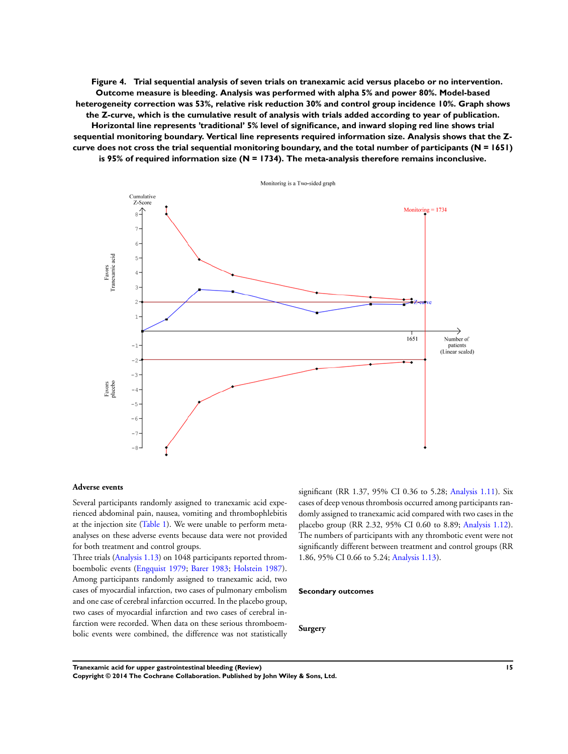**Figure 4. Trial sequential analysis of seven trials on tranexamic acid versus placebo or no intervention. Outcome measure is bleeding. Analysis was performed with alpha 5% and power 80%. Model-based heterogeneity correction was 53%, relative risk reduction 30% and control group incidence 10%. Graph shows the Z-curve, which is the cumulative result of analysis with trials added according to year of publication. Horizontal line represents 'traditional' 5% level of significance, and inward sloping red line shows trial sequential monitoring boundary. Vertical line represents required information size. Analysis shows that the Z-curve does not cross the trial sequential monitoring boundary, and the total number of participants (N = 1651) is 95% of required information size (N = 1734). The meta-analysis therefore remains inconclusive.**

### Adverse events

Several participants randomly assigned to tranexamic acid experienced abdominal pain, nausea, vomiting and thrombophlebitis at the injection site (Table 1). We were unable to perform meta-analyses on these adverse events because data were not provided for both treatment and control groups.

Three trials (Analysis 1.13) on 1048 participants reported thromboembolic events (Engquist 1979; Barer 1983; Holstein 1987). Among participants randomly assigned to tranexamic acid, two cases of myocardial infarction, two cases of pulmonary embolism and one case of cerebral infarction occurred. In the placebo group, two cases of myocardial infarction and two cases of cerebral infarction were recorded. When data on these serious thromboembolic events were combined, the difference was not statistically significant (RR 1.37, 95% CI 0.36 to 5.28; Analysis 1.11). Six cases of deep venous thrombosis occurred among participants randomly assigned to tranexamic acid compared with two cases in the placebo group (RR 2.32, 95% CI 0.60 to 8.89; Analysis 1.12). The numbers of participants with any thrombotic event were not significantly different between treatment and control groups (RR 1.86, 95% CI 0.66 to 5.24; Analysis 1.13).

### Secondary outcomes

#### Surgery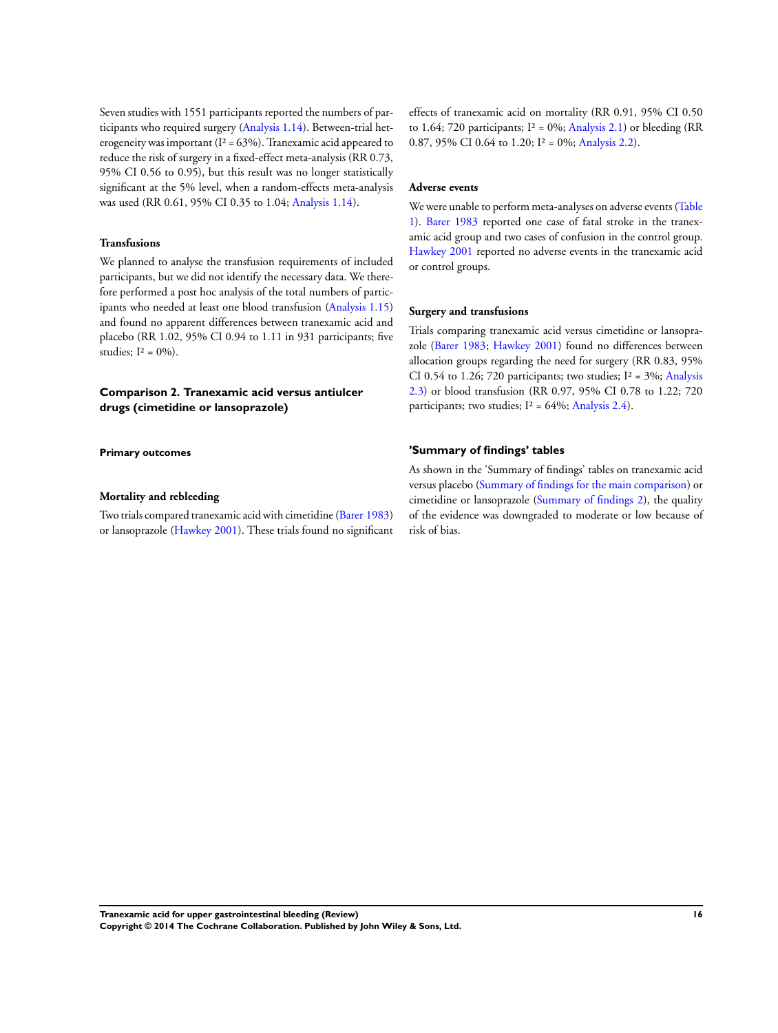Seven studies with 1551 participants reported the numbers of participants who required surgery (Analysis 1.14). Between-trial heterogeneity was important ($I^2 = 63\%$). Tranexamic acid appeared to reduce the risk of surgery in a fixed-effect meta-analysis (RR 0.73, 95% CI 0.56 to 0.95), but this result was no longer statistically significant at the 5% level, when a random-effects meta-analysis was used (RR 0.61, 95% CI 0.35 to 1.04; Analysis 1.14).

### Transfusions

We planned to analyse the transfusion requirements of included participants, but we did not identify the necessary data. We therefore performed a post hoc analysis of the total numbers of participants who needed at least one blood transfusion (Analysis 1.15) and found no apparent differences between tranexamic acid and placebo (RR 1.02, 95% CI 0.94 to 1.11 in 931 participants; five studies; $I^2 = 0\%$).

## Comparison 2. Tranexamic acid versus antiulcer drugs (cimetidine or lansoprazole)

### Primary outcomes

### Mortality and rebleeding

Two trials compared tranexamic acid with cimetidine (Barer 1983) or lansoprazole (Hawkey 2001). These trials found no significant effects of tranexamic acid on mortality (RR 0.91, 95% CI 0.50 to 1.64; 720 participants; $I^2 = 0\%$; Analysis 2.1) or bleeding (RR 0.87, 95% CI 0.64 to 1.20; $I^2 = 0\%$; Analysis 2.2).

### Adverse events

We were unable to perform meta-analyses on adverse events (Table 1). Barer 1983 reported one case of fatal stroke in the tranexamic acid group and two cases of confusion in the control group. Hawkey 2001 reported no adverse events in the tranexamic acid or control groups.

### Surgery and transfusions

Trials comparing tranexamic acid versus cimetidine or lansoprazole (Barer 1983; Hawkey 2001) found no differences between allocation groups regarding the need for surgery (RR 0.83, 95% CI 0.54 to 1.26; 720 participants; two studies; $I^2 = 3\%$; Analysis 2.3) or blood transfusion (RR 0.97, 95% CI 0.78 to 1.22; 720 participants; two studies; $I^2 = 64\%$; Analysis 2.4).

## 'Summary of findings' tables

As shown in the 'Summary of findings' tables on tranexamic acid versus placebo (Summary of findings for the main comparison) or cimetidine or lansoprazole (Summary of findings 2), the quality of the evidence was downgraded to moderate or low because of risk of bias.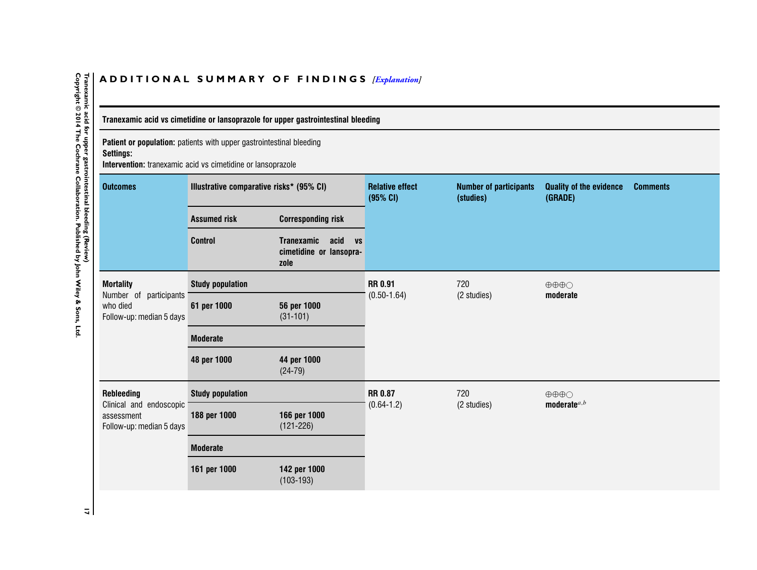## ADDITIONAL SUMMARY OF FINDINGS *[Explanation]*

| Tranexamic acid vs cimetidine or lansoprazole for upper gastrointestinal bleeding | | | | | | |
|---|---|---|---|---|---|---|
| **Patient or population:** patients with upper gastrointestinal bleeding<br>**Settings:**<br>**Intervention:** tranexamic acid vs cimetidine or lansoprazole | | | | | | |
| **Outcomes** | **Illustrative comparative risks* (95% CI)** | | **Relative effect (95% CI)** | **Number of participants (studies)** | **Quality of the evidence (GRADE)** | **Comments** |
| | **Assumed risk** | **Corresponding risk** | | | | |
| | **Control** | **Tranexamic acid vs cimetidine or lansoprazole** | | | | |
| **Mortality**<br>Number of participants who died<br>Follow-up: median 5 days | **Study population** | | **RR 0.91** (0.50-1.64) | 720 (2 studies) | ⊕⊕⊕○ **moderate** | |
| | **61 per 1000** | **56 per 1000** (31-101) | | | | |
| | **Moderate** | | | | | |
| | **48 per 1000** | **44 per 1000** (24-79) | | | | |
| **Rebleeding**<br>Clinical and endoscopic assessment<br>Follow-up: median 5 days | **Study population** | | **RR 0.87** (0.64-1.2) | 720 (2 studies) | ⊕⊕⊕○ **moderate**[a,b] | |
| | **188 per 1000** | **166 per 1000** (121-226) | | | | |
| | **Moderate** | | | | | |
| | **161 per 1000** | **142 per 1000** (103-193) | | | | |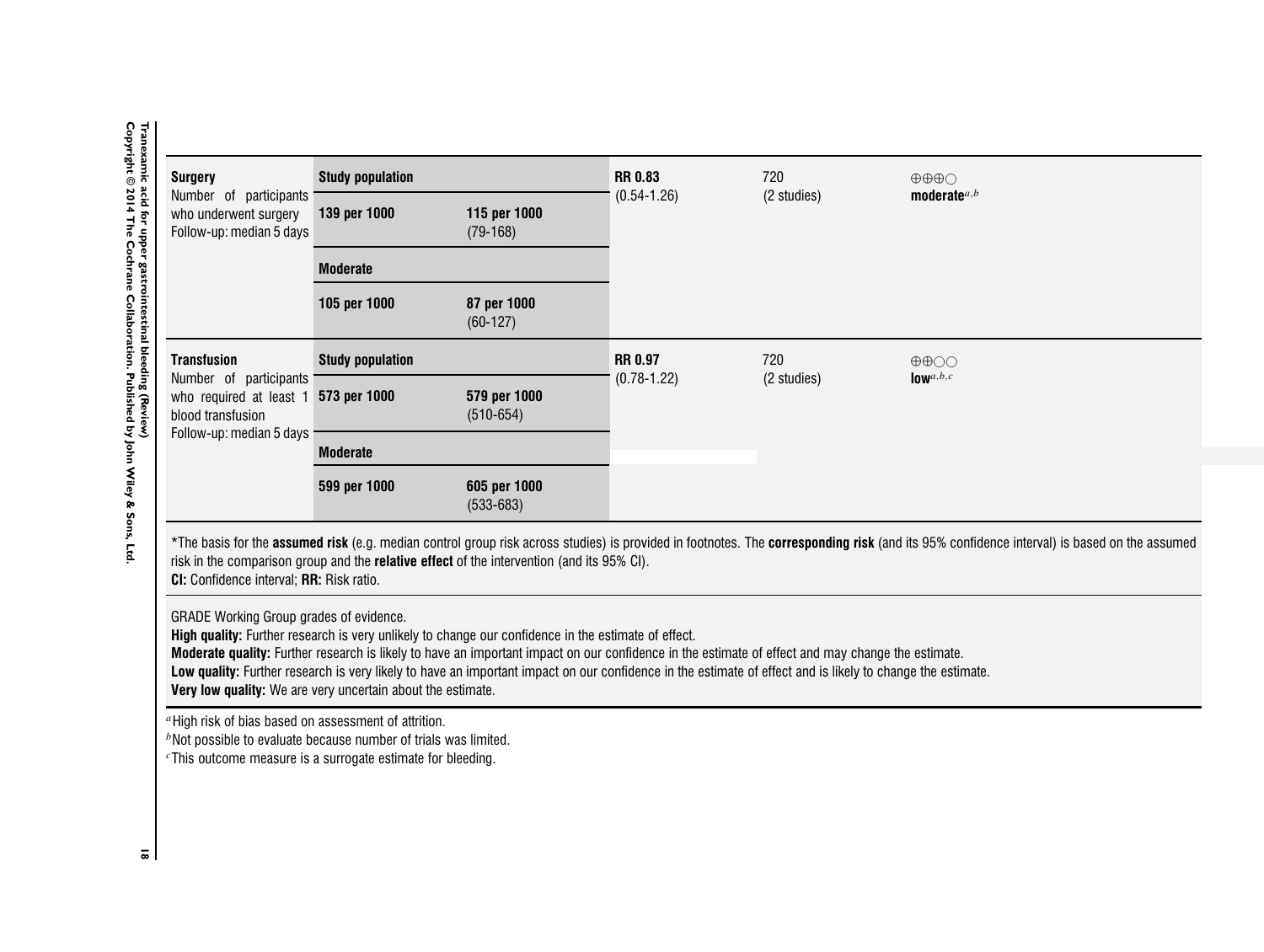| Surgery<br>Number of participants who underwent surgery<br>Follow-up: median 5 days | Study population | | RR 0.83<br>(0.54-1.26) | 720<br>(2 studies) | ⊕⊕⊕○<br>moderate[a,b] |
|---|---|---|---|---|---|
| | 139 per 1000 | 115 per 1000<br>(79-168) | | | |
| | Moderate | | | | |
| | 105 per 1000 | 87 per 1000<br>(60-127) | | | |
| Transfusion<br>Number of participants who required at least 1 blood transfusion<br>Follow-up: median 5 days | Study population | | RR 0.97<br>(0.78-1.22) | 720<br>(2 studies) | ⊕⊕○○<br>low[a,b,c] |
| | 573 per 1000 | 579 per 1000<br>(510-654) | | | |
| | Moderate | | | | |
| | 599 per 1000 | 605 per 1000<br>(533-683) | | | |

*The basis for the **assumed risk** (e.g. median control group risk across studies) is provided in footnotes. The **corresponding risk** (and its 95% confidence interval) is based on the assumed risk in the comparison group and the **relative effect** of the intervention (and its 95% CI).
**CI:** Confidence interval; **RR:** Risk ratio.

GRADE Working Group grades of evidence.
**High quality:** Further research is very unlikely to change our confidence in the estimate of effect.
**Moderate quality:** Further research is likely to have an important impact on our confidence in the estimate of effect and may change the estimate.
**Low quality:** Further research is very likely to have an important impact on our confidence in the estimate of effect and is likely to change the estimate.
**Very low quality:** We are very uncertain about the estimate.

[a] High risk of bias based on assessment of attrition.
[b] Not possible to evaluate because number of trials was limited.
[c] This outcome measure is a surrogate estimate for bleeding.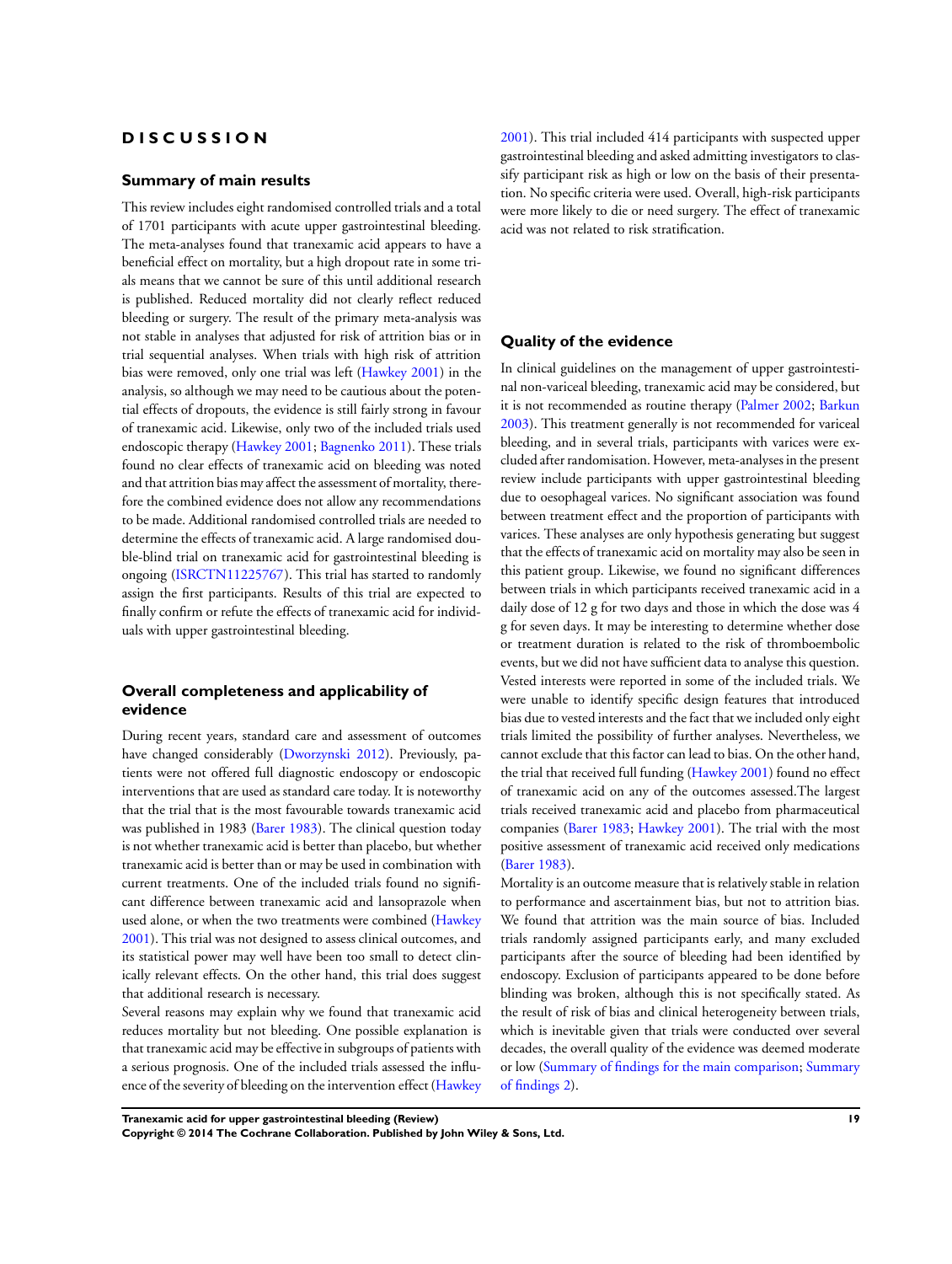# DISCUSSION

## Summary of main results

This review includes eight randomised controlled trials and a total of 1701 participants with acute upper gastrointestinal bleeding. The meta-analyses found that tranexamic acid appears to have a beneficial effect on mortality, but a high dropout rate in some trials means that we cannot be sure of this until additional research is published. Reduced mortality did not clearly reflect reduced bleeding or surgery. The result of the primary meta-analysis was not stable in analyses that adjusted for risk of attrition bias or in trial sequential analyses. When trials with high risk of attrition bias were removed, only one trial was left (Hawkey 2001) in the analysis, so although we may need to be cautious about the potential effects of dropouts, the evidence is still fairly strong in favour of tranexamic acid. Likewise, only two of the included trials used endoscopic therapy (Hawkey 2001; Bagnenko 2011). These trials found no clear effects of tranexamic acid on bleeding was noted and that attrition bias may affect the assessment of mortality, therefore the combined evidence does not allow any recommendations to be made. Additional randomised controlled trials are needed to determine the effects of tranexamic acid. A large randomised double-blind trial on tranexamic acid for gastrointestinal bleeding is ongoing (ISRCTN11225767). This trial has started to randomly assign the first participants. Results of this trial are expected to finally confirm or refute the effects of tranexamic acid for individuals with upper gastrointestinal bleeding.

## Overall completeness and applicability of evidence

During recent years, standard care and assessment of outcomes have changed considerably (Dworzynski 2012). Previously, patients were not offered full diagnostic endoscopy or endoscopic interventions that are used as standard care today. It is noteworthy that the trial that is the most favourable towards tranexamic acid was published in 1983 (Barer 1983). The clinical question today is not whether tranexamic acid is better than placebo, but whether tranexamic acid is better than or may be used in combination with current treatments. One of the included trials found no significant difference between tranexamic acid and lansoprazole when used alone, or when the two treatments were combined (Hawkey 2001). This trial was not designed to assess clinical outcomes, and its statistical power may well have been too small to detect clinically relevant effects. On the other hand, this trial does suggest that additional research is necessary.

Several reasons may explain why we found that tranexamic acid reduces mortality but not bleeding. One possible explanation is that tranexamic acid may be effective in subgroups of patients with a serious prognosis. One of the included trials assessed the influence of the severity of bleeding on the intervention effect (Hawkey 2001). This trial included 414 participants with suspected upper gastrointestinal bleeding and asked admitting investigators to classify participant risk as high or low on the basis of their presentation. No specific criteria were used. Overall, high-risk participants were more likely to die or need surgery. The effect of tranexamic acid was not related to risk stratification.

## Quality of the evidence

In clinical guidelines on the management of upper gastrointestinal non-variceal bleeding, tranexamic acid may be considered, but it is not recommended as routine therapy (Palmer 2002; Barkun 2003). This treatment generally is not recommended for variceal bleeding, and in several trials, participants with varices were excluded after randomisation. However, meta-analyses in the present review include participants with upper gastrointestinal bleeding due to oesophageal varices. No significant association was found between treatment effect and the proportion of participants with varices. These analyses are only hypothesis generating but suggest that the effects of tranexamic acid on mortality may also be seen in this patient group. Likewise, we found no significant differences between trials in which participants received tranexamic acid in a daily dose of 12 g for two days and those in which the dose was 4 g for seven days. It may be interesting to determine whether dose or treatment duration is related to the risk of thromboembolic events, but we did not have sufficient data to analyse this question. Vested interests were reported in some of the included trials. We were unable to identify specific design features that introduced bias due to vested interests and the fact that we included only eight trials limited the possibility of further analyses. Nevertheless, we cannot exclude that this factor can lead to bias. On the other hand, the trial that received full funding (Hawkey 2001) found no effect of tranexamic acid on any of the outcomes assessed.The largest trials received tranexamic acid and placebo from pharmaceutical companies (Barer 1983; Hawkey 2001). The trial with the most positive assessment of tranexamic acid received only medications (Barer 1983).

Mortality is an outcome measure that is relatively stable in relation to performance and ascertainment bias, but not to attrition bias. We found that attrition was the main source of bias. Included trials randomly assigned participants early, and many excluded participants after the source of bleeding had been identified by endoscopy. Exclusion of participants appeared to be done before blinding was broken, although this is not specifically stated. As the result of risk of bias and clinical heterogeneity between trials, which is inevitable given that trials were conducted over several decades, the overall quality of the evidence was deemed moderate or low (Summary of findings for the main comparison; Summary of findings 2).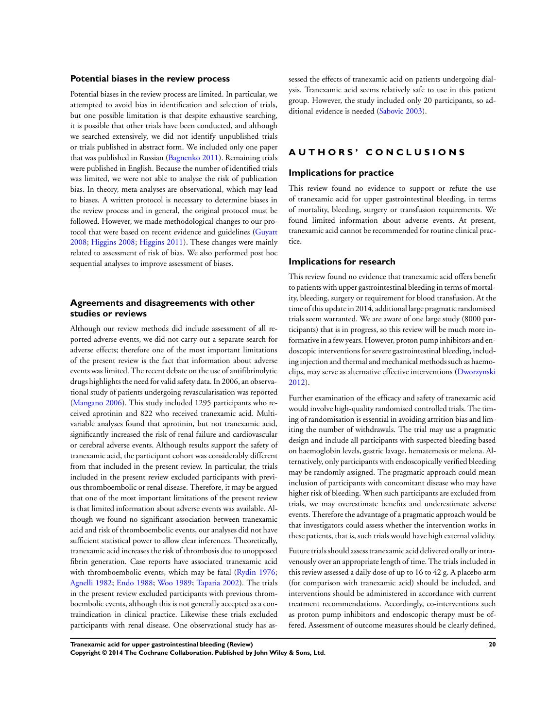### Potential biases in the review process

Potential biases in the review process are limited. In particular, we attempted to avoid bias in identification and selection of trials, but one possible limitation is that despite exhaustive searching, it is possible that other trials have been conducted, and although we searched extensively, we did not identify unpublished trials or trials published in abstract form. We included only one paper that was published in Russian (Bagnenko 2011). Remaining trials were published in English. Because the number of identified trials was limited, we were not able to analyse the risk of publication bias. In theory, meta-analyses are observational, which may lead to biases. A written protocol is necessary to determine biases in the review process and in general, the original protocol must be followed. However, we made methodological changes to our protocol that were based on recent evidence and guidelines (Guyatt 2008; Higgins 2008; Higgins 2011). These changes were mainly related to assessment of risk of bias. We also performed post hoc sequential analyses to improve assessment of biases.

### Agreements and disagreements with other studies or reviews

Although our review methods did include assessment of all reported adverse events, we did not carry out a separate search for adverse effects; therefore one of the most important limitations of the present review is the fact that information about adverse events was limited. The recent debate on the use of antifibrinolytic drugs highlights the need for valid safety data. In 2006, an observational study of patients undergoing revascularisation was reported (Mangano 2006). This study included 1295 participants who received aprotinin and 822 who received tranexamic acid. Multivariable analyses found that aprotinin, but not tranexamic acid, significantly increased the risk of renal failure and cardiovascular or cerebral adverse events. Although results support the safety of tranexamic acid, the participant cohort was considerably different from that included in the present review. In particular, the trials included in the present review excluded participants with previous thromboembolic or renal disease. Therefore, it may be argued that one of the most important limitations of the present review is that limited information about adverse events was available. Although we found no significant association between tranexamic acid and risk of thromboembolic events, our analyses did not have sufficient statistical power to allow clear inferences. Theoretically, tranexamic acid increases the risk of thrombosis due to unopposed fibrin generation. Case reports have associated tranexamic acid with thromboembolic events, which may be fatal (Rydin 1976; Agnelli 1982; Endo 1988; Woo 1989; Taparia 2002). The trials in the present review excluded participants with previous thromboembolic events, although this is not generally accepted as a contraindication in clinical practice. Likewise these trials excluded participants with renal disease. One observational study has assessed the effects of tranexamic acid on patients undergoing dialysis. Tranexamic acid seems relatively safe to use in this patient group. However, the study included only 20 participants, so additional evidence is needed (Sabovic 2003).

## AUTHORS' CONCLUSIONS

### Implications for practice

This review found no evidence to support or refute the use of tranexamic acid for upper gastrointestinal bleeding, in terms of mortality, bleeding, surgery or transfusion requirements. We found limited information about adverse events. At present, tranexamic acid cannot be recommended for routine clinical practice.

### Implications for research

This review found no evidence that tranexamic acid offers benefit to patients with upper gastrointestinal bleeding in terms of mortality, bleeding, surgery or requirement for blood transfusion. At the time of this update in 2014, additional large pragmatic randomised trials seem warranted. We are aware of one large study (8000 participants) that is in progress, so this review will be much more informative in a few years. However, proton pump inhibitors and endoscopic interventions for severe gastrointestinal bleeding, including injection and thermal and mechanical methods such as haemoclips, may serve as alternative effective interventions (Dworzynski 2012).

Further examination of the efficacy and safety of tranexamic acid would involve high-quality randomised controlled trials. The timing of randomisation is essential in avoiding attrition bias and limiting the number of withdrawals. The trial may use a pragmatic design and include all participants with suspected bleeding based on haemoglobin levels, gastric lavage, hematemesis or melena. Alternatively, only participants with endoscopically verified bleeding may be randomly assigned. The pragmatic approach could mean inclusion of participants with concomitant disease who may have higher risk of bleeding. When such participants are excluded from trials, we may overestimate benefits and underestimate adverse events. Therefore the advantage of a pragmatic approach would be that investigators could assess whether the intervention works in these patients, that is, such trials would have high external validity.

Future trials should assess tranexamic acid delivered orally or intravenously over an appropriate length of time. The trials included in this review assessed a daily dose of up to 16 to 42 g. A placebo arm (for comparison with tranexamic acid) should be included, and interventions should be administered in accordance with current treatment recommendations. Accordingly, co-interventions such as proton pump inhibitors and endoscopic therapy must be offered. Assessment of outcome measures should be clearly defined,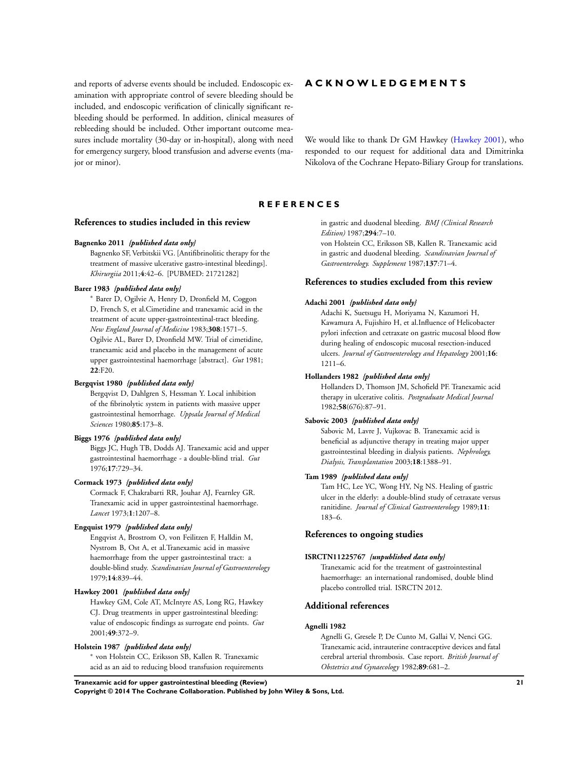and reports of adverse events should be included. Endoscopic examination with appropriate control of severe bleeding should be included, and endoscopic verification of clinically significant rebleeding should be performed. In addition, clinical measures of rebleeding should be included. Other important outcome measures include mortality (30-day or in-hospital), along with need for emergency surgery, blood transfusion and adverse events (major or minor).

# ACKNOWLEDGEMENTS

We would like to thank Dr GM Hawkey (Hawkey 2001), who responded to our request for additional data and Dimitrinka Nikolova of the Cochrane Hepato-Biliary Group for translations.

# REFERENCES

## References to studies included in this review

**Bagnenko 2011** *{published data only}*

Bagnenko SF, Verbitskii VG. [Antifibrinolitic therapy for the treatment of massive ulcerative gastro-intestinal bleedings]. *Khirurgiia* 2011;**4**:42–6. [PUBMED: 21721282]

**Barer 1983** *{published data only}*

* Barer D, Ogilvie A, Henry D, Dronfield M, Coggon D, French S, et al.Cimetidine and tranexamic acid in the treatment of acute upper-gastrointestinal-tract bleeding. *New England Journal of Medicine* 1983;**308**:1571–5.

Ogilvie AL, Barer D, Dronfield MW. Trial of cimetidine, tranexamic acid and placebo in the management of acute upper gastrointestinal haemorrhage [abstract]. *Gut* 1981;**22**:F20.

**Bergqvist 1980** *{published data only}*

Bergqvist D, Dahlgren S, Hessman Y. Local inhibition of the fibrinolytic system in patients with massive upper gastrointestinal hemorrhage. *Uppsala Journal of Medical Sciences* 1980;**85**:173–8.

**Biggs 1976** *{published data only}*

Biggs JC, Hugh TB, Dodds AJ. Tranexamic acid and upper gastrointestinal haemorrhage - a double-blind trial. *Gut* 1976;**17**:729–34.

**Cormack 1973** *{published data only}*

Cormack F, Chakrabarti RR, Jouhar AJ, Fearnley GR. Tranexamic acid in upper gastrointestinal haemorrhage. *Lancet* 1973;**1**:1207–8.

**Engquist 1979** *{published data only}*

Engqvist A, Brostrom O, von Feilitzen F, Halldin M, Nystrom B, Ost A, et al.Tranexamic acid in massive haemorrhage from the upper gastrointestinal tract: a double-blind study. *Scandinavian Journal of Gastroenterology* 1979;**14**:839–44.

**Hawkey 2001** *{published data only}*

Hawkey GM, Cole AT, McIntyre AS, Long RG, Hawkey CJ. Drug treatments in upper gastrointestinal bleeding: value of endoscopic findings as surrogate end points. *Gut* 2001;**49**:372–9.

**Holstein 1987** *{published data only}*

* von Holstein CC, Eriksson SB, Kallen R. Tranexamic acid as an aid to reducing blood transfusion requirements in gastric and duodenal bleeding. *BMJ (Clinical Research Edition)* 1987;**294**:7–10.

von Holstein CC, Eriksson SB, Kallen R. Tranexamic acid in gastric and duodenal bleeding. *Scandinavian Journal of Gastroenterology. Supplement* 1987;**137**:71–4.

## References to studies excluded from this review

**Adachi 2001** *{published data only}*

Adachi K, Suetsugu H, Moriyama N, Kazumori H, Kawamura A, Fujishiro H, et al.Influence of Helicobacter pylori infection and cetraxate on gastric mucosal blood flow during healing of endoscopic mucosal resection-induced ulcers. *Journal of Gastroenterology and Hepatology* 2001;**16**:1211–6.

**Hollanders 1982** *{published data only}*

Hollanders D, Thomson JM, Schofield PF. Tranexamic acid therapy in ulcerative colitis. *Postgraduate Medical Journal* 1982;**58**(676):87–91.

**Sabovic 2003** *{published data only}*

Sabovic M, Lavre J, Vujkovac B. Tranexamic acid is beneficial as adjunctive therapy in treating major upper gastrointestinal bleeding in dialysis patients. *Nephrology, Dialysis, Transplantation* 2003;**18**:1388–91.

**Tam 1989** *{published data only}*

Tam HC, Lee YC, Wong HY, Ng NS. Healing of gastric ulcer in the elderly: a double-blind study of cetraxate versus ranitidine. *Journal of Clinical Gastroenterology* 1989;**11**:183–6.

## References to ongoing studies

**ISRCTN11225767** *{unpublished data only}*

Tranexamic acid for the treatment of gastrointestinal haemorrhage: an international randomised, double blind placebo controlled trial. ISRCTN 2012.

## Additional references

**Agnelli 1982**

Agnelli G, Gresele P, De Cunto M, Gallai V, Nenci GG. Tranexamic acid, intrauterine contraceptive devices and fatal cerebral arterial thrombosis. Case report. *British Journal of Obstetrics and Gynaecology* 1982;**89**:681–2.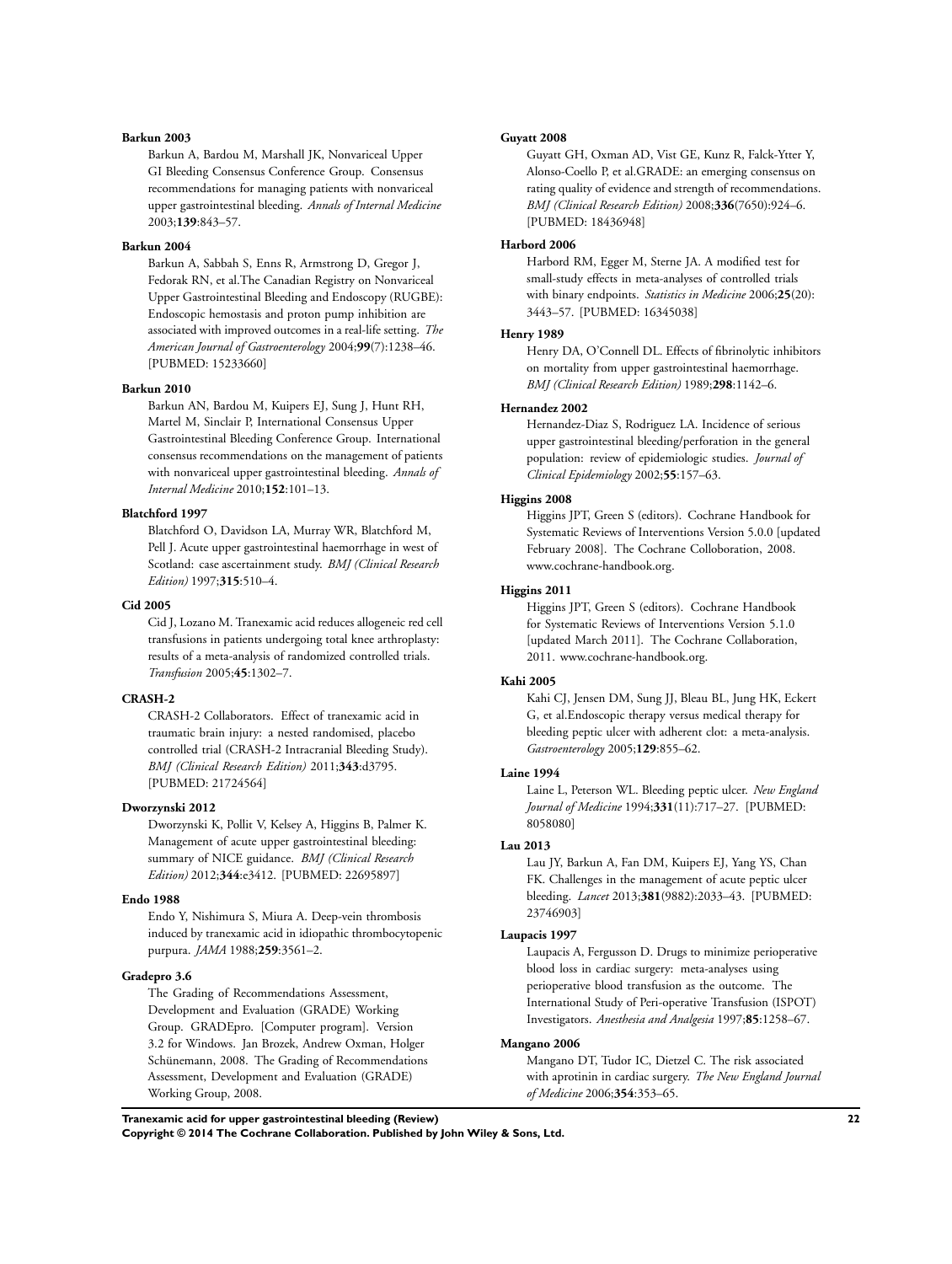**Barkun 2003**

Barkun A, Bardou M, Marshall JK, Nonvariceal Upper GI Bleeding Consensus Conference Group. Consensus recommendations for managing patients with nonvariceal upper gastrointestinal bleeding. *Annals of Internal Medicine* 2003;**139**:843–57.

**Barkun 2004**

Barkun A, Sabbah S, Enns R, Armstrong D, Gregor J, Fedorak RN, et al.The Canadian Registry on Nonvariceal Upper Gastrointestinal Bleeding and Endoscopy (RUGBE): Endoscopic hemostasis and proton pump inhibition are associated with improved outcomes in a real-life setting. *The American Journal of Gastroenterology* 2004;**99**(7):1238–46. [PUBMED: 15233660]

**Barkun 2010**

Barkun AN, Bardou M, Kuipers EJ, Sung J, Hunt RH, Martel M, Sinclair P, International Consensus Upper Gastrointestinal Bleeding Conference Group. International consensus recommendations on the management of patients with nonvariceal upper gastrointestinal bleeding. *Annals of Internal Medicine* 2010;**152**:101–13.

**Blatchford 1997**

Blatchford O, Davidson LA, Murray WR, Blatchford M, Pell J. Acute upper gastrointestinal haemorrhage in west of Scotland: case ascertainment study. *BMJ (Clinical Research Edition)* 1997;**315**:510–4.

**Cid 2005**

Cid J, Lozano M. Tranexamic acid reduces allogeneic red cell transfusions in patients undergoing total knee arthroplasty: results of a meta-analysis of randomized controlled trials. *Transfusion* 2005;**45**:1302–7.

**CRASH-2**

CRASH-2 Collaborators. Effect of tranexamic acid in traumatic brain injury: a nested randomised, placebo controlled trial (CRASH-2 Intracranial Bleeding Study). *BMJ (Clinical Research Edition)* 2011;**343**:d3795. [PUBMED: 21724564]

**Dworzynski 2012**

Dworzynski K, Pollit V, Kelsey A, Higgins B, Palmer K. Management of acute upper gastrointestinal bleeding: summary of NICE guidance. *BMJ (Clinical Research Edition)* 2012;**344**:e3412. [PUBMED: 22695897]

**Endo 1988**

Endo Y, Nishimura S, Miura A. Deep-vein thrombosis induced by tranexamic acid in idiopathic thrombocytopenic purpura. *JAMA* 1988;**259**:3561–2.

**Gradepro 3.6**

The Grading of Recommendations Assessment, Development and Evaluation (GRADE) Working Group. GRADEpro. [Computer program]. Version 3.2 for Windows. Jan Brozek, Andrew Oxman, Holger Schünemann, 2008. The Grading of Recommendations Assessment, Development and Evaluation (GRADE) Working Group, 2008.

**Guyatt 2008**

Guyatt GH, Oxman AD, Vist GE, Kunz R, Falck-Ytter Y, Alonso-Coello P, et al.GRADE: an emerging consensus on rating quality of evidence and strength of recommendations. *BMJ (Clinical Research Edition)* 2008;**336**(7650):924–6. [PUBMED: 18436948]

**Harbord 2006**

Harbord RM, Egger M, Sterne JA. A modified test for small-study effects in meta-analyses of controlled trials with binary endpoints. *Statistics in Medicine* 2006;**25**(20): 3443–57. [PUBMED: 16345038]

**Henry 1989**

Henry DA, O'Connell DL. Effects of fibrinolytic inhibitors on mortality from upper gastrointestinal haemorrhage. *BMJ (Clinical Research Edition)* 1989;**298**:1142–6.

**Hernandez 2002**

Hernandez-Diaz S, Rodriguez LA. Incidence of serious upper gastrointestinal bleeding/perforation in the general population: review of epidemiologic studies. *Journal of Clinical Epidemiology* 2002;**55**:157–63.

**Higgins 2008**

Higgins JPT, Green S (editors). Cochrane Handbook for Systematic Reviews of Interventions Version 5.0.0 [updated February 2008]. The Cochrane Colloboration, 2008. www.cochrane-handbook.org.

**Higgins 2011**

Higgins JPT, Green S (editors). Cochrane Handbook for Systematic Reviews of Interventions Version 5.1.0 [updated March 2011]. The Cochrane Collaboration, 2011. www.cochrane-handbook.org.

**Kahi 2005**

Kahi CJ, Jensen DM, Sung JJ, Bleau BL, Jung HK, Eckert G, et al.Endoscopic therapy versus medical therapy for bleeding peptic ulcer with adherent clot: a meta-analysis. *Gastroenterology* 2005;**129**:855–62.

**Laine 1994**

Laine L, Peterson WL. Bleeding peptic ulcer. *New England Journal of Medicine* 1994;**331**(11):717–27. [PUBMED: 8058080]

**Lau 2013**

Lau JY, Barkun A, Fan DM, Kuipers EJ, Yang YS, Chan FK. Challenges in the management of acute peptic ulcer bleeding. *Lancet* 2013;**381**(9882):2033–43. [PUBMED: 23746903]

**Laupacis 1997**

Laupacis A, Fergusson D. Drugs to minimize perioperative blood loss in cardiac surgery: meta-analyses using perioperative blood transfusion as the outcome. The International Study of Peri-operative Transfusion (ISPOT) Investigators. *Anesthesia and Analgesia* 1997;**85**:1258–67.

**Mangano 2006**

Mangano DT, Tudor IC, Dietzel C. The risk associated with aprotinin in cardiac surgery. *The New England Journal of Medicine* 2006;**354**:353–65.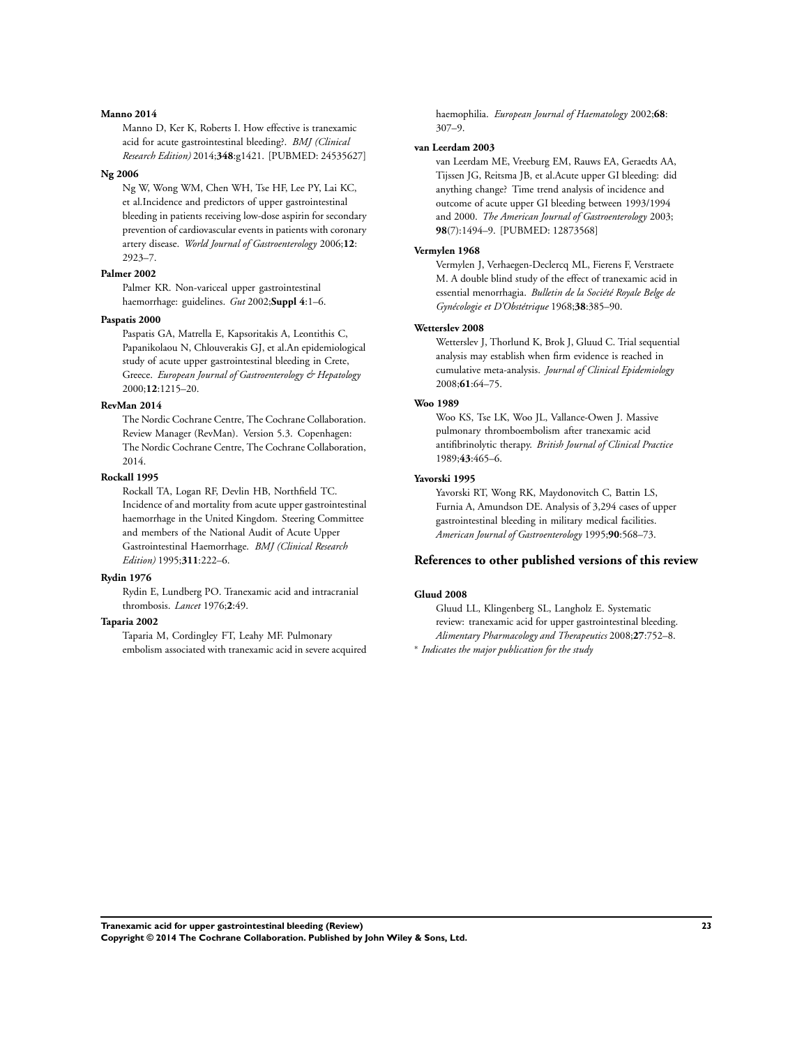**Manno 2014**

Manno D, Ker K, Roberts I. How effective is tranexamic acid for acute gastrointestinal bleeding?. *BMJ (Clinical Research Edition)* 2014;**348**:g1421. [PUBMED: 24535627]

**Ng 2006**

Ng W, Wong WM, Chen WH, Tse HF, Lee PY, Lai KC, et al.Incidence and predictors of upper gastrointestinal bleeding in patients receiving low-dose aspirin for secondary prevention of cardiovascular events in patients with coronary artery disease. *World Journal of Gastroenterology* 2006;**12**: 2923–7.

**Palmer 2002**

Palmer KR. Non-variceal upper gastrointestinal haemorrhage: guidelines. *Gut* 2002;**Suppl 4**:1–6.

**Paspatis 2000**

Paspatis GA, Matrella E, Kapsoritakis A, Leontithis C, Papanikolaou N, Chlouverakis GJ, et al.An epidemiological study of acute upper gastrointestinal bleeding in Crete, Greece. *European Journal of Gastroenterology & Hepatology* 2000;**12**:1215–20.

**RevMan 2014**

The Nordic Cochrane Centre, The Cochrane Collaboration. Review Manager (RevMan). Version 5.3. Copenhagen: The Nordic Cochrane Centre, The Cochrane Collaboration, 2014.

**Rockall 1995**

Rockall TA, Logan RF, Devlin HB, Northfield TC. Incidence of and mortality from acute upper gastrointestinal haemorrhage in the United Kingdom. Steering Committee and members of the National Audit of Acute Upper Gastrointestinal Haemorrhage. *BMJ (Clinical Research Edition)* 1995;**311**:222–6.

**Rydin 1976**

Rydin E, Lundberg PO. Tranexamic acid and intracranial thrombosis. *Lancet* 1976;**2**:49.

**Taparia 2002**

Taparia M, Cordingley FT, Leahy MF. Pulmonary embolism associated with tranexamic acid in severe acquired haemophilia. *European Journal of Haematology* 2002;**68**: 307–9.

**van Leerdam 2003**

van Leerdam ME, Vreeburg EM, Rauws EA, Geraedts AA, Tijssen JG, Reitsma JB, et al.Acute upper GI bleeding: did anything change? Time trend analysis of incidence and outcome of acute upper GI bleeding between 1993/1994 and 2000. *The American Journal of Gastroenterology* 2003; **98**(7):1494–9. [PUBMED: 12873568]

**Vermylen 1968**

Vermylen J, Verhaegen-Declercq ML, Fierens F, Verstraete M. A double blind study of the effect of tranexamic acid in essential menorrhagia. *Bulletin de la Société Royale Belge de Gynécologie et D'Obstétrique* 1968;**38**:385–90.

**Wetterslev 2008**

Wetterslev J, Thorlund K, Brok J, Gluud C. Trial sequential analysis may establish when firm evidence is reached in cumulative meta-analysis. *Journal of Clinical Epidemiology* 2008;**61**:64–75.

**Woo 1989**

Woo KS, Tse LK, Woo JL, Vallance-Owen J. Massive pulmonary thromboembolism after tranexamic acid antifibrinolytic therapy. *British Journal of Clinical Practice* 1989;**43**:465–6.

**Yavorski 1995**

Yavorski RT, Wong RK, Maydonovitch C, Battin LS, Furnia A, Amundson DE. Analysis of 3,294 cases of upper gastrointestinal bleeding in military medical facilities. *American Journal of Gastroenterology* 1995;**90**:568–73.

## References to other published versions of this review

**Gluud 2008**

Gluud LL, Klingenberg SL, Langholz E. Systematic review: tranexamic acid for upper gastrointestinal bleeding. *Alimentary Pharmacology and Therapeutics* 2008;**27**:752–8.

* *Indicates the major publication for the study*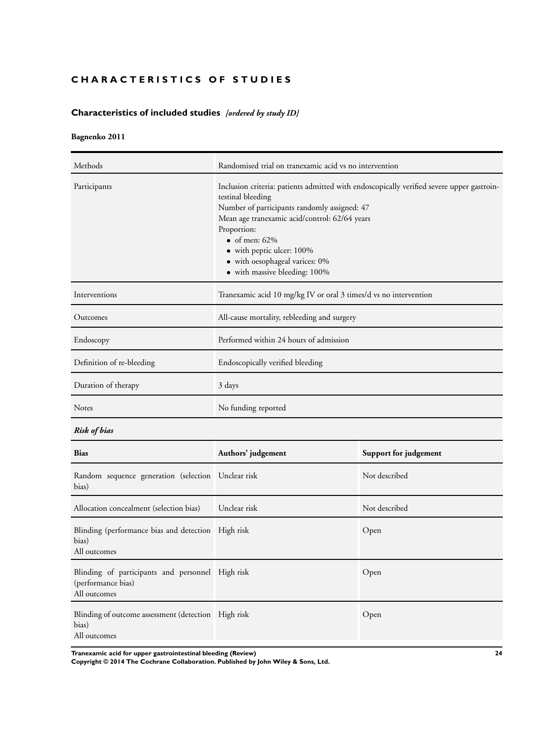# CHARACTERISTICS OF STUDIES

## Characteristics of included studies *[ordered by study ID]*

### Bagnenko 2011

| | |
|---|---|
| Methods | Randomised trial on tranexamic acid vs no intervention |
| Participants | Inclusion criteria: patients admitted with endoscopically verified severe upper gastrointestinal bleeding<br>Number of participants randomly assigned: 47<br>Mean age tranexamic acid/control: 62/64 years<br>Proportion:<br>• of men: 62%<br>• with peptic ulcer: 100%<br>• with oesophageal varices: 0%<br>• with massive bleeding: 100% |
| Interventions | Tranexamic acid 10 mg/kg IV or oral 3 times/d vs no intervention |
| Outcomes | All-cause mortality, rebleeding and surgery |
| Endoscopy | Performed within 24 hours of admission |
| Definition of re-bleeding | Endoscopically verified bleeding |
| Duration of therapy | 3 days |
| Notes | No funding reported |

*Risk of bias*

| Bias | Authors' judgement | Support for judgement |
|---|---|---|
| Random sequence generation (selection bias) | Unclear risk | Not described |
| Allocation concealment (selection bias) | Unclear risk | Not described |
| Blinding (performance bias and detection bias)<br>All outcomes | High risk | Open |
| Blinding of participants and personnel (performance bias)<br>All outcomes | High risk | Open |
| Blinding of outcome assessment (detection bias)<br>All outcomes | High risk | Open |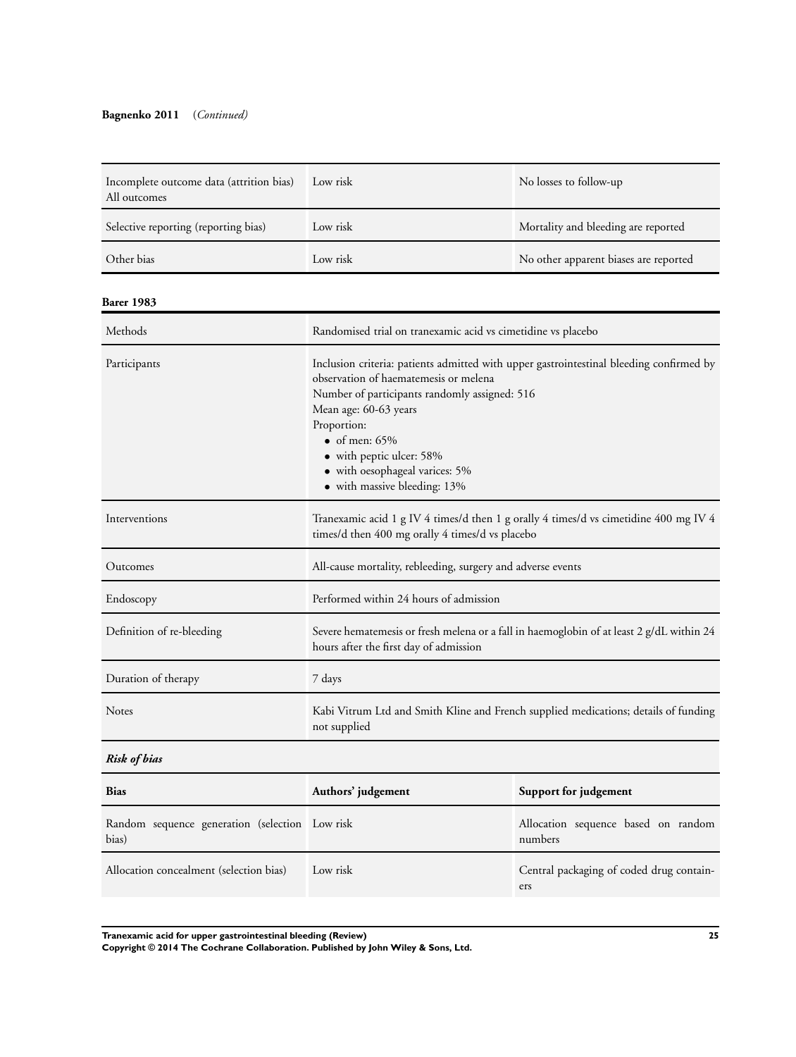**Bagnenko 2011** (*Continued*)

| | | |
|---|---|---|
| Incomplete outcome data (attrition bias) All outcomes | Low risk | No losses to follow-up |
| Selective reporting (reporting bias) | Low risk | Mortality and bleeding are reported |
| Other bias | Low risk | No other apparent biases are reported |

**Barer 1983**

| | |
|---|---|
| Methods | Randomised trial on tranexamic acid vs cimetidine vs placebo |
| Participants | Inclusion criteria: patients admitted with upper gastrointestinal bleeding confirmed by observation of haematemesis or melena<br>Number of participants randomly assigned: 516<br>Mean age: 60-63 years<br>Proportion:<br>• of men: 65%<br>• with peptic ulcer: 58%<br>• with oesophageal varices: 5%<br>• with massive bleeding: 13% |
| Interventions | Tranexamic acid 1 g IV 4 times/d then 1 g orally 4 times/d vs cimetidine 400 mg IV 4 times/d then 400 mg orally 4 times/d vs placebo |
| Outcomes | All-cause mortality, rebleeding, surgery and adverse events |
| Endoscopy | Performed within 24 hours of admission |
| Definition of re-bleeding | Severe hematemesis or fresh melena or a fall in haemoglobin of at least 2 g/dL within 24 hours after the first day of admission |
| Duration of therapy | 7 days |
| Notes | Kabi Vitrum Ltd and Smith Kline and French supplied medications; details of funding not supplied |

***Risk of bias***

| Bias | Authors' judgement | Support for judgement |
|---|---|---|
| Random sequence generation (selection bias) | Low risk | Allocation sequence based on random numbers |
| Allocation concealment (selection bias) | Low risk | Central packaging of coded drug containers |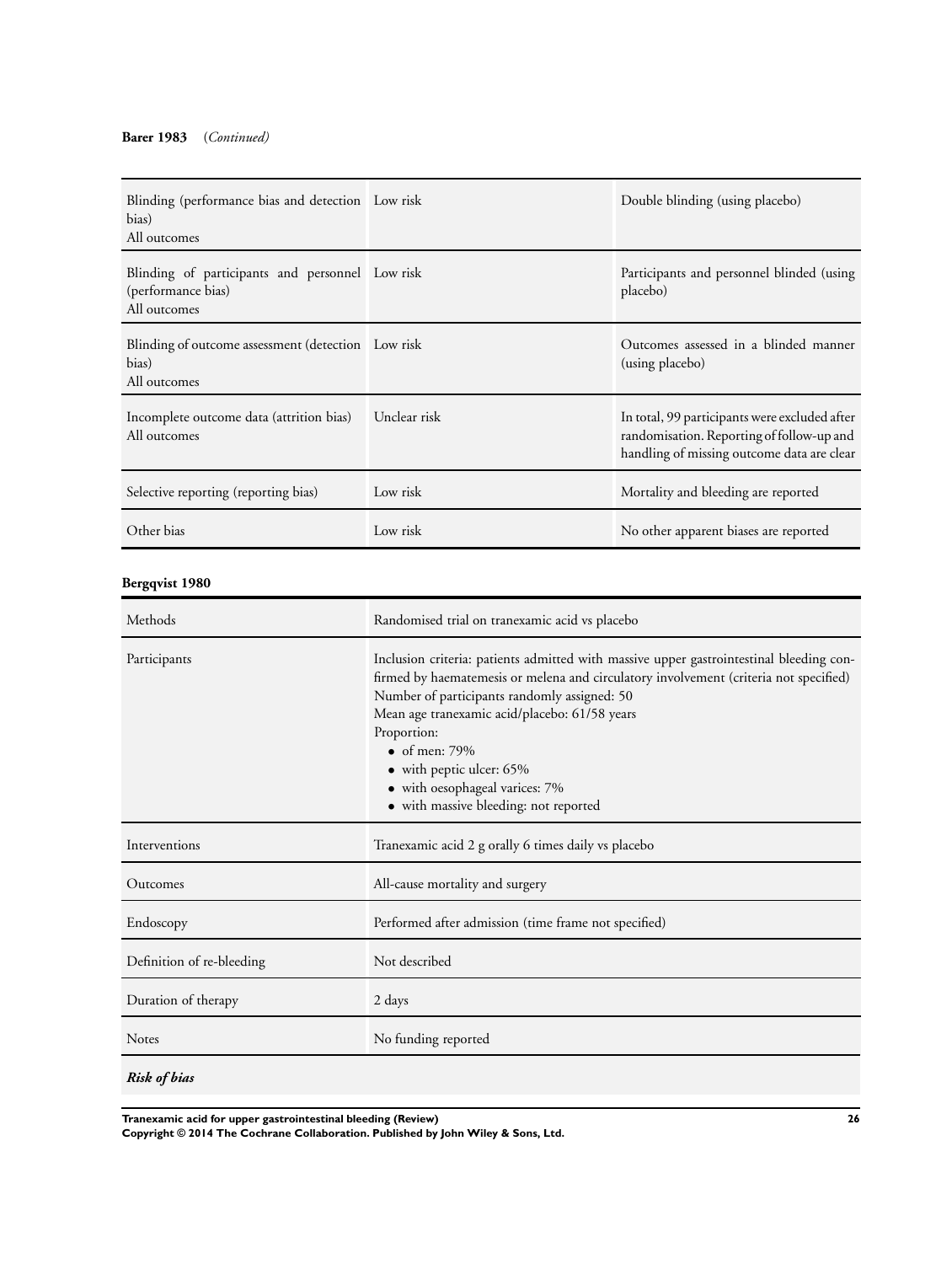**Barer 1983** (*Continued*)

| | | |
|---|---|---|
| Blinding (performance bias and detection bias)<br>All outcomes | Low risk | Double blinding (using placebo) |
| Blinding of participants and personnel (performance bias)<br>All outcomes | Low risk | Participants and personnel blinded (using placebo) |
| Blinding of outcome assessment (detection bias)<br>All outcomes | Low risk | Outcomes assessed in a blinded manner (using placebo) |
| Incomplete outcome data (attrition bias)<br>All outcomes | Unclear risk | In total, 99 participants were excluded after randomisation. Reporting of follow-up and handling of missing outcome data are clear |
| Selective reporting (reporting bias) | Low risk | Mortality and bleeding are reported |
| Other bias | Low risk | No other apparent biases are reported |

**Bergqvist 1980**

| | |
|---|---|
| Methods | Randomised trial on tranexamic acid vs placebo |
| Participants | Inclusion criteria: patients admitted with massive upper gastrointestinal bleeding confirmed by haematemesis or melena and circulatory involvement (criteria not specified)<br>Number of participants randomly assigned: 50<br>Mean age tranexamic acid/placebo: 61/58 years<br>Proportion:<br>• of men: 79%<br>• with peptic ulcer: 65%<br>• with oesophageal varices: 7%<br>• with massive bleeding: not reported |
| Interventions | Tranexamic acid 2 g orally 6 times daily vs placebo |
| Outcomes | All-cause mortality and surgery |
| Endoscopy | Performed after admission (time frame not specified) |
| Definition of re-bleeding | Not described |
| Duration of therapy | 2 days |
| Notes | No funding reported |

***Risk of bias***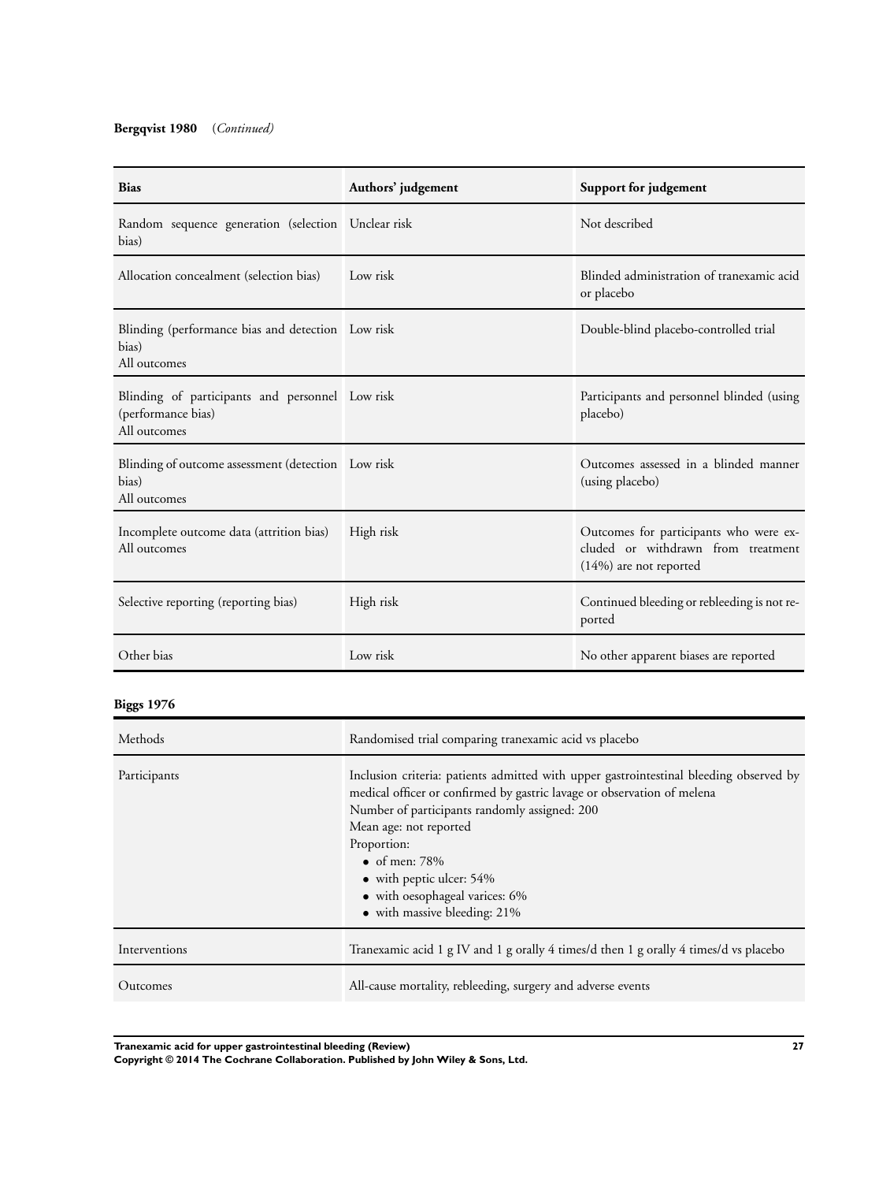**Bergqvist 1980** (*Continued*)

| Bias | Authors' judgement | Support for judgement |
|---|---|---|
| Random sequence generation (selection bias) | Unclear risk | Not described |
| Allocation concealment (selection bias) | Low risk | Blinded administration of tranexamic acid or placebo |
| Blinding (performance bias and detection bias)<br>All outcomes | Low risk | Double-blind placebo-controlled trial |
| Blinding of participants and personnel (performance bias)<br>All outcomes | Low risk | Participants and personnel blinded (using placebo) |
| Blinding of outcome assessment (detection bias)<br>All outcomes | Low risk | Outcomes assessed in a blinded manner (using placebo) |
| Incomplete outcome data (attrition bias)<br>All outcomes | High risk | Outcomes for participants who were excluded or withdrawn from treatment (14%) are not reported |
| Selective reporting (reporting bias) | High risk | Continued bleeding or rebleeding is not reported |
| Other bias | Low risk | No other apparent biases are reported |

**Biggs 1976**

| Methods | Randomised trial comparing tranexamic acid vs placebo |
|---|---|
| Participants | Inclusion criteria: patients admitted with upper gastrointestinal bleeding observed by medical officer or confirmed by gastric lavage or observation of melena<br>Number of participants randomly assigned: 200<br>Mean age: not reported<br>Proportion:<br>• of men: 78%<br>• with peptic ulcer: 54%<br>• with oesophageal varices: 6%<br>• with massive bleeding: 21% |
| Interventions | Tranexamic acid 1 g IV and 1 g orally 4 times/d then 1 g orally 4 times/d vs placebo |
| Outcomes | All-cause mortality, rebleeding, surgery and adverse events |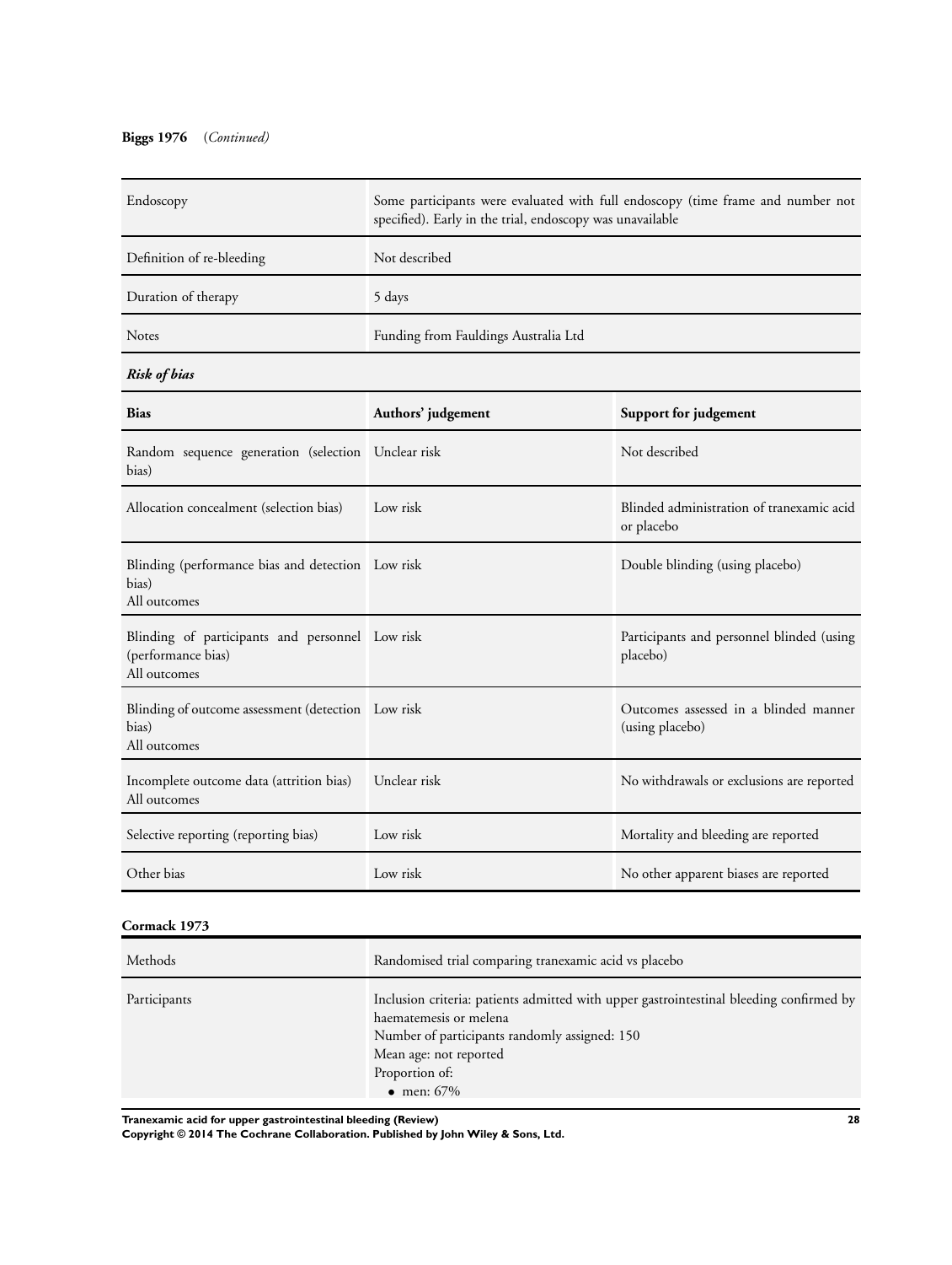**Biggs 1976** (*Continued*)

| | |
|---|---|
| Endoscopy | Some participants were evaluated with full endoscopy (time frame and number not specified). Early in the trial, endoscopy was unavailable |
| Definition of re-bleeding | Not described |
| Duration of therapy | 5 days |
| Notes | Funding from Fauldings Australia Ltd |

***Risk of bias***

| Bias | Authors' judgement | Support for judgement |
|---|---|---|
| Random sequence generation (selection bias) | Unclear risk | Not described |
| Allocation concealment (selection bias) | Low risk | Blinded administration of tranexamic acid or placebo |
| Blinding (performance bias and detection bias)<br>All outcomes | Low risk | Double blinding (using placebo) |
| Blinding of participants and personnel (performance bias)<br>All outcomes | Low risk | Participants and personnel blinded (using placebo) |
| Blinding of outcome assessment (detection bias)<br>All outcomes | Low risk | Outcomes assessed in a blinded manner (using placebo) |
| Incomplete outcome data (attrition bias)<br>All outcomes | Unclear risk | No withdrawals or exclusions are reported |
| Selective reporting (reporting bias) | Low risk | Mortality and bleeding are reported |
| Other bias | Low risk | No other apparent biases are reported |

**Cormack 1973**

| | |
|---|---|
| Methods | Randomised trial comparing tranexamic acid vs placebo |
| Participants | Inclusion criteria: patients admitted with upper gastrointestinal bleeding confirmed by haematemesis or melena<br>Number of participants randomly assigned: 150<br>Mean age: not reported<br>Proportion of:<br>• men: 67% |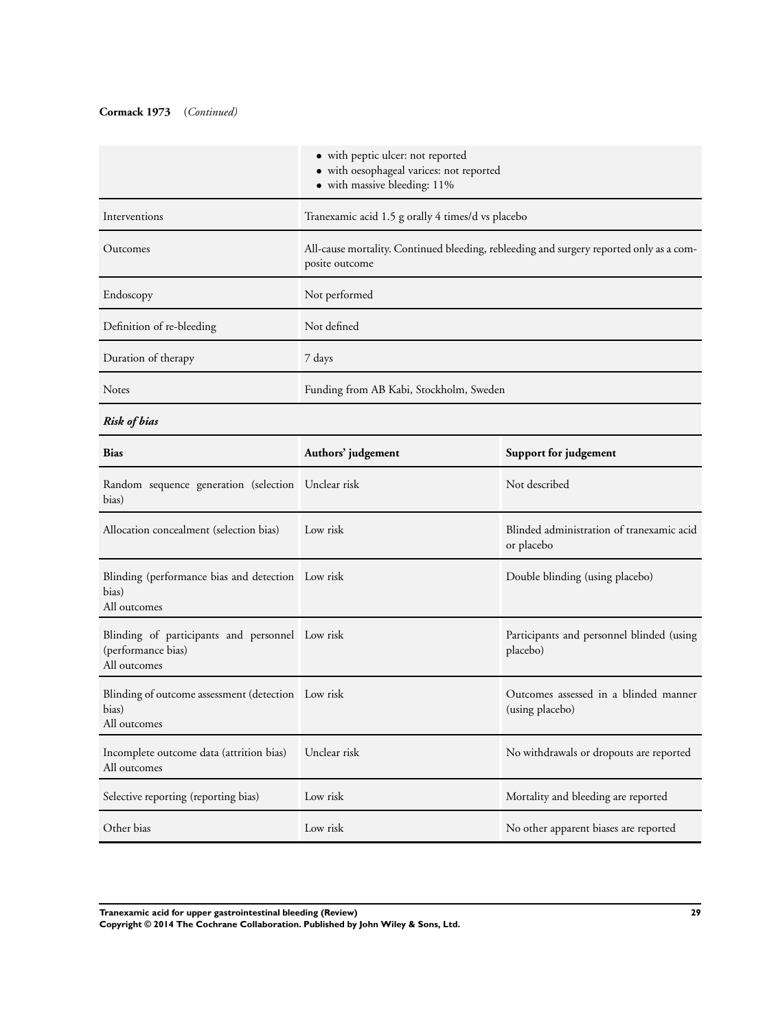**Cormack 1973** (*Continued*)

| | |
|---|---|
| | • with peptic ulcer: not reported<br>• with oesophageal varices: not reported<br>• with massive bleeding: 11% |
| Interventions | Tranexamic acid 1.5 g orally 4 times/d vs placebo |
| Outcomes | All-cause mortality. Continued bleeding, rebleeding and surgery reported only as a composite outcome |
| Endoscopy | Not performed |
| Definition of re-bleeding | Not defined |
| Duration of therapy | 7 days |
| Notes | Funding from AB Kabi, Stockholm, Sweden |

***Risk of bias***

| Bias | Authors' judgement | Support for judgement |
|---|---|---|
| Random sequence generation (selection bias) | Unclear risk | Not described |
| Allocation concealment (selection bias) | Low risk | Blinded administration of tranexamic acid or placebo |
| Blinding (performance bias and detection bias)<br>All outcomes | Low risk | Double blinding (using placebo) |
| Blinding of participants and personnel (performance bias)<br>All outcomes | Low risk | Participants and personnel blinded (using placebo) |
| Blinding of outcome assessment (detection bias)<br>All outcomes | Low risk | Outcomes assessed in a blinded manner (using placebo) |
| Incomplete outcome data (attrition bias)<br>All outcomes | Unclear risk | No withdrawals or dropouts are reported |
| Selective reporting (reporting bias) | Low risk | Mortality and bleeding are reported |
| Other bias | Low risk | No other apparent biases are reported |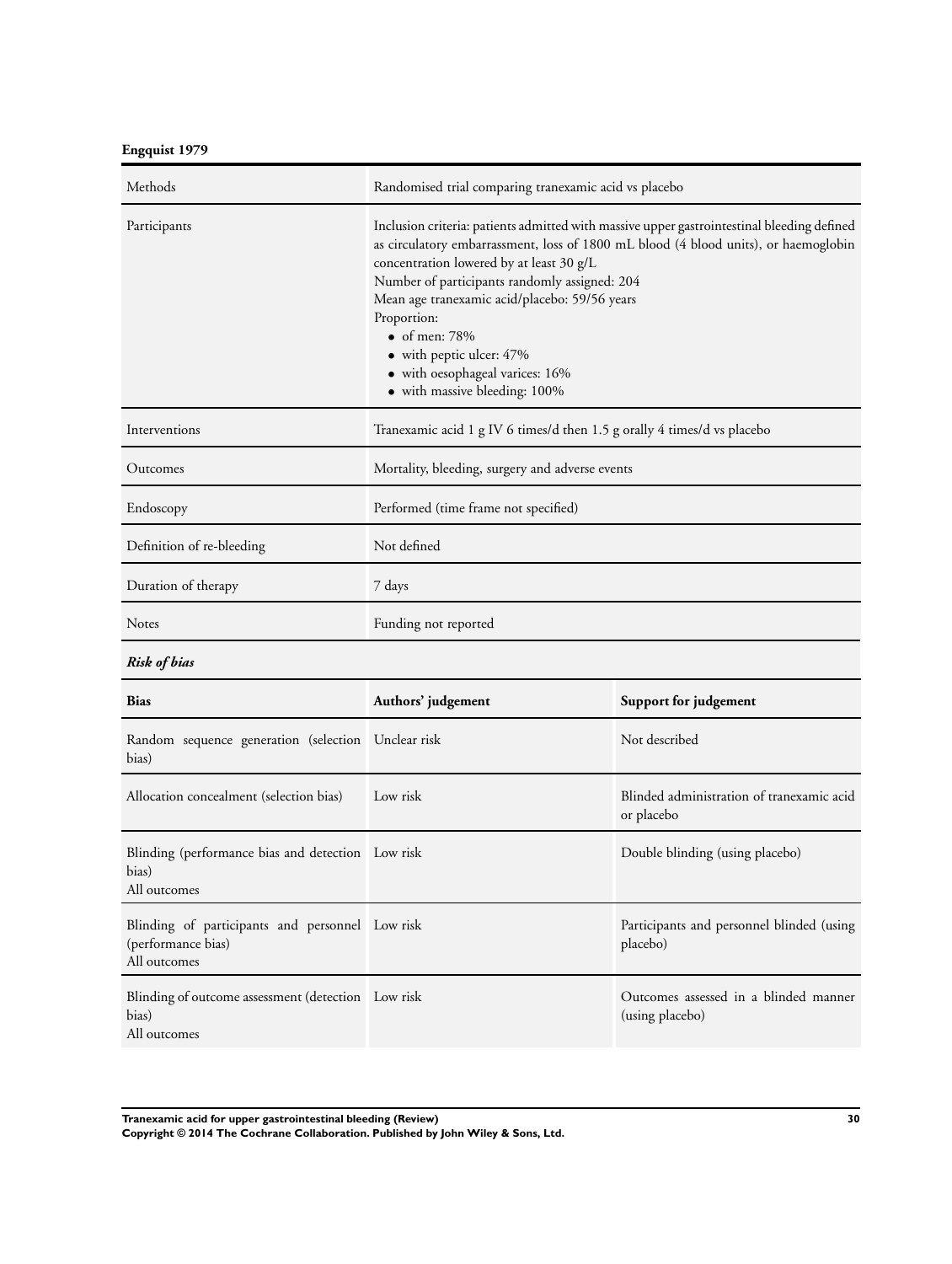**Engquist 1979**

| Methods | Randomised trial comparing tranexamic acid vs placebo |
|---|---|
| Participants | Inclusion criteria: patients admitted with massive upper gastrointestinal bleeding defined as circulatory embarrassment, loss of 1800 mL blood (4 blood units), or haemoglobin concentration lowered by at least 30 g/L<br>Number of participants randomly assigned: 204<br>Mean age tranexamic acid/placebo: 59/56 years<br>Proportion:<br>• of men: 78%<br>• with peptic ulcer: 47%<br>• with oesophageal varices: 16%<br>• with massive bleeding: 100% |
| Interventions | Tranexamic acid 1 g IV 6 times/d then 1.5 g orally 4 times/d vs placebo |
| Outcomes | Mortality, bleeding, surgery and adverse events |
| Endoscopy | Performed (time frame not specified) |
| Definition of re-bleeding | Not defined |
| Duration of therapy | 7 days |
| Notes | Funding not reported |

***Risk of bias***

| Bias | Authors' judgement | Support for judgement |
|---|---|---|
| Random sequence generation (selection bias) | Unclear risk | Not described |
| Allocation concealment (selection bias) | Low risk | Blinded administration of tranexamic acid or placebo |
| Blinding (performance bias and detection bias)<br>All outcomes | Low risk | Double blinding (using placebo) |
| Blinding of participants and personnel (performance bias)<br>All outcomes | Low risk | Participants and personnel blinded (using placebo) |
| Blinding of outcome assessment (detection bias)<br>All outcomes | Low risk | Outcomes assessed in a blinded manner (using placebo) |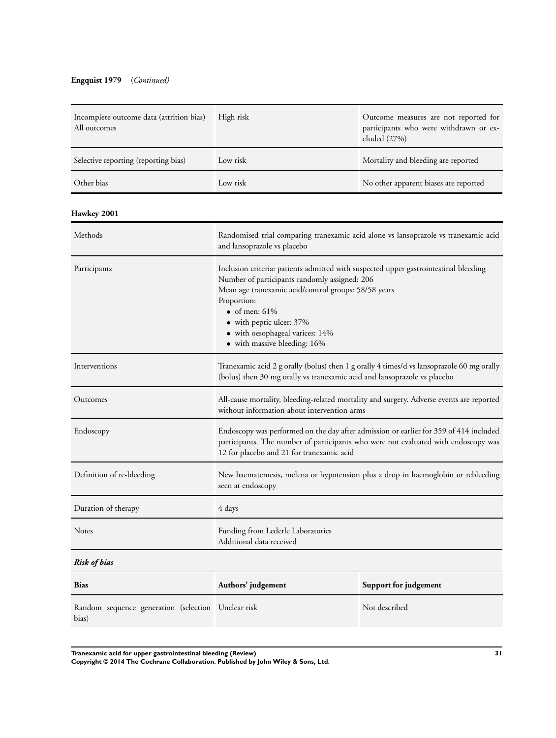**Engquist 1979** (*Continued)*

| | | |
|---|---|---|
| Incomplete outcome data (attrition bias) All outcomes | High risk | Outcome measures are not reported for participants who were withdrawn or excluded (27%) |
| Selective reporting (reporting bias) | Low risk | Mortality and bleeding are reported |
| Other bias | Low risk | No other apparent biases are reported |

**Hawkey 2001**

| | |
|---|---|
| Methods | Randomised trial comparing tranexamic acid alone vs lansoprazole vs tranexamic acid and lansoprazole vs placebo |
| Participants | Inclusion criteria: patients admitted with suspected upper gastrointestinal bleeding<br>Number of participants randomly assigned: 206<br>Mean age tranexamic acid/control groups: 58/58 years<br>Proportion:<br>• of men: 61%<br>• with peptic ulcer: 37%<br>• with oesophageal varices: 14%<br>• with massive bleeding: 16% |
| Interventions | Tranexamic acid 2 g orally (bolus) then 1 g orally 4 times/d vs lansoprazole 60 mg orally (bolus) then 30 mg orally vs tranexamic acid and lansoprazole vs placebo |
| Outcomes | All-cause mortality, bleeding-related mortality and surgery. Adverse events are reported without information about intervention arms |
| Endoscopy | Endoscopy was performed on the day after admission or earlier for 359 of 414 included participants. The number of participants who were not evaluated with endoscopy was 12 for placebo and 21 for tranexamic acid |
| Definition of re-bleeding | New haematemesis, melena or hypotension plus a drop in haemoglobin or rebleeding seen at endoscopy |
| Duration of therapy | 4 days |
| Notes | Funding from Lederle Laboratories<br>Additional data received |

***Risk of bias***

| Bias | Authors' judgement | Support for judgement |
|---|---|---|
| Random sequence generation (selection bias) | Unclear risk | Not described |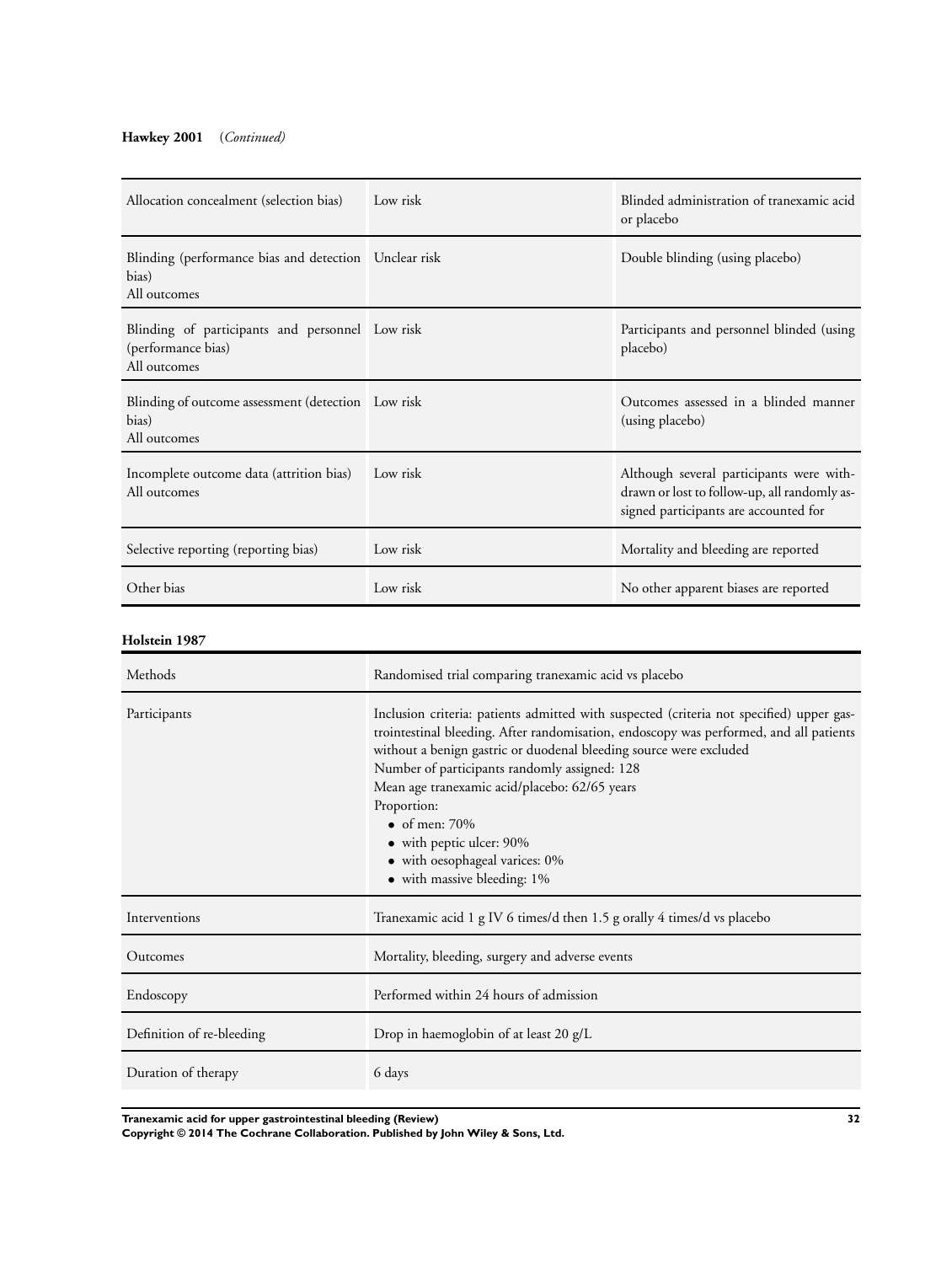**Hawkey 2001** (*Continued*)

| | | |
|---|---|---|
| Allocation concealment (selection bias) | Low risk | Blinded administration of tranexamic acid or placebo |
| Blinding (performance bias and detection bias)<br>All outcomes | Unclear risk | Double blinding (using placebo) |
| Blinding of participants and personnel (performance bias)<br>All outcomes | Low risk | Participants and personnel blinded (using placebo) |
| Blinding of outcome assessment (detection bias)<br>All outcomes | Low risk | Outcomes assessed in a blinded manner (using placebo) |
| Incomplete outcome data (attrition bias)<br>All outcomes | Low risk | Although several participants were withdrawn or lost to follow-up, all randomly assigned participants are accounted for |
| Selective reporting (reporting bias) | Low risk | Mortality and bleeding are reported |
| Other bias | Low risk | No other apparent biases are reported |

**Holstein 1987**

| | |
|---|---|
| Methods | Randomised trial comparing tranexamic acid vs placebo |
| Participants | Inclusion criteria: patients admitted with suspected (criteria not specified) upper gastrointestinal bleeding. After randomisation, endoscopy was performed, and all patients without a benign gastric or duodenal bleeding source were excluded<br>Number of participants randomly assigned: 128<br>Mean age tranexamic acid/placebo: 62/65 years<br>Proportion:<br>• of men: 70%<br>• with peptic ulcer: 90%<br>• with oesophageal varices: 0%<br>• with massive bleeding: 1% |
| Interventions | Tranexamic acid 1 g IV 6 times/d then 1.5 g orally 4 times/d vs placebo |
| Outcomes | Mortality, bleeding, surgery and adverse events |
| Endoscopy | Performed within 24 hours of admission |
| Definition of re-bleeding | Drop in haemoglobin of at least 20 g/L |
| Duration of therapy | 6 days |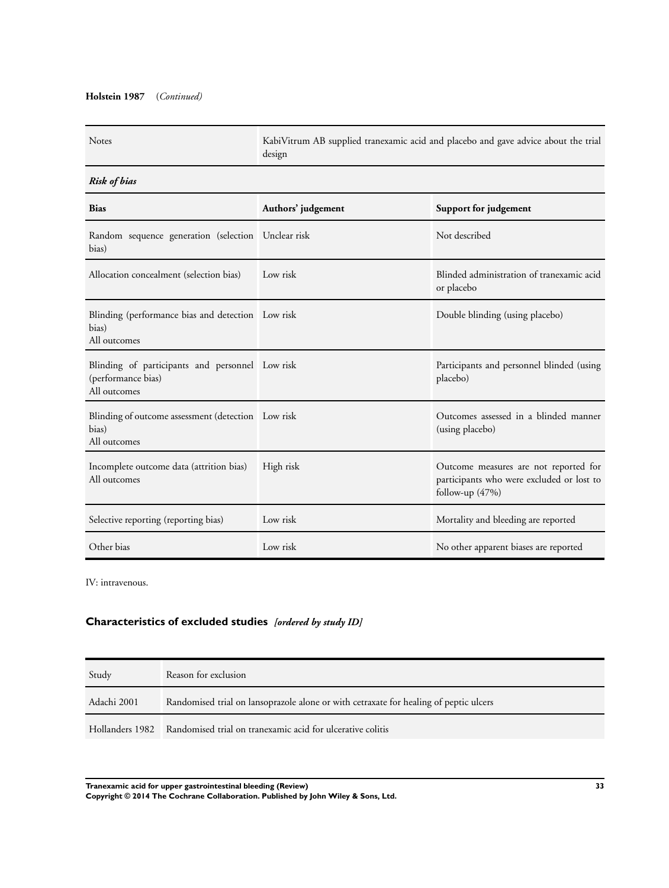**Holstein 1987** (*Continued*)

| Notes | KabiVitrum AB supplied tranexamic acid and placebo and gave advice about the trial design | |
|---|---|---|
| ***Risk of bias*** | | |
| **Bias** | **Authors' judgement** | **Support for judgement** |
| Random sequence generation (selection bias) | Unclear risk | Not described |
| Allocation concealment (selection bias) | Low risk | Blinded administration of tranexamic acid or placebo |
| Blinding (performance bias and detection bias)<br>All outcomes | Low risk | Double blinding (using placebo) |
| Blinding of participants and personnel (performance bias)<br>All outcomes | Low risk | Participants and personnel blinded (using placebo) |
| Blinding of outcome assessment (detection bias)<br>All outcomes | Low risk | Outcomes assessed in a blinded manner (using placebo) |
| Incomplete outcome data (attrition bias)<br>All outcomes | High risk | Outcome measures are not reported for participants who were excluded or lost to follow-up (47%) |
| Selective reporting (reporting bias) | Low risk | Mortality and bleeding are reported |
| Other bias | Low risk | No other apparent biases are reported |

IV: intravenous.

## Characteristics of excluded studies *[ordered by study ID]*

| Study | Reason for exclusion |
|---|---|
| Adachi 2001 | Randomised trial on lansoprazole alone or with cetraxate for healing of peptic ulcers |
| Hollanders 1982 | Randomised trial on tranexamic acid for ulcerative colitis |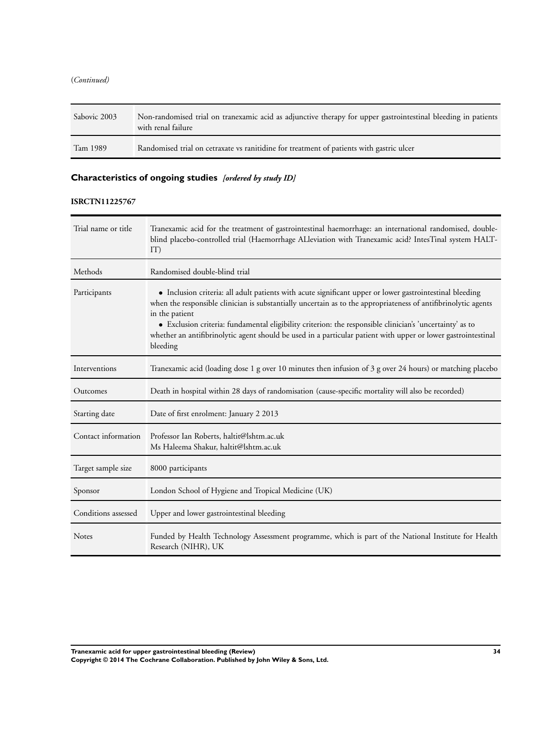(*Continued*)

| | |
|---|---|
| Sabovic 2003 | Non-randomised trial on tranexamic acid as adjunctive therapy for upper gastrointestinal bleeding in patients with renal failure |
| Tam 1989 | Randomised trial on cetraxate vs ranitidine for treatment of patients with gastric ulcer |

## Characteristics of ongoing studies *[ordered by study ID]*

### ISRCTN11225767

| | |
|---|---|
| Trial name or title | Tranexamic acid for the treatment of gastrointestinal haemorrhage: an international randomised, double-blind placebo-controlled trial (Haemorrhage ALleviation with Tranexamic acid? IntesTinal system HALT-IT) |
| Methods | Randomised double-blind trial |
| Participants | • Inclusion criteria: all adult patients with acute significant upper or lower gastrointestinal bleeding when the responsible clinician is substantially uncertain as to the appropriateness of antifibrinolytic agents in the patient<br>• Exclusion criteria: fundamental eligibility criterion: the responsible clinician's 'uncertainty' as to whether an antifibrinolytic agent should be used in a particular patient with upper or lower gastrointestinal bleeding |
| Interventions | Tranexamic acid (loading dose 1 g over 10 minutes then infusion of 3 g over 24 hours) or matching placebo |
| Outcomes | Death in hospital within 28 days of randomisation (cause-specific mortality will also be recorded) |
| Starting date | Date of first enrolment: January 2 2013 |
| Contact information | Professor Ian Roberts, haltit@lshtm.ac.uk<br>Ms Haleema Shakur, haltit@lshtm.ac.uk |
| Target sample size | 8000 participants |
| Sponsor | London School of Hygiene and Tropical Medicine (UK) |
| Conditions assessed | Upper and lower gastrointestinal bleeding |
| Notes | Funded by Health Technology Assessment programme, which is part of the National Institute for Health Research (NIHR), UK |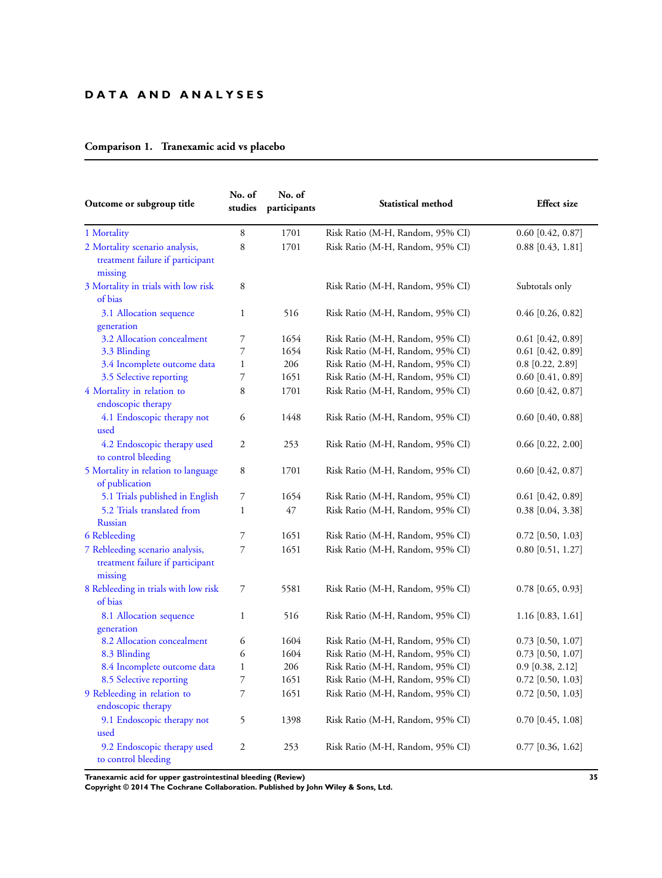# DATA AND ANALYSES

## Comparison 1. Tranexamic acid vs placebo

| Outcome or subgroup title | No. of studies | No. of participants | Statistical method | Effect size |
|---|---|---|---|---|
| 1 Mortality | 8 | 1701 | Risk Ratio (M-H, Random, 95% CI) | 0.60 [0.42, 0.87] |
| 2 Mortality scenario analysis, treatment failure if participant missing | 8 | 1701 | Risk Ratio (M-H, Random, 95% CI) | 0.88 [0.43, 1.81] |
| 3 Mortality in trials with low risk of bias | 8 | | Risk Ratio (M-H, Random, 95% CI) | Subtotals only |
| 3.1 Allocation sequence generation | 1 | 516 | Risk Ratio (M-H, Random, 95% CI) | 0.46 [0.26, 0.82] |
| 3.2 Allocation concealment | 7 | 1654 | Risk Ratio (M-H, Random, 95% CI) | 0.61 [0.42, 0.89] |
| 3.3 Blinding | 7 | 1654 | Risk Ratio (M-H, Random, 95% CI) | 0.61 [0.42, 0.89] |
| 3.4 Incomplete outcome data | 1 | 206 | Risk Ratio (M-H, Random, 95% CI) | 0.8 [0.22, 2.89] |
| 3.5 Selective reporting | 7 | 1651 | Risk Ratio (M-H, Random, 95% CI) | 0.60 [0.41, 0.89] |
| 4 Mortality in relation to endoscopic therapy | 8 | 1701 | Risk Ratio (M-H, Random, 95% CI) | 0.60 [0.42, 0.87] |
| 4.1 Endoscopic therapy not used | 6 | 1448 | Risk Ratio (M-H, Random, 95% CI) | 0.60 [0.40, 0.88] |
| 4.2 Endoscopic therapy used to control bleeding | 2 | 253 | Risk Ratio (M-H, Random, 95% CI) | 0.66 [0.22, 2.00] |
| 5 Mortality in relation to language of publication | 8 | 1701 | Risk Ratio (M-H, Random, 95% CI) | 0.60 [0.42, 0.87] |
| 5.1 Trials published in English | 7 | 1654 | Risk Ratio (M-H, Random, 95% CI) | 0.61 [0.42, 0.89] |
| 5.2 Trials translated from Russian | 1 | 47 | Risk Ratio (M-H, Random, 95% CI) | 0.38 [0.04, 3.38] |
| 6 Rebleeding | 7 | 1651 | Risk Ratio (M-H, Random, 95% CI) | 0.72 [0.50, 1.03] |
| 7 Rebleeding scenario analysis, treatment failure if participant missing | 7 | 1651 | Risk Ratio (M-H, Random, 95% CI) | 0.80 [0.51, 1.27] |
| 8 Rebleeding in trials with low risk of bias | 7 | 5581 | Risk Ratio (M-H, Random, 95% CI) | 0.78 [0.65, 0.93] |
| 8.1 Allocation sequence generation | 1 | 516 | Risk Ratio (M-H, Random, 95% CI) | 1.16 [0.83, 1.61] |
| 8.2 Allocation concealment | 6 | 1604 | Risk Ratio (M-H, Random, 95% CI) | 0.73 [0.50, 1.07] |
| 8.3 Blinding | 6 | 1604 | Risk Ratio (M-H, Random, 95% CI) | 0.73 [0.50, 1.07] |
| 8.4 Incomplete outcome data | 1 | 206 | Risk Ratio (M-H, Random, 95% CI) | 0.9 [0.38, 2.12] |
| 8.5 Selective reporting | 7 | 1651 | Risk Ratio (M-H, Random, 95% CI) | 0.72 [0.50, 1.03] |
| 9 Rebleeding in relation to endoscopic therapy | 7 | 1651 | Risk Ratio (M-H, Random, 95% CI) | 0.72 [0.50, 1.03] |
| 9.1 Endoscopic therapy not used | 5 | 1398 | Risk Ratio (M-H, Random, 95% CI) | 0.70 [0.45, 1.08] |
| 9.2 Endoscopic therapy used to control bleeding | 2 | 253 | Risk Ratio (M-H, Random, 95% CI) | 0.77 [0.36, 1.62] |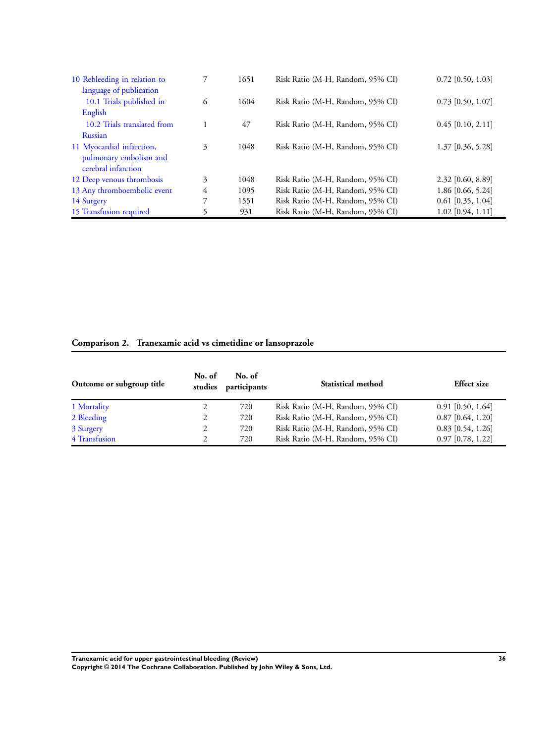| Outcome or subgroup title | No. of studies | No. of participants | Statistical method | Effect size |
|---|---|---|---|---|
| 10 Rebleeding in relation to language of publication | 7 | 1651 | Risk Ratio (M-H, Random, 95% CI) | 0.72 [0.50, 1.03] |
| 10.1 Trials published in English | 6 | 1604 | Risk Ratio (M-H, Random, 95% CI) | 0.73 [0.50, 1.07] |
| 10.2 Trials translated from Russian | 1 | 47 | Risk Ratio (M-H, Random, 95% CI) | 0.45 [0.10, 2.11] |
| 11 Myocardial infarction, pulmonary embolism and cerebral infarction | 3 | 1048 | Risk Ratio (M-H, Random, 95% CI) | 1.37 [0.36, 5.28] |
| 12 Deep venous thrombosis | 3 | 1048 | Risk Ratio (M-H, Random, 95% CI) | 2.32 [0.60, 8.89] |
| 13 Any thromboembolic event | 4 | 1095 | Risk Ratio (M-H, Random, 95% CI) | 1.86 [0.66, 5.24] |
| 14 Surgery | 7 | 1551 | Risk Ratio (M-H, Random, 95% CI) | 0.61 [0.35, 1.04] |
| 15 Transfusion required | 5 | 931 | Risk Ratio (M-H, Random, 95% CI) | 1.02 [0.94, 1.11] |

### Comparison 2. Tranexamic acid vs cimetidine or lansoprazole

| Outcome or subgroup title | No. of studies | No. of participants | Statistical method | Effect size |
|---|---|---|---|---|
| 1 Mortality | 2 | 720 | Risk Ratio (M-H, Random, 95% CI) | 0.91 [0.50, 1.64] |
| 2 Bleeding | 2 | 720 | Risk Ratio (M-H, Random, 95% CI) | 0.87 [0.64, 1.20] |
| 3 Surgery | 2 | 720 | Risk Ratio (M-H, Random, 95% CI) | 0.83 [0.54, 1.26] |
| 4 Transfusion | 2 | 720 | Risk Ratio (M-H, Random, 95% CI) | 0.97 [0.78, 1.22] |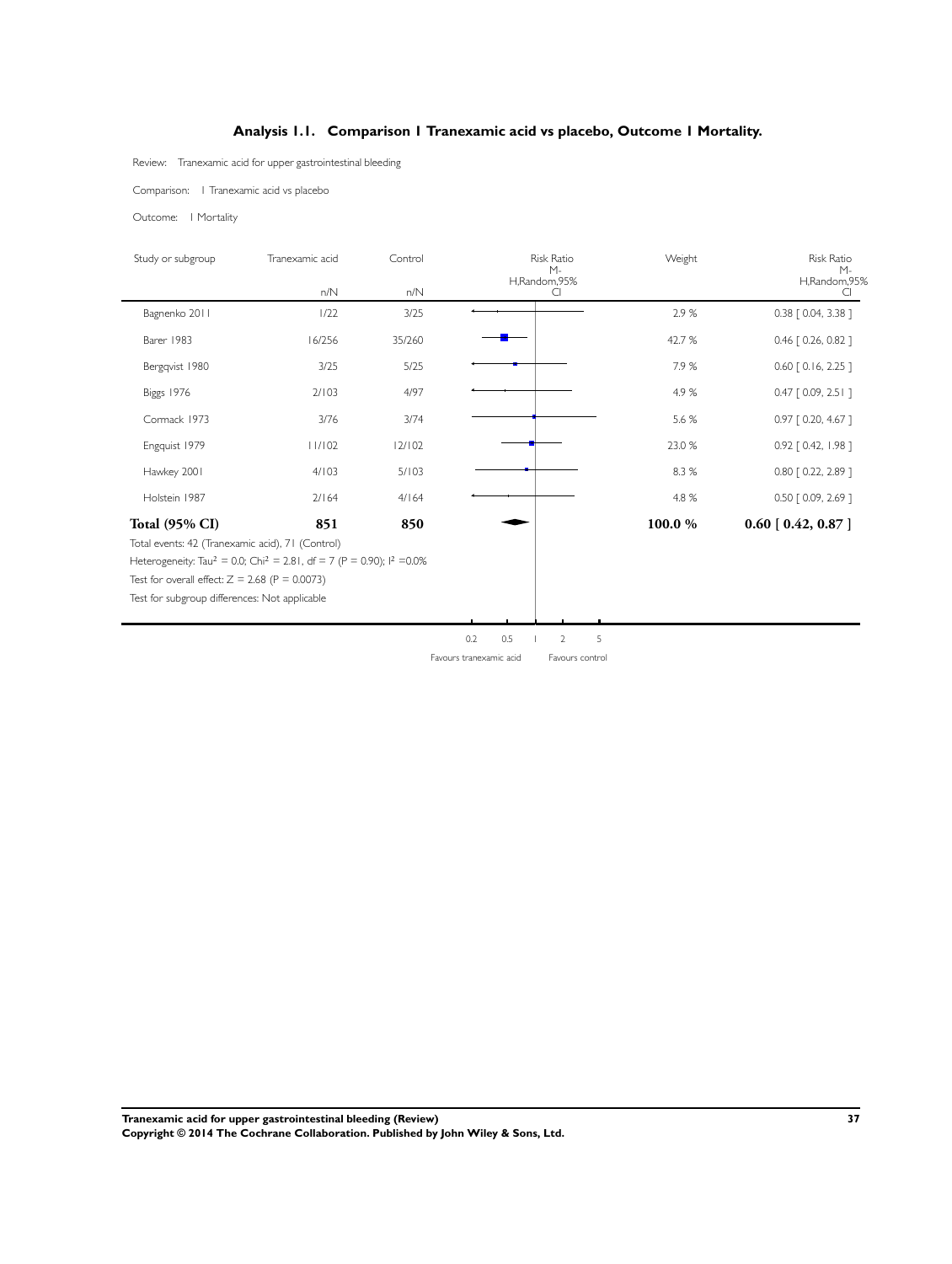## Analysis 1.1. Comparison 1 Tranexamic acid vs placebo, Outcome 1 Mortality.

Review: Tranexamic acid for upper gastrointestinal bleeding

Comparison: 1 Tranexamic acid vs placebo

Outcome: 1 Mortality

| Study or subgroup | Tranexamic acid n/N | Control n/N | Risk Ratio M-H,Random,95% CI | Weight | Risk Ratio M-H,Random,95% CI |
|---|---|---|---|---|---|
| Bagnenko 2011 | 1/22 | 3/25 | | 2.9 % | 0.38 [ 0.04, 3.38 ] |
| Barer 1983 | 16/256 | 35/260 | | 42.7 % | 0.46 [ 0.26, 0.82 ] |
| Bergqvist 1980 | 3/25 | 5/25 | | 7.9 % | 0.60 [ 0.16, 2.25 ] |
| Biggs 1976 | 2/103 | 4/97 | | 4.9 % | 0.47 [ 0.09, 2.51 ] |
| Cormack 1973 | 3/76 | 3/74 | | 5.6 % | 0.97 [ 0.20, 4.67 ] |
| Engquist 1979 | 11/102 | 12/102 | | 23.0 % | 0.92 [ 0.42, 1.98 ] |
| Hawkey 2001 | 4/103 | 5/103 | | 8.3 % | 0.80 [ 0.22, 2.89 ] |
| Holstein 1987 | 2/164 | 4/164 | | 4.8 % | 0.50 [ 0.09, 2.69 ] |
| **Total (95% CI)** | **851** | **850** | | **100.0 %** | **0.60 [ 0.42, 0.87 ]** |

Total events: 42 (Tranexamic acid), 71 (Control)

Heterogeneity: $Tau^2 = 0.0$; $Chi^2 = 2.81$, $df = 7$ ($P = 0.90$); $I^2 = 0.0\%$

Test for overall effect: $Z = 2.68$ ($P = 0.0073$)

Test for subgroup differences: Not applicable

0.2 0.5 1 2 5

Favours tranexamic acid Favours control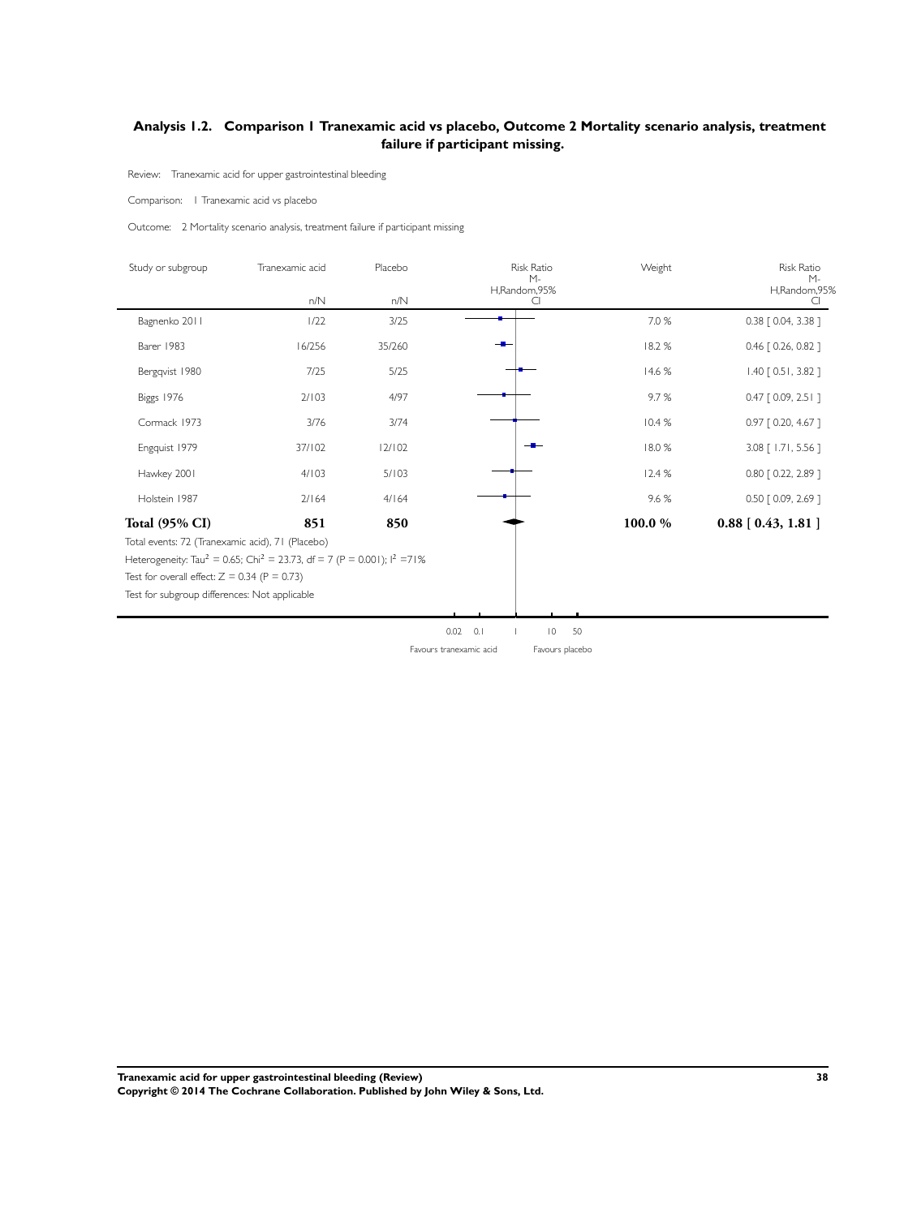## Analysis 1.2. Comparison 1 Tranexamic acid vs placebo, Outcome 2 Mortality scenario analysis, treatment failure if participant missing.

Review: Tranexamic acid for upper gastrointestinal bleeding

Comparison: 1 Tranexamic acid vs placebo

Outcome: 2 Mortality scenario analysis, treatment failure if participant missing

| Study or subgroup | Tranexamic acid n/N | Placebo n/N | Risk Ratio M-H,Random,95% CI | Weight | Risk Ratio M-H,Random,95% CI |
|---|---|---|---|---|---|
| Bagnenko 2011 | 1/22 | 3/25 | | 7.0 % | 0.38 [ 0.04, 3.38 ] |
| Barer 1983 | 16/256 | 35/260 | | 18.2 % | 0.46 [ 0.26, 0.82 ] |
| Bergqvist 1980 | 7/25 | 5/25 | | 14.6 % | 1.40 [ 0.51, 3.82 ] |
| Biggs 1976 | 2/103 | 4/97 | | 9.7 % | 0.47 [ 0.09, 2.51 ] |
| Cormack 1973 | 3/76 | 3/74 | | 10.4 % | 0.97 [ 0.20, 4.67 ] |
| Engquist 1979 | 37/102 | 12/102 | | 18.0 % | 3.08 [ 1.71, 5.56 ] |
| Hawkey 2001 | 4/103 | 5/103 | | 12.4 % | 0.80 [ 0.22, 2.89 ] |
| Holstein 1987 | 2/164 | 4/164 | | 9.6 % | 0.50 [ 0.09, 2.69 ] |
| **Total (95% CI)** | **851** | **850** | | **100.0 %** | **0.88 [ 0.43, 1.81 ]** |

Total events: 72 (Tranexamic acid), 71 (Placebo)

Heterogeneity: $Tau^2 = 0.65$; $Chi^2 = 23.73$, df = 7 (P = 0.001); $I^2 = 71\%$

Test for overall effect: Z = 0.34 (P = 0.73)

Test for subgroup differences: Not applicable

0.02 0.1 1 10 50

Favours tranexamic acid — Favours placebo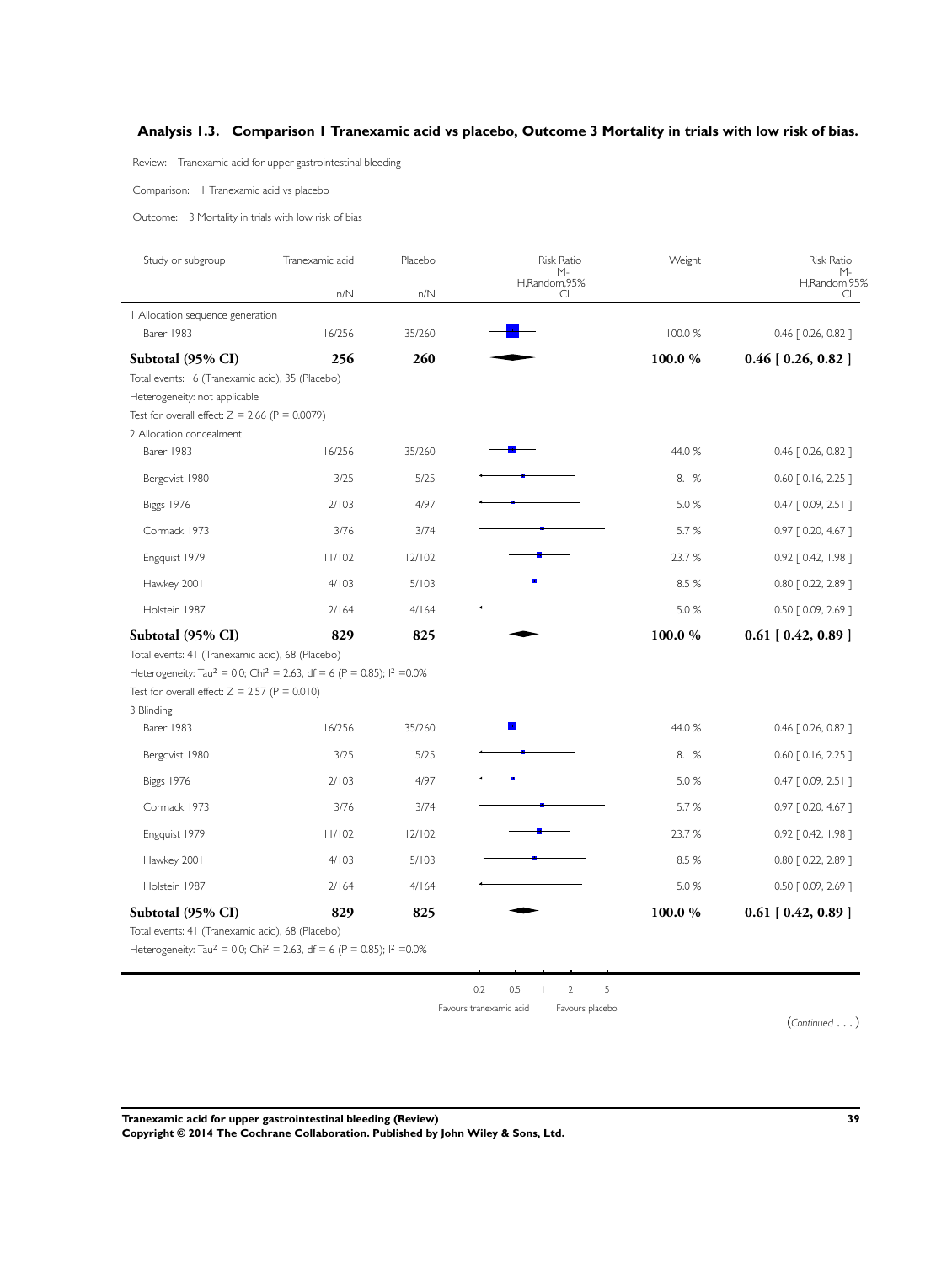## Analysis 1.3. Comparison 1 Tranexamic acid vs placebo, Outcome 3 Mortality in trials with low risk of bias.

Review: Tranexamic acid for upper gastrointestinal bleeding

Comparison: 1 Tranexamic acid vs placebo

Outcome: 3 Mortality in trials with low risk of bias

| Study or subgroup | Tranexamic acid n/N | Placebo n/N | Risk Ratio M-H,Random,95% CI | Weight | Risk Ratio M-H,Random,95% CI |
|---|---|---|---|---|---|
| 1 Allocation sequence generation | | | | | |
| Barer 1983 | 16/256 | 35/260 | | 100.0 % | 0.46 [ 0.26, 0.82 ] |
| **Subtotal (95% CI)** | **256** | **260** | | **100.0 %** | **0.46 [ 0.26, 0.82 ]** |
| Total events: 16 (Tranexamic acid), 35 (Placebo) | | | | | |
| Heterogeneity: not applicable | | | | | |
| Test for overall effect: Z = 2.66 (P = 0.0079) | | | | | |
| 2 Allocation concealment | | | | | |
| Barer 1983 | 16/256 | 35/260 | | 44.0 % | 0.46 [ 0.26, 0.82 ] |
| Bergqvist 1980 | 3/25 | 5/25 | | 8.1 % | 0.60 [ 0.16, 2.25 ] |
| Biggs 1976 | 2/103 | 4/97 | | 5.0 % | 0.47 [ 0.09, 2.51 ] |
| Cormack 1973 | 3/76 | 3/74 | | 5.7 % | 0.97 [ 0.20, 4.67 ] |
| Engquist 1979 | 11/102 | 12/102 | | 23.7 % | 0.92 [ 0.42, 1.98 ] |
| Hawkey 2001 | 4/103 | 5/103 | | 8.5 % | 0.80 [ 0.22, 2.89 ] |
| Holstein 1987 | 2/164 | 4/164 | | 5.0 % | 0.50 [ 0.09, 2.69 ] |
| **Subtotal (95% CI)** | **829** | **825** | | **100.0 %** | **0.61 [ 0.42, 0.89 ]** |
| Total events: 41 (Tranexamic acid), 68 (Placebo) | | | | | |
| Heterogeneity: $Tau^2 = 0.0$; $Chi^2 = 2.63$, df = 6 (P = 0.85); $I^2 = 0.0\%$ | | | | | |
| Test for overall effect: Z = 2.57 (P = 0.010) | | | | | |
| 3 Blinding | | | | | |
| Barer 1983 | 16/256 | 35/260 | | 44.0 % | 0.46 [ 0.26, 0.82 ] |
| Bergqvist 1980 | 3/25 | 5/25 | | 8.1 % | 0.60 [ 0.16, 2.25 ] |
| Biggs 1976 | 2/103 | 4/97 | | 5.0 % | 0.47 [ 0.09, 2.51 ] |
| Cormack 1973 | 3/76 | 3/74 | | 5.7 % | 0.97 [ 0.20, 4.67 ] |
| Engquist 1979 | 11/102 | 12/102 | | 23.7 % | 0.92 [ 0.42, 1.98 ] |
| Hawkey 2001 | 4/103 | 5/103 | | 8.5 % | 0.80 [ 0.22, 2.89 ] |
| Holstein 1987 | 2/164 | 4/164 | | 5.0 % | 0.50 [ 0.09, 2.69 ] |
| **Subtotal (95% CI)** | **829** | **825** | | **100.0 %** | **0.61 [ 0.42, 0.89 ]** |
| Total events: 41 (Tranexamic acid), 68 (Placebo) | | | | | |
| Heterogeneity: $Tau^2 = 0.0$; $Chi^2 = 2.63$, df = 6 (P = 0.85); $I^2 = 0.0\%$ | | | | | |

0.2 0.5 1 2 5

Favours tranexamic acid — Favours placebo

(*Continued . . .* )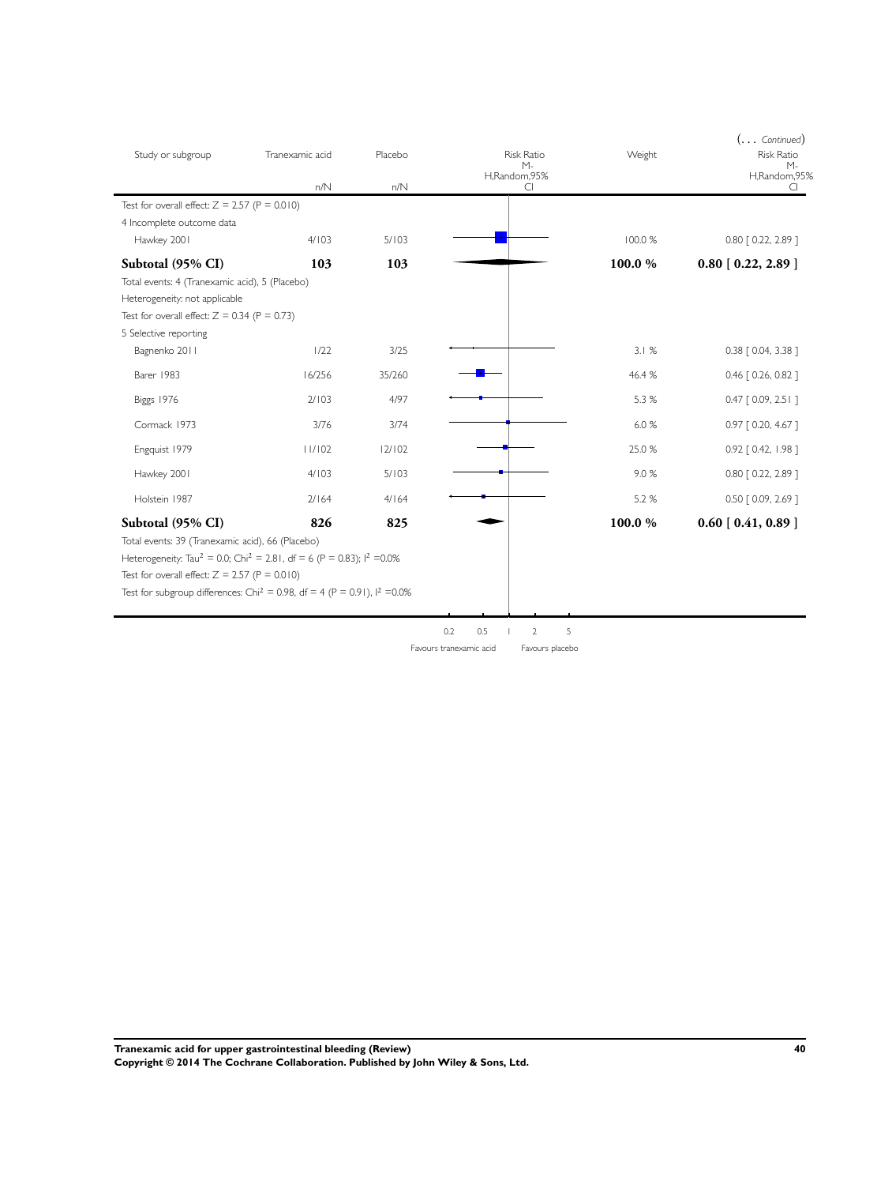(... *Continued*)

| Study or subgroup | Tranexamic acid | Placebo | Risk Ratio M-H,Random,95% CI | Weight | Risk Ratio M-H,Random,95% CI |
|---|---|---|---|---|---|
| | n/N | n/N | | | |
| Test for overall effect: Z = 2.57 (P = 0.010) | | | | | |
| 4 Incomplete outcome data | | | | | |
| Hawkey 2001 | 4/103 | 5/103 | | 100.0 % | 0.80 [ 0.22, 2.89 ] |
| **Subtotal (95% CI)** | **103** | **103** | | **100.0 %** | **0.80 [ 0.22, 2.89 ]** |
| Total events: 4 (Tranexamic acid), 5 (Placebo) | | | | | |
| Heterogeneity: not applicable | | | | | |
| Test for overall effect: Z = 0.34 (P = 0.73) | | | | | |
| 5 Selective reporting | | | | | |
| Bagnenko 2011 | 1/22 | 3/25 | | 3.1 % | 0.38 [ 0.04, 3.38 ] |
| Barer 1983 | 16/256 | 35/260 | | 46.4 % | 0.46 [ 0.26, 0.82 ] |
| Biggs 1976 | 2/103 | 4/97 | | 5.3 % | 0.47 [ 0.09, 2.51 ] |
| Cormack 1973 | 3/76 | 3/74 | | 6.0 % | 0.97 [ 0.20, 4.67 ] |
| Engquist 1979 | 11/102 | 12/102 | | 25.0 % | 0.92 [ 0.42, 1.98 ] |
| Hawkey 2001 | 4/103 | 5/103 | | 9.0 % | 0.80 [ 0.22, 2.89 ] |
| Holstein 1987 | 2/164 | 4/164 | | 5.2 % | 0.50 [ 0.09, 2.69 ] |
| **Subtotal (95% CI)** | **826** | **825** | | **100.0 %** | **0.60 [ 0.41, 0.89 ]** |
| Total events: 39 (Tranexamic acid), 66 (Placebo) | | | | | |
| Heterogeneity: $Tau^2$ = 0.0; $Chi^2$ = 2.81, df = 6 (P = 0.83); $I^2$ =0.0% | | | | | |
| Test for overall effect: Z = 2.57 (P = 0.010) | | | | | |
| Test for subgroup differences: $Chi^2$ = 0.98, df = 4 (P = 0.91), $I^2$ =0.0% | | | | | |

0.2 0.5 1 2 5

Favours tranexamic acid Favours placebo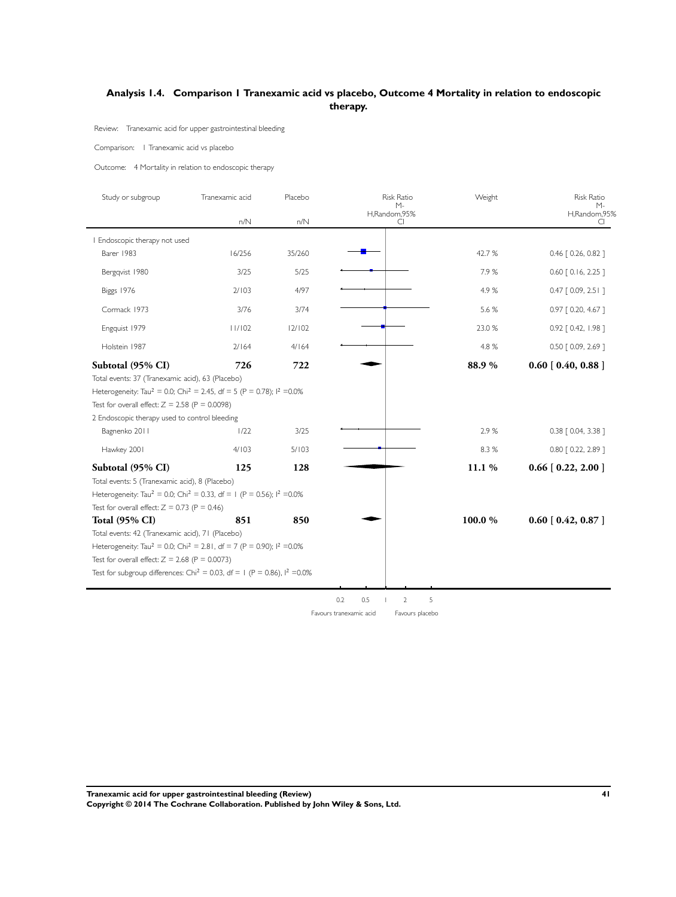## Analysis 1.4. Comparison 1 Tranexamic acid vs placebo, Outcome 4 Mortality in relation to endoscopic therapy.

Review: Tranexamic acid for upper gastrointestinal bleeding

Comparison: 1 Tranexamic acid vs placebo

Outcome: 4 Mortality in relation to endoscopic therapy

| Study or subgroup | Tranexamic acid n/N | Placebo n/N | Risk Ratio M-H,Random,95% CI | Weight | Risk Ratio M-H,Random,95% CI |
|---|---|---|---|---|---|
| **1 Endoscopic therapy not used** | | | | | |
| Barer 1983 | 16/256 | 35/260 | | 42.7 % | 0.46 [ 0.26, 0.82 ] |
| Bergqvist 1980 | 3/25 | 5/25 | | 7.9 % | 0.60 [ 0.16, 2.25 ] |
| Biggs 1976 | 2/103 | 4/97 | | 4.9 % | 0.47 [ 0.09, 2.51 ] |
| Cormack 1973 | 3/76 | 3/74 | | 5.6 % | 0.97 [ 0.20, 4.67 ] |
| Engquist 1979 | 11/102 | 12/102 | | 23.0 % | 0.92 [ 0.42, 1.98 ] |
| Holstein 1987 | 2/164 | 4/164 | | 4.8 % | 0.50 [ 0.09, 2.69 ] |
| **Subtotal (95% CI)** | **726** | **722** | | **88.9 %** | **0.60 [ 0.40, 0.88 ]** |

Total events: 37 (Tranexamic acid), 63 (Placebo)

Heterogeneity: $Tau^2 = 0.0$; $Chi^2 = 2.45$, df = 5 (P = 0.78); $I^2 = 0.0\%$

Test for overall effect: Z = 2.58 (P = 0.0098)

| Study or subgroup | Tranexamic acid n/N | Placebo n/N | Risk Ratio M-H,Random,95% CI | Weight | Risk Ratio M-H,Random,95% CI |
|---|---|---|---|---|---|
| **2 Endoscopic therapy used to control bleeding** | | | | | |
| Bagnenko 2011 | 1/22 | 3/25 | | 2.9 % | 0.38 [ 0.04, 3.38 ] |
| Hawkey 2001 | 4/103 | 5/103 | | 8.3 % | 0.80 [ 0.22, 2.89 ] |
| **Subtotal (95% CI)** | **125** | **128** | | **11.1 %** | **0.66 [ 0.22, 2.00 ]** |

Total events: 5 (Tranexamic acid), 8 (Placebo)

Heterogeneity: $Tau^2 = 0.0$; $Chi^2 = 0.33$, df = 1 (P = 0.56); $I^2 = 0.0\%$

Test for overall effect: Z = 0.73 (P = 0.46)

| | Tranexamic acid | Placebo | | Weight | Risk Ratio |
|---|---|---|---|---|---|
| **Total (95% CI)** | **851** | **850** | | **100.0 %** | **0.60 [ 0.42, 0.87 ]** |

Total events: 42 (Tranexamic acid), 71 (Placebo)

Heterogeneity: $Tau^2 = 0.0$; $Chi^2 = 2.81$, df = 7 (P = 0.90); $I^2 = 0.0\%$

Test for overall effect: Z = 2.68 (P = 0.0073)

Test for subgroup differences: $Chi^2 = 0.03$, df = 1 (P = 0.86), $I^2 = 0.0\%$

0.2 0.5 1 2 5

Favours tranexamic acid | Favours placebo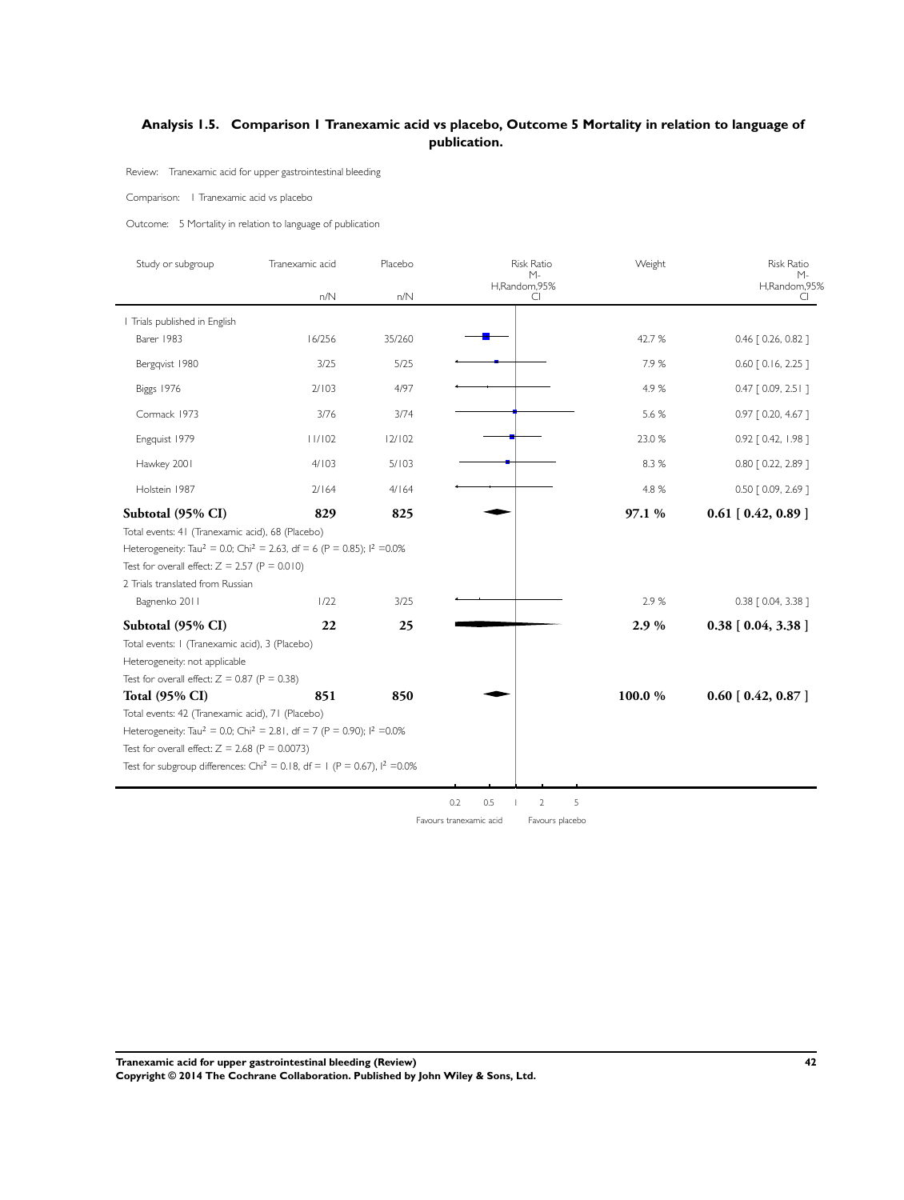## Analysis 1.5. Comparison 1 Tranexamic acid vs placebo, Outcome 5 Mortality in relation to language of publication.

Review: Tranexamic acid for upper gastrointestinal bleeding

Comparison: 1 Tranexamic acid vs placebo

Outcome: 5 Mortality in relation to language of publication

| Study or subgroup | Tranexamic acid n/N | Placebo n/N | Risk Ratio M-H,Random,95% CI | Weight | Risk Ratio M-H,Random,95% CI |
|---|---|---|---|---|---|
| 1 Trials published in English | | | | | |
| Barer 1983 | 16/256 | 35/260 | | 42.7 % | 0.46 [ 0.26, 0.82 ] |
| Bergqvist 1980 | 3/25 | 5/25 | | 7.9 % | 0.60 [ 0.16, 2.25 ] |
| Biggs 1976 | 2/103 | 4/97 | | 4.9 % | 0.47 [ 0.09, 2.51 ] |
| Cormack 1973 | 3/76 | 3/74 | | 5.6 % | 0.97 [ 0.20, 4.67 ] |
| Engquist 1979 | 11/102 | 12/102 | | 23.0 % | 0.92 [ 0.42, 1.98 ] |
| Hawkey 2001 | 4/103 | 5/103 | | 8.3 % | 0.80 [ 0.22, 2.89 ] |
| Holstein 1987 | 2/164 | 4/164 | | 4.8 % | 0.50 [ 0.09, 2.69 ] |
| **Subtotal (95% CI)** | **829** | **825** | | **97.1 %** | **0.61 [ 0.42, 0.89 ]** |
| Total events: 41 (Tranexamic acid), 68 (Placebo) | | | | | |
| Heterogeneity: Tau$^2$ = 0.0; Chi$^2$ = 2.63, df = 6 (P = 0.85); I$^2$ =0.0% | | | | | |
| Test for overall effect: Z = 2.57 (P = 0.010) | | | | | |
| 2 Trials translated from Russian | | | | | |
| Bagnenko 2011 | 1/22 | 3/25 | | 2.9 % | 0.38 [ 0.04, 3.38 ] |
| **Subtotal (95% CI)** | **22** | **25** | | **2.9 %** | **0.38 [ 0.04, 3.38 ]** |
| Total events: 1 (Tranexamic acid), 3 (Placebo) | | | | | |
| Heterogeneity: not applicable | | | | | |
| Test for overall effect: Z = 0.87 (P = 0.38) | | | | | |
| **Total (95% CI)** | **851** | **850** | | **100.0 %** | **0.60 [ 0.42, 0.87 ]** |
| Total events: 42 (Tranexamic acid), 71 (Placebo) | | | | | |
| Heterogeneity: Tau$^2$ = 0.0; Chi$^2$ = 2.81, df = 7 (P = 0.90); I$^2$ =0.0% | | | | | |
| Test for overall effect: Z = 2.68 (P = 0.0073) | | | | | |
| Test for subgroup differences: Chi$^2$ = 0.18, df = 1 (P = 0.67), I$^2$ =0.0% | | | | | |

0.2 0.5 1 2 5

Favours tranexamic acid Favours placebo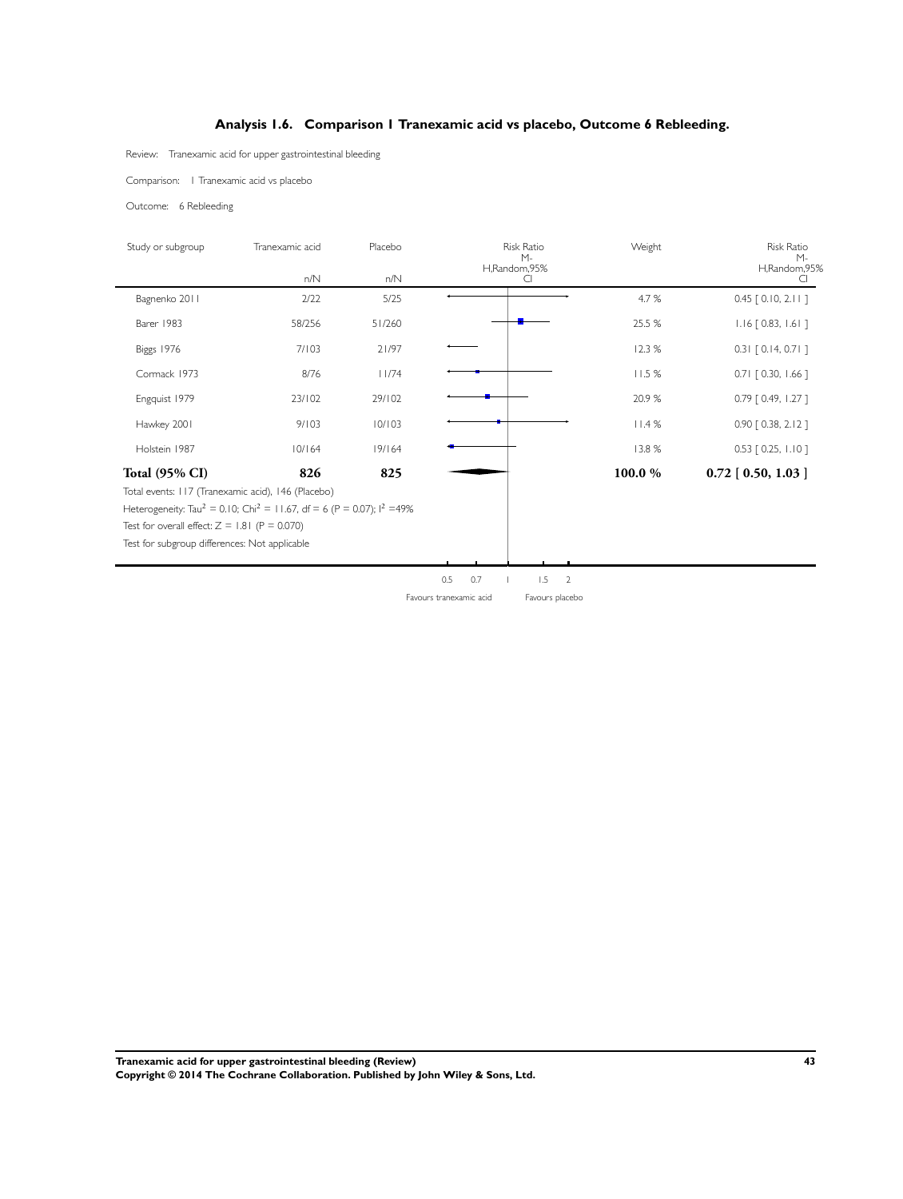## Analysis 1.6. Comparison 1 Tranexamic acid vs placebo, Outcome 6 Rebleeding.

Review: Tranexamic acid for upper gastrointestinal bleeding

Comparison: 1 Tranexamic acid vs placebo

Outcome: 6 Rebleeding

| Study or subgroup | Tranexamic acid n/N | Placebo n/N | Weight | Risk Ratio M-H,Random,95% CI |
|---|---|---|---|---|
| Bagnenko 2011 | 2/22 | 5/25 | 4.7 % | 0.45 [ 0.10, 2.11 ] |
| Barer 1983 | 58/256 | 51/260 | 25.5 % | 1.16 [ 0.83, 1.61 ] |
| Biggs 1976 | 7/103 | 21/97 | 12.3 % | 0.31 [ 0.14, 0.71 ] |
| Cormack 1973 | 8/76 | 11/74 | 11.5 % | 0.71 [ 0.30, 1.66 ] |
| Engquist 1979 | 23/102 | 29/102 | 20.9 % | 0.79 [ 0.49, 1.27 ] |
| Hawkey 2001 | 9/103 | 10/103 | 11.4 % | 0.90 [ 0.38, 2.12 ] |
| Holstein 1987 | 10/164 | 19/164 | 13.8 % | 0.53 [ 0.25, 1.10 ] |
| **Total (95% CI)** | **826** | **825** | **100.0 %** | **0.72 [ 0.50, 1.03 ]** |

Total events: 117 (Tranexamic acid), 146 (Placebo)

Heterogeneity: $Tau^2 = 0.10$; $Chi^2 = 11.67$, df = 6 (P = 0.07); $I^2 = 49\%$

Test for overall effect: Z = 1.81 (P = 0.070)

Test for subgroup differences: Not applicable

0.5 0.7 1 1.5 2

Favours tranexamic acid | Favours placebo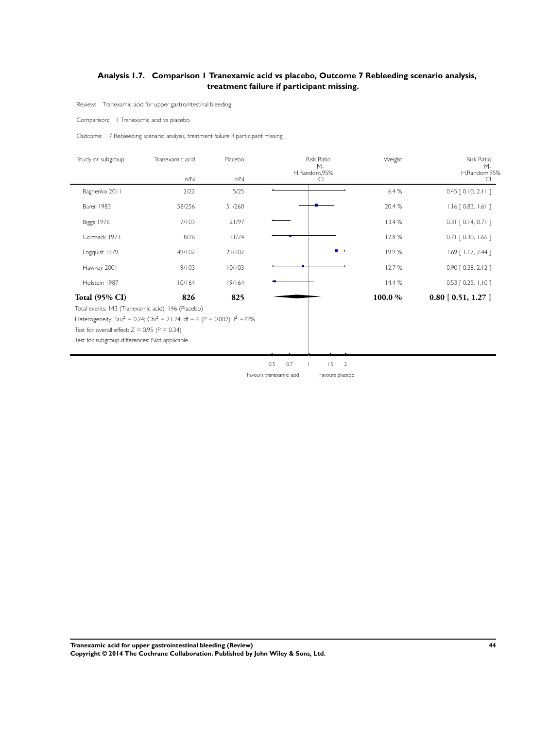### Analysis 1.7. Comparison 1 Tranexamic acid vs placebo, Outcome 7 Rebleeding scenario analysis, treatment failure if participant missing.

Review: Tranexamic acid for upper gastrointestinal bleeding

Comparison: 1 Tranexamic acid vs placebo

Outcome: 7 Rebleeding scenario analysis, treatment failure if participant missing

| Study or subgroup | Tranexamic acid n/N | Placebo n/N | Risk Ratio M-H,Random,95% CI | Weight | Risk Ratio M-H,Random,95% CI |
|---|---|---|---|---|---|
| Bagnenko 2011 | 2/22 | 5/25 | | 6.4 % | 0.45 [ 0.10, 2.11 ] |
| Barer 1983 | 58/256 | 51/260 | | 20.4 % | 1.16 [ 0.83, 1.61 ] |
| Biggs 1976 | 7/103 | 21/97 | | 13.4 % | 0.31 [ 0.14, 0.71 ] |
| Cormack 1973 | 8/76 | 11/74 | | 12.8 % | 0.71 [ 0.30, 1.66 ] |
| Engquist 1979 | 49/102 | 29/102 | | 19.9 % | 1.69 [ 1.17, 2.44 ] |
| Hawkey 2001 | 9/103 | 10/103 | | 12.7 % | 0.90 [ 0.38, 2.12 ] |
| Holstein 1987 | 10/164 | 19/164 | | 14.4 % | 0.53 [ 0.25, 1.10 ] |
| **Total (95% CI)** | **826** | **825** | | **100.0 %** | **0.80 [ 0.51, 1.27 ]** |

Total events: 143 (Tranexamic acid), 146 (Placebo)

Heterogeneity: $Tau^2 = 0.24$; $Chi^2 = 21.24$, df = 6 (P = 0.002); $I^2 = 72\%$

Test for overall effect: Z = 0.95 (P = 0.34)

Test for subgroup differences: Not applicable

0.5 0.7 1 1.5 2

Favours tranexamic acid Favours placebo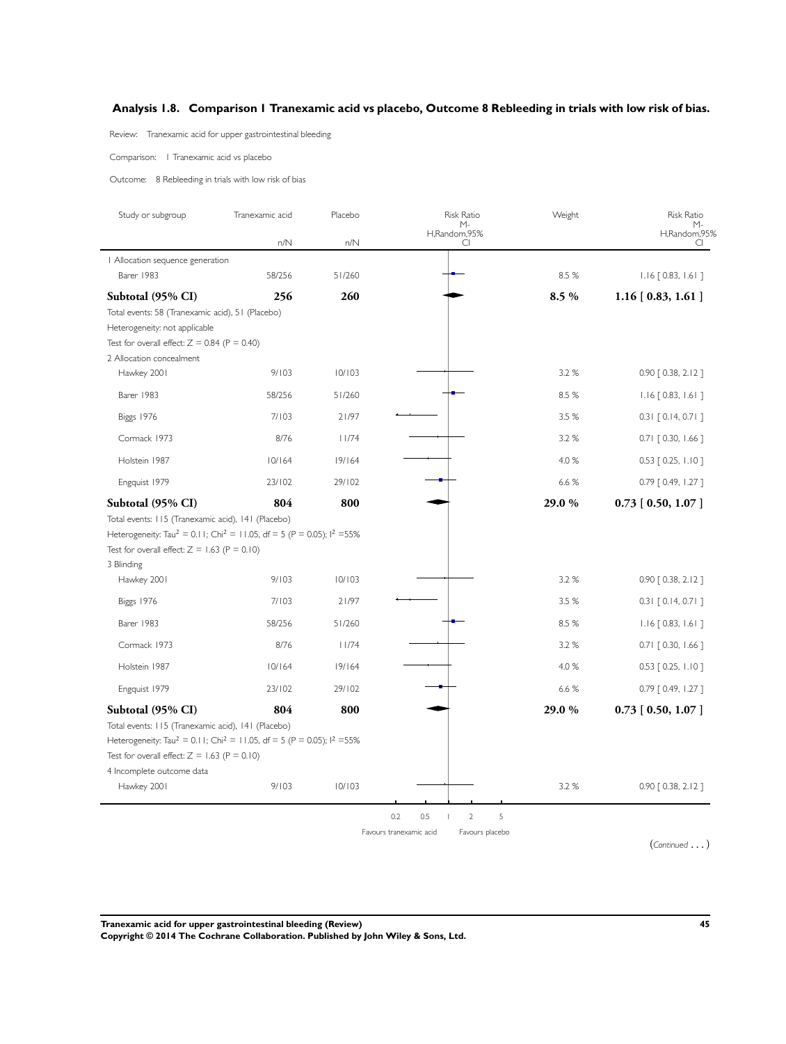## Analysis 1.8. Comparison 1 Tranexamic acid vs placebo, Outcome 8 Rebleeding in trials with low risk of bias.

Review: Tranexamic acid for upper gastrointestinal bleeding

Comparison: 1 Tranexamic acid vs placebo

Outcome: 8 Rebleeding in trials with low risk of bias

| Study or subgroup | Tranexamic acid n/N | Placebo n/N | Risk Ratio M-H,Random,95% CI | Weight | Risk Ratio M-H,Random,95% CI |
|---|---|---|---|---|---|
| 1 Allocation sequence generation | | | | | |
| Barer 1983 | 58/256 | 51/260 | | 8.5 % | 1.16 [ 0.83, 1.61 ] |
| **Subtotal (95% CI)** | **256** | **260** | | **8.5 %** | **1.16 [ 0.83, 1.61 ]** |
| Total events: 58 (Tranexamic acid), 51 (Placebo) | | | | | |
| Heterogeneity: not applicable | | | | | |
| Test for overall effect: Z = 0.84 (P = 0.40) | | | | | |
| 2 Allocation concealment | | | | | |
| Hawkey 2001 | 9/103 | 10/103 | | 3.2 % | 0.90 [ 0.38, 2.12 ] |
| Barer 1983 | 58/256 | 51/260 | | 8.5 % | 1.16 [ 0.83, 1.61 ] |
| Biggs 1976 | 7/103 | 21/97 | | 3.5 % | 0.31 [ 0.14, 0.71 ] |
| Cormack 1973 | 8/76 | 11/74 | | 3.2 % | 0.71 [ 0.30, 1.66 ] |
| Holstein 1987 | 10/164 | 19/164 | | 4.0 % | 0.53 [ 0.25, 1.10 ] |
| Engquist 1979 | 23/102 | 29/102 | | 6.6 % | 0.79 [ 0.49, 1.27 ] |
| **Subtotal (95% CI)** | **804** | **800** | | **29.0 %** | **0.73 [ 0.50, 1.07 ]** |
| Total events: 115 (Tranexamic acid), 141 (Placebo) | | | | | |
| Heterogeneity: Tau$^2$ = 0.11; Chi$^2$ = 11.05, df = 5 (P = 0.05); I$^2$ =55% | | | | | |
| Test for overall effect: Z = 1.63 (P = 0.10) | | | | | |
| 3 Blinding | | | | | |
| Hawkey 2001 | 9/103 | 10/103 | | 3.2 % | 0.90 [ 0.38, 2.12 ] |
| Biggs 1976 | 7/103 | 21/97 | | 3.5 % | 0.31 [ 0.14, 0.71 ] |
| Barer 1983 | 58/256 | 51/260 | | 8.5 % | 1.16 [ 0.83, 1.61 ] |
| Cormack 1973 | 8/76 | 11/74 | | 3.2 % | 0.71 [ 0.30, 1.66 ] |
| Holstein 1987 | 10/164 | 19/164 | | 4.0 % | 0.53 [ 0.25, 1.10 ] |
| Engquist 1979 | 23/102 | 29/102 | | 6.6 % | 0.79 [ 0.49, 1.27 ] |
| **Subtotal (95% CI)** | **804** | **800** | | **29.0 %** | **0.73 [ 0.50, 1.07 ]** |
| Total events: 115 (Tranexamic acid), 141 (Placebo) | | | | | |
| Heterogeneity: Tau$^2$ = 0.11; Chi$^2$ = 11.05, df = 5 (P = 0.05); I$^2$ =55% | | | | | |
| Test for overall effect: Z = 1.63 (P = 0.10) | | | | | |
| 4 Incomplete outcome data | | | | | |
| Hawkey 2001 | 9/103 | 10/103 | | 3.2 % | 0.90 [ 0.38, 2.12 ] |

0.2 0.5 1 2 5

Favours tranexamic acid Favours placebo

(*Continued* . . . )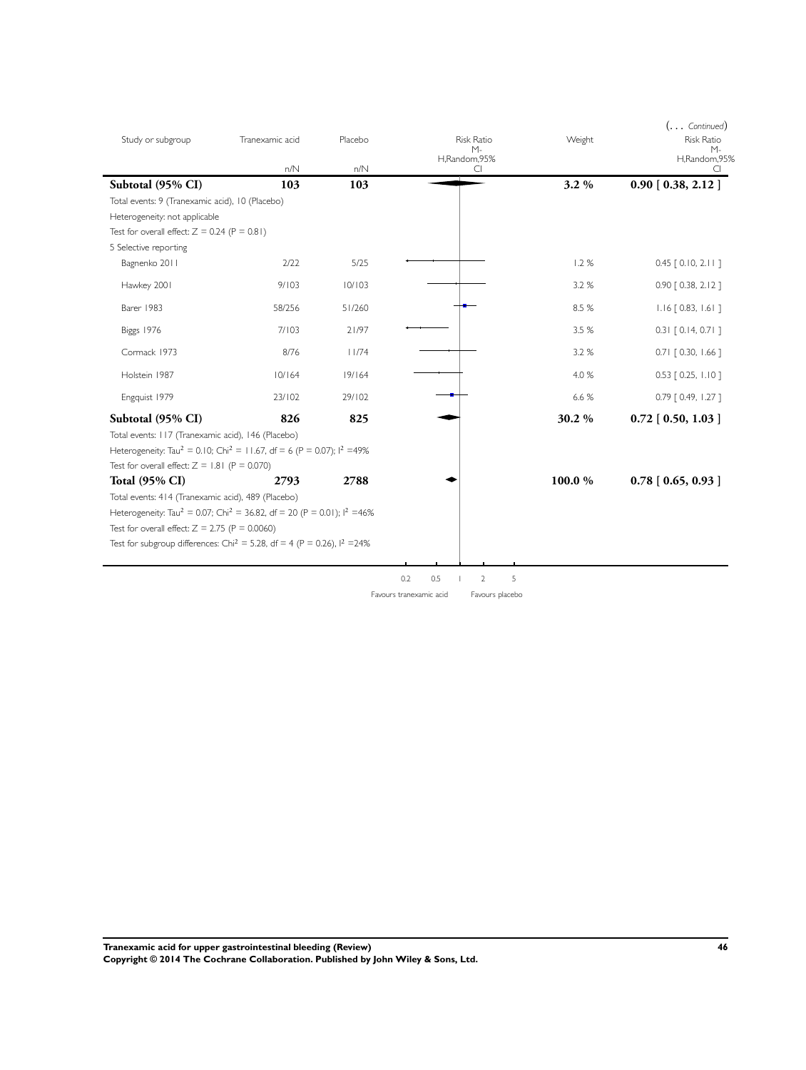(... *Continued*)

| Study or subgroup | Tranexamic acid n/N | Placebo n/N | Risk Ratio M-H,Random,95% CI | Weight | Risk Ratio M-H,Random,95% CI |
|---|---|---|---|---|---|
| **Subtotal (95% CI)** | **103** | **103** | | **3.2 %** | **0.90 [ 0.38, 2.12 ]** |
| Total events: 9 (Tranexamic acid), 10 (Placebo) | | | | | |
| Heterogeneity: not applicable | | | | | |
| Test for overall effect: Z = 0.24 (P = 0.81) | | | | | |
| 5 Selective reporting | | | | | |
| Bagnenko 2011 | 2/22 | 5/25 | | 1.2 % | 0.45 [ 0.10, 2.11 ] |
| Hawkey 2001 | 9/103 | 10/103 | | 3.2 % | 0.90 [ 0.38, 2.12 ] |
| Barer 1983 | 58/256 | 51/260 | | 8.5 % | 1.16 [ 0.83, 1.61 ] |
| Biggs 1976 | 7/103 | 21/97 | | 3.5 % | 0.31 [ 0.14, 0.71 ] |
| Cormack 1973 | 8/76 | 11/74 | | 3.2 % | 0.71 [ 0.30, 1.66 ] |
| Holstein 1987 | 10/164 | 19/164 | | 4.0 % | 0.53 [ 0.25, 1.10 ] |
| Engquist 1979 | 23/102 | 29/102 | | 6.6 % | 0.79 [ 0.49, 1.27 ] |
| **Subtotal (95% CI)** | **826** | **825** | | **30.2 %** | **0.72 [ 0.50, 1.03 ]** |
| Total events: 117 (Tranexamic acid), 146 (Placebo) | | | | | |
| Heterogeneity: $Tau^2 = 0.10$; $Chi^2 = 11.67$, df = 6 (P = 0.07); $I^2 = 49\%$ | | | | | |
| Test for overall effect: Z = 1.81 (P = 0.070) | | | | | |
| **Total (95% CI)** | **2793** | **2788** | | **100.0 %** | **0.78 [ 0.65, 0.93 ]** |
| Total events: 414 (Tranexamic acid), 489 (Placebo) | | | | | |
| Heterogeneity: $Tau^2 = 0.07$; $Chi^2 = 36.82$, df = 20 (P = 0.01); $I^2 = 46\%$ | | | | | |
| Test for overall effect: Z = 2.75 (P = 0.0060) | | | | | |
| Test for subgroup differences: $Chi^2 = 5.28$, df = 4 (P = 0.26), $I^2 = 24\%$ | | | | | |

0.2 0.5 1 2 5

Favours tranexamic acid Favours placebo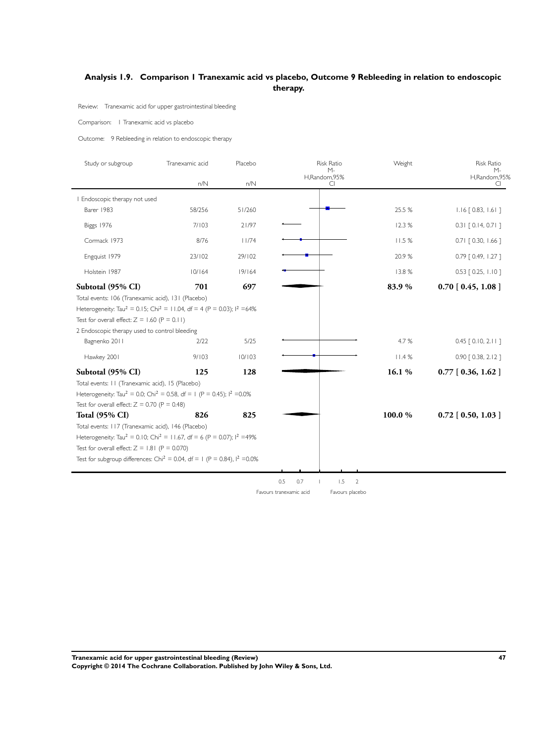## Analysis 1.9. Comparison 1 Tranexamic acid vs placebo, Outcome 9 Rebleeding in relation to endoscopic therapy.

Review: Tranexamic acid for upper gastrointestinal bleeding

Comparison: 1 Tranexamic acid vs placebo

Outcome: 9 Rebleeding in relation to endoscopic therapy

| Study or subgroup | Tranexamic acid n/N | Placebo n/N | Risk Ratio M-H,Random,95% CI | Weight | Risk Ratio M-H,Random,95% CI |
|---|---|---|---|---|---|
| 1 Endoscopic therapy not used | | | | | |
| Barer 1983 | 58/256 | 51/260 | | 25.5 % | 1.16 [ 0.83, 1.61 ] |
| Biggs 1976 | 7/103 | 21/97 | | 12.3 % | 0.31 [ 0.14, 0.71 ] |
| Cormack 1973 | 8/76 | 11/74 | | 11.5 % | 0.71 [ 0.30, 1.66 ] |
| Engquist 1979 | 23/102 | 29/102 | | 20.9 % | 0.79 [ 0.49, 1.27 ] |
| Holstein 1987 | 10/164 | 19/164 | | 13.8 % | 0.53 [ 0.25, 1.10 ] |
| **Subtotal (95% CI)** | **701** | **697** | | **83.9 %** | **0.70 [ 0.45, 1.08 ]** |
| Total events: 106 (Tranexamic acid), 131 (Placebo) | | | | | |
| Heterogeneity: $Tau^2 = 0.15$; $Chi^2 = 11.04$, df = 4 (P = 0.03); $I^2$ =64% | | | | | |
| Test for overall effect: Z = 1.60 (P = 0.11) | | | | | |
| 2 Endoscopic therapy used to control bleeding | | | | | |
| Bagnenko 2011 | 2/22 | 5/25 | | 4.7 % | 0.45 [ 0.10, 2.11 ] |
| Hawkey 2001 | 9/103 | 10/103 | | 11.4 % | 0.90 [ 0.38, 2.12 ] |
| **Subtotal (95% CI)** | **125** | **128** | | **16.1 %** | **0.77 [ 0.36, 1.62 ]** |
| Total events: 11 (Tranexamic acid), 15 (Placebo) | | | | | |
| Heterogeneity: $Tau^2 = 0.0$; $Chi^2 = 0.58$, df = 1 (P = 0.45); $I^2$ =0.0% | | | | | |
| Test for overall effect: Z = 0.70 (P = 0.48) | | | | | |
| **Total (95% CI)** | **826** | **825** | | **100.0 %** | **0.72 [ 0.50, 1.03 ]** |
| Total events: 117 (Tranexamic acid), 146 (Placebo) | | | | | |
| Heterogeneity: $Tau^2 = 0.10$; $Chi^2 = 11.67$, df = 6 (P = 0.07); $I^2$ =49% | | | | | |
| Test for overall effect: Z = 1.81 (P = 0.070) | | | | | |
| Test for subgroup differences: $Chi^2 = 0.04$, df = 1 (P = 0.84), $I^2$ =0.0% | | | | | |

0.5 0.7 1 1.5 2

Favours tranexamic acid Favours placebo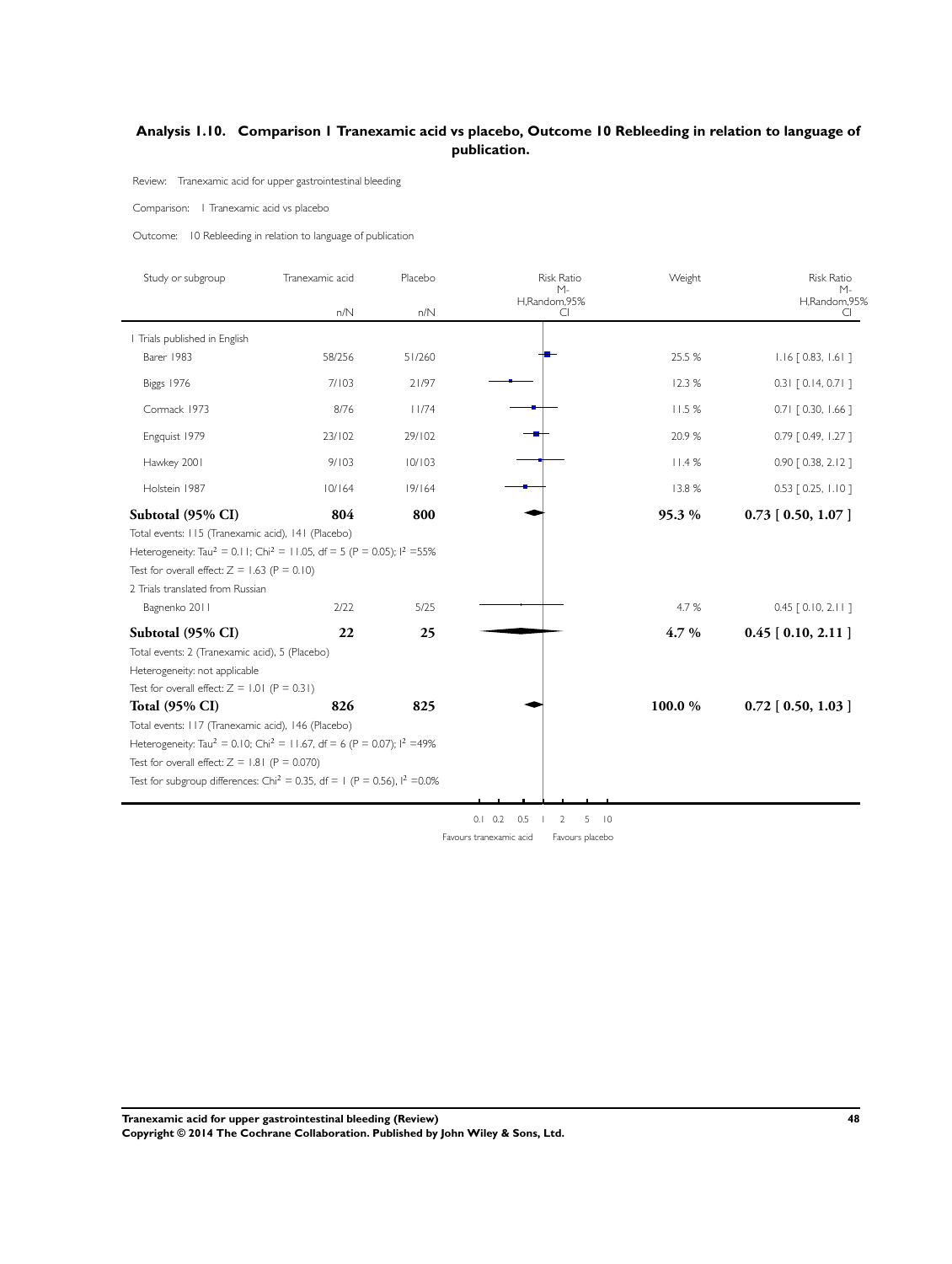## Analysis 1.10. Comparison 1 Tranexamic acid vs placebo, Outcome 10 Rebleeding in relation to language of publication.

Review: Tranexamic acid for upper gastrointestinal bleeding

Comparison: 1 Tranexamic acid vs placebo

Outcome: 10 Rebleeding in relation to language of publication

| Study or subgroup | Tranexamic acid n/N | Placebo n/N | Weight | Risk Ratio M-H,Random,95% CI |
|---|---|---|---|---|
| **1 Trials published in English** | | | | |
| Barer 1983 | 58/256 | 51/260 | 25.5 % | 1.16 [ 0.83, 1.61 ] |
| Biggs 1976 | 7/103 | 21/97 | 12.3 % | 0.31 [ 0.14, 0.71 ] |
| Cormack 1973 | 8/76 | 11/74 | 11.5 % | 0.71 [ 0.30, 1.66 ] |
| Engquist 1979 | 23/102 | 29/102 | 20.9 % | 0.79 [ 0.49, 1.27 ] |
| Hawkey 2001 | 9/103 | 10/103 | 11.4 % | 0.90 [ 0.38, 2.12 ] |
| Holstein 1987 | 10/164 | 19/164 | 13.8 % | 0.53 [ 0.25, 1.10 ] |
| **Subtotal (95% CI)** | **804** | **800** | **95.3 %** | **0.73 [ 0.50, 1.07 ]** |
| Total events: 115 (Tranexamic acid), 141 (Placebo) | | | | |
| Heterogeneity: $Tau^2 = 0.11$; $Chi^2 = 11.05$, df = 5 (P = 0.05); $I^2$ =55% | | | | |
| Test for overall effect: Z = 1.63 (P = 0.10) | | | | |
| **2 Trials translated from Russian** | | | | |
| Bagnenko 2011 | 2/22 | 5/25 | 4.7 % | 0.45 [ 0.10, 2.11 ] |
| **Subtotal (95% CI)** | **22** | **25** | **4.7 %** | **0.45 [ 0.10, 2.11 ]** |
| Total events: 2 (Tranexamic acid), 5 (Placebo) | | | | |
| Heterogeneity: not applicable | | | | |
| Test for overall effect: Z = 1.01 (P = 0.31) | | | | |
| **Total (95% CI)** | **826** | **825** | **100.0 %** | **0.72 [ 0.50, 1.03 ]** |
| Total events: 117 (Tranexamic acid), 146 (Placebo) | | | | |
| Heterogeneity: $Tau^2 = 0.10$; $Chi^2 = 11.67$, df = 6 (P = 0.07); $I^2$ =49% | | | | |
| Test for overall effect: Z = 1.81 (P = 0.070) | | | | |
| Test for subgroup differences: $Chi^2 = 0.35$, df = 1 (P = 0.56), $I^2$ =0.0% | | | | |

0.1 0.2 0.5 1 2 5 10

Favours tranexamic acid — Favours placebo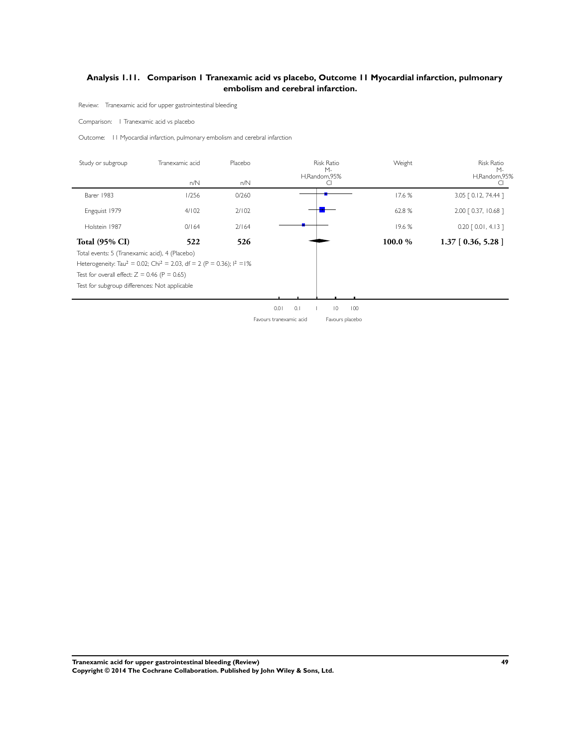## Analysis 1.11. Comparison 1 Tranexamic acid vs placebo, Outcome 11 Myocardial infarction, pulmonary embolism and cerebral infarction.

Review: Tranexamic acid for upper gastrointestinal bleeding

Comparison: 1 Tranexamic acid vs placebo

Outcome: 11 Myocardial infarction, pulmonary embolism and cerebral infarction

| Study or subgroup | Tranexamic acid n/N | Placebo n/N | Risk Ratio M-H,Random,95% CI | Weight | Risk Ratio M-H,Random,95% CI |
|---|---|---|---|---|---|
| Barer 1983 | 1/256 | 0/260 | | 17.6 % | 3.05 [ 0.12, 74.44 ] |
| Engquist 1979 | 4/102 | 2/102 | | 62.8 % | 2.00 [ 0.37, 10.68 ] |
| Holstein 1987 | 0/164 | 2/164 | | 19.6 % | 0.20 [ 0.01, 4.13 ] |
| **Total (95% CI)** | **522** | **526** | | **100.0 %** | **1.37 [ 0.36, 5.28 ]** |

Total events: 5 (Tranexamic acid), 4 (Placebo)

Heterogeneity: $Tau^2 = 0.02$; $Chi^2 = 2.03$, df = 2 (P = 0.36); $I^2 = 1\%$

Test for overall effect: Z = 0.46 (P = 0.65)

Test for subgroup differences: Not applicable

0.01 0.1 1 10 100

Favours tranexamic acid Favours placebo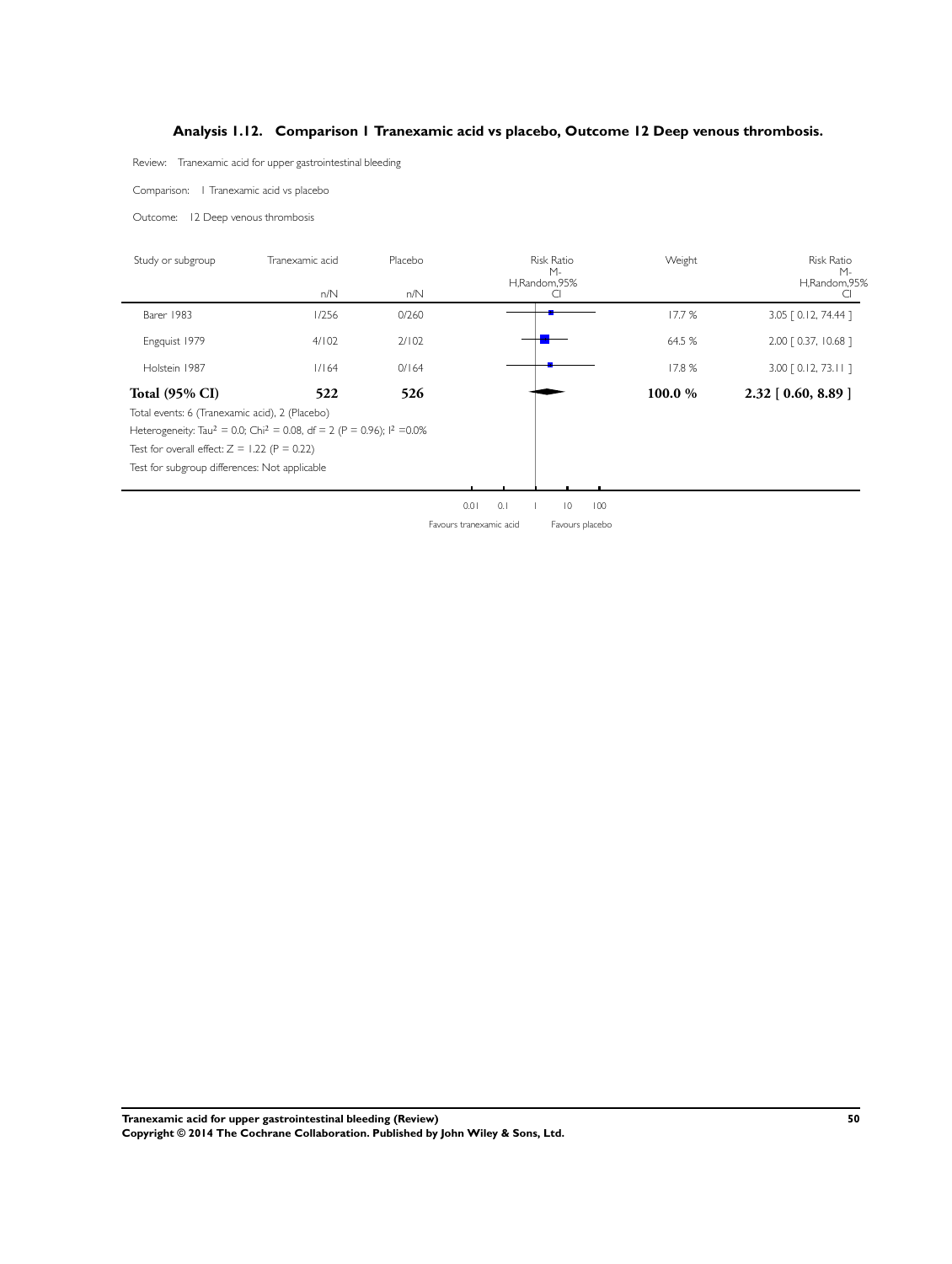### Analysis 1.12. Comparison 1 Tranexamic acid vs placebo, Outcome 12 Deep venous thrombosis.

Review: Tranexamic acid for upper gastrointestinal bleeding

Comparison: 1 Tranexamic acid vs placebo

Outcome: 12 Deep venous thrombosis

| Study or subgroup | Tranexamic acid n/N | Placebo n/N | Risk Ratio M-H,Random,95% CI | Weight | Risk Ratio M-H,Random,95% CI |
|---|---|---|---|---|---|
| Barer 1983 | 1/256 | 0/260 | | 17.7 % | 3.05 [ 0.12, 74.44 ] |
| Engquist 1979 | 4/102 | 2/102 | | 64.5 % | 2.00 [ 0.37, 10.68 ] |
| Holstein 1987 | 1/164 | 0/164 | | 17.8 % | 3.00 [ 0.12, 73.11 ] |
| **Total (95% CI)** | **522** | **526** | | **100.0 %** | **2.32 [ 0.60, 8.89 ]** |

Total events: 6 (Tranexamic acid), 2 (Placebo)

Heterogeneity: $Tau^2 = 0.0$; $Chi^2 = 0.08$, df = 2 (P = 0.96); $I^2 = 0.0\%$

Test for overall effect: Z = 1.22 (P = 0.22)

Test for subgroup differences: Not applicable

0.01 0.1 1 10 100

Favours tranexamic acid Favours placebo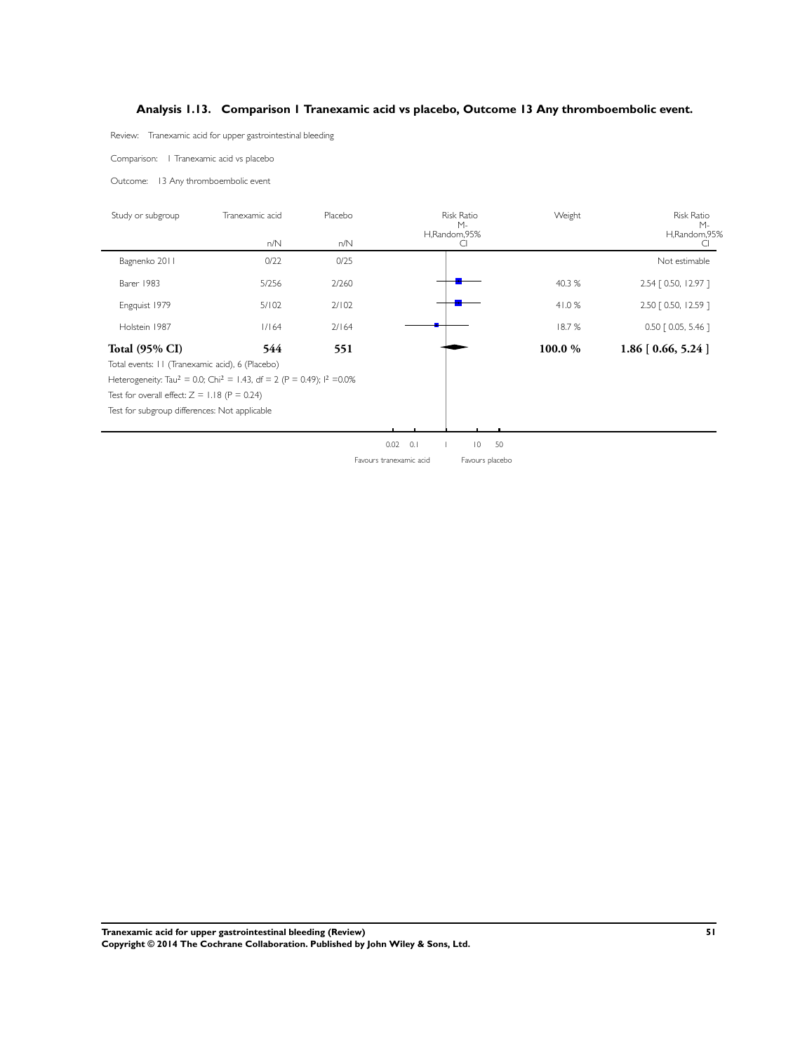### Analysis 1.13. Comparison 1 Tranexamic acid vs placebo, Outcome 13 Any thromboembolic event.

Review: Tranexamic acid for upper gastrointestinal bleeding

Comparison: 1 Tranexamic acid vs placebo

Outcome: 13 Any thromboembolic event

| Study or subgroup | Tranexamic acid n/N | Placebo n/N | Risk Ratio M-H,Random,95% CI | Weight | Risk Ratio M-H,Random,95% CI |
|---|---|---|---|---|---|
| Bagnenko 2011 | 0/22 | 0/25 | | | Not estimable |
| Barer 1983 | 5/256 | 2/260 | | 40.3 % | 2.54 [ 0.50, 12.97 ] |
| Engquist 1979 | 5/102 | 2/102 | | 41.0 % | 2.50 [ 0.50, 12.59 ] |
| Holstein 1987 | 1/164 | 2/164 | | 18.7 % | 0.50 [ 0.05, 5.46 ] |
| **Total (95% CI)** | **544** | **551** | | **100.0 %** | **1.86 [ 0.66, 5.24 ]** |

Total events: 11 (Tranexamic acid), 6 (Placebo)

Heterogeneity: $Tau^2 = 0.0$; $Chi^2 = 1.43$, df = 2 (P = 0.49); $I^2 = 0.0\%$

Test for overall effect: Z = 1.18 (P = 0.24)

Test for subgroup differences: Not applicable

0.02 0.1 1 10 50

Favours tranexamic acid Favours placebo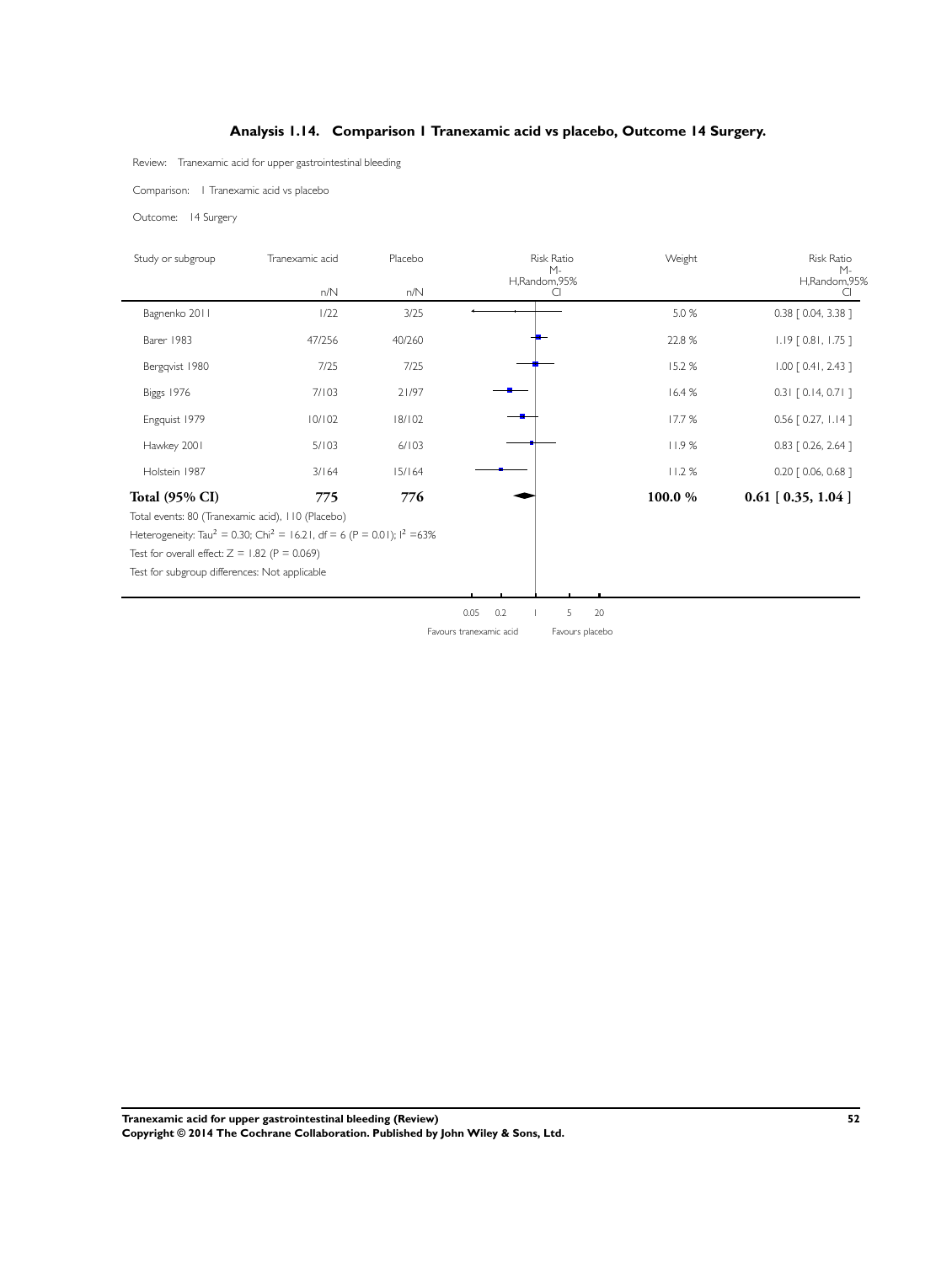## Analysis 1.14. Comparison 1 Tranexamic acid vs placebo, Outcome 14 Surgery.

Review: Tranexamic acid for upper gastrointestinal bleeding

Comparison: 1 Tranexamic acid vs placebo

Outcome: 14 Surgery

| Study or subgroup | Tranexamic acid n/N | Placebo n/N | Risk Ratio M-H,Random,95% CI | Weight | Risk Ratio M-H,Random,95% CI |
|---|---|---|---|---|---|
| Bagnenko 2011 | 1/22 | 3/25 | | 5.0 % | 0.38 [ 0.04, 3.38 ] |
| Barer 1983 | 47/256 | 40/260 | | 22.8 % | 1.19 [ 0.81, 1.75 ] |
| Bergqvist 1980 | 7/25 | 7/25 | | 15.2 % | 1.00 [ 0.41, 2.43 ] |
| Biggs 1976 | 7/103 | 21/97 | | 16.4 % | 0.31 [ 0.14, 0.71 ] |
| Engquist 1979 | 10/102 | 18/102 | | 17.7 % | 0.56 [ 0.27, 1.14 ] |
| Hawkey 2001 | 5/103 | 6/103 | | 11.9 % | 0.83 [ 0.26, 2.64 ] |
| Holstein 1987 | 3/164 | 15/164 | | 11.2 % | 0.20 [ 0.06, 0.68 ] |
| **Total (95% CI)** | **775** | **776** | | **100.0 %** | **0.61 [ 0.35, 1.04 ]** |

Total events: 80 (Tranexamic acid), 110 (Placebo)

Heterogeneity: $Tau^2 = 0.30$; $Chi^2 = 16.21$, df = 6 (P = 0.01); $I^2 = 63\%$

Test for overall effect: Z = 1.82 (P = 0.069)

Test for subgroup differences: Not applicable

0.05 0.2 1 5 20

Favours tranexamic acid Favours placebo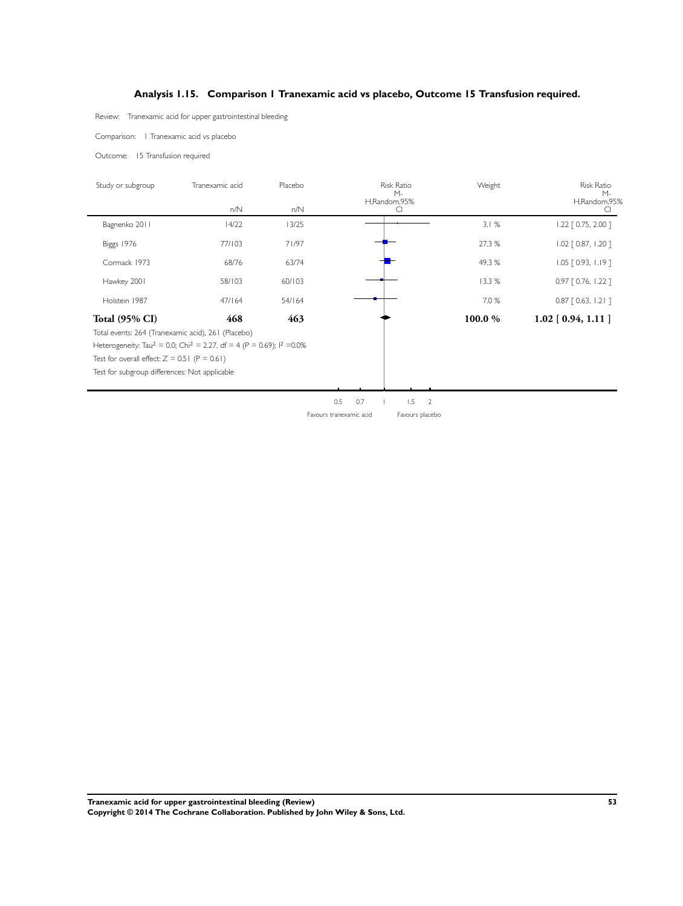## Analysis 1.15. Comparison 1 Tranexamic acid vs placebo, Outcome 15 Transfusion required.

Review: Tranexamic acid for upper gastrointestinal bleeding

Comparison: 1 Tranexamic acid vs placebo

Outcome: 15 Transfusion required

| Study or subgroup | Tranexamic acid n/N | Placebo n/N | Weight | Risk Ratio M-H,Random,95% CI |
|---|---|---|---|---|
| Bagnenko 2011 | 14/22 | 13/25 | 3.1 % | 1.22 [ 0.75, 2.00 ] |
| Biggs 1976 | 77/103 | 71/97 | 27.3 % | 1.02 [ 0.87, 1.20 ] |
| Cormack 1973 | 68/76 | 63/74 | 49.3 % | 1.05 [ 0.93, 1.19 ] |
| Hawkey 2001 | 58/103 | 60/103 | 13.3 % | 0.97 [ 0.76, 1.22 ] |
| Holstein 1987 | 47/164 | 54/164 | 7.0 % | 0.87 [ 0.63, 1.21 ] |
| **Total (95% CI)** | **468** | **463** | **100.0 %** | **1.02 [ 0.94, 1.11 ]** |

Total events: 264 (Tranexamic acid), 261 (Placebo)

Heterogeneity: $Tau^2 = 0.0$; $Chi^2 = 2.27$, $df = 4$ ($P = 0.69$); $I^2 = 0.0\%$

Test for overall effect: $Z = 0.51$ ($P = 0.61$)

Test for subgroup differences: Not applicable

0.5 0.7 1 1.5 2

Favours tranexamic acid | Favours placebo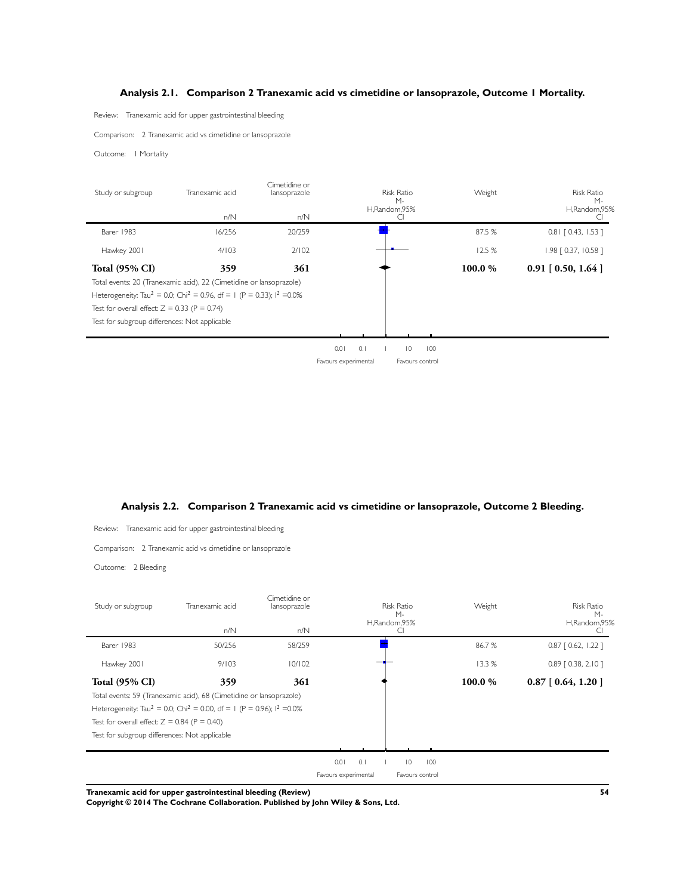### Analysis 2.1. Comparison 2 Tranexamic acid vs cimetidine or lansoprazole, Outcome 1 Mortality.

Review: Tranexamic acid for upper gastrointestinal bleeding

Comparison: 2 Tranexamic acid vs cimetidine or lansoprazole

Outcome: 1 Mortality

| Study or subgroup | Tranexamic acid n/N | Cimetidine or lansoprazole n/N | Risk Ratio M-H,Random,95% CI | Weight | Risk Ratio M-H,Random,95% CI |
|---|---|---|---|---|---|
| Barer 1983 | 16/256 | 20/259 | | 87.5 % | 0.81 [ 0.43, 1.53 ] |
| Hawkey 2001 | 4/103 | 2/102 | | 12.5 % | 1.98 [ 0.37, 10.58 ] |
| **Total (95% CI)** | **359** | **361** | | **100.0 %** | **0.91 [ 0.50, 1.64 ]** |

Total events: 20 (Tranexamic acid), 22 (Cimetidine or lansoprazole)

Heterogeneity: $Tau^2 = 0.0$; $Chi^2 = 0.96$, df = 1 (P = 0.33); $I^2 = 0.0\%$

Test for overall effect: Z = 0.33 (P = 0.74)

Test for subgroup differences: Not applicable

0.01 0.1 1 10 100

Favours experimental Favours control

### Analysis 2.2. Comparison 2 Tranexamic acid vs cimetidine or lansoprazole, Outcome 2 Bleeding.

Review: Tranexamic acid for upper gastrointestinal bleeding

Comparison: 2 Tranexamic acid vs cimetidine or lansoprazole

Outcome: 2 Bleeding

| Study or subgroup | Tranexamic acid n/N | Cimetidine or lansoprazole n/N | Risk Ratio M-H,Random,95% CI | Weight | Risk Ratio M-H,Random,95% CI |
|---|---|---|---|---|---|
| Barer 1983 | 50/256 | 58/259 | | 86.7 % | 0.87 [ 0.62, 1.22 ] |
| Hawkey 2001 | 9/103 | 10/102 | | 13.3 % | 0.89 [ 0.38, 2.10 ] |
| **Total (95% CI)** | **359** | **361** | | **100.0 %** | **0.87 [ 0.64, 1.20 ]** |

Total events: 59 (Tranexamic acid), 68 (Cimetidine or lansoprazole)

Heterogeneity: $Tau^2 = 0.0$; $Chi^2 = 0.00$, df = 1 (P = 0.96); $I^2 = 0.0\%$

Test for overall effect: Z = 0.84 (P = 0.40)

Test for subgroup differences: Not applicable

0.01 0.1 1 10 100

Favours experimental Favours control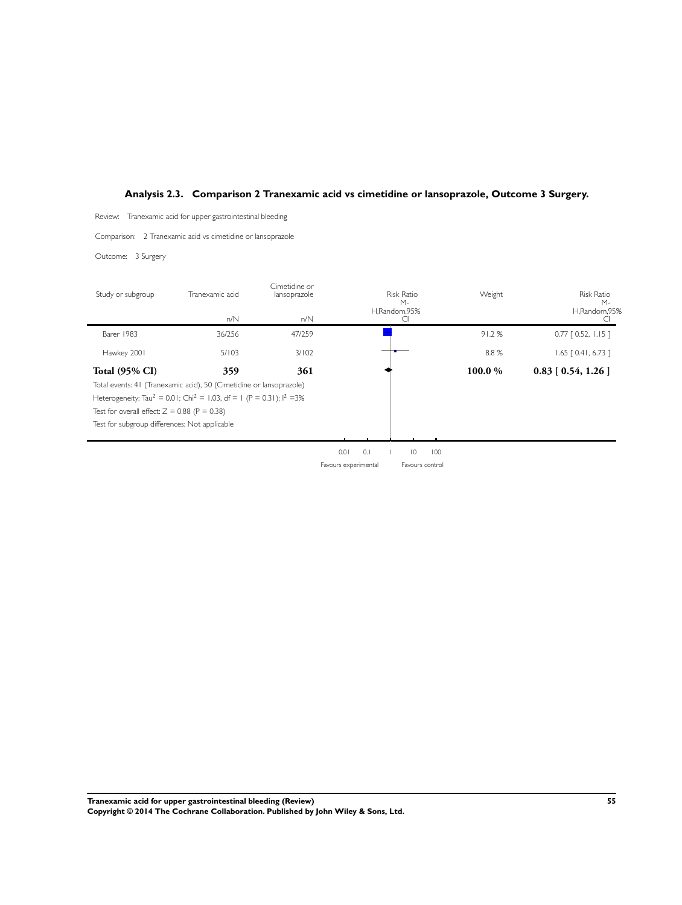## Analysis 2.3. Comparison 2 Tranexamic acid vs cimetidine or lansoprazole, Outcome 3 Surgery.

Review: Tranexamic acid for upper gastrointestinal bleeding

Comparison: 2 Tranexamic acid vs cimetidine or lansoprazole

Outcome: 3 Surgery

| Study or subgroup | Tranexamic acid n/N | Cimetidine or lansoprazole n/N | Risk Ratio M-H,Random,95% CI | Weight | Risk Ratio M-H,Random,95% CI |
|---|---|---|---|---|---|
| Barer 1983 | 36/256 | 47/259 | | 91.2 % | 0.77 [ 0.52, 1.15 ] |
| Hawkey 2001 | 5/103 | 3/102 | | 8.8 % | 1.65 [ 0.41, 6.73 ] |
| **Total (95% CI)** | **359** | **361** | | **100.0 %** | **0.83 [ 0.54, 1.26 ]** |

Total events: 41 (Tranexamic acid), 50 (Cimetidine or lansoprazole)

Heterogeneity: $Tau^2 = 0.01$; $Chi^2 = 1.03$, df = 1 (P = 0.31); $I^2$ =3%

Test for overall effect: Z = 0.88 (P = 0.38)

Test for subgroup differences: Not applicable

0.01 0.1 1 10 100

Favours experimental Favours control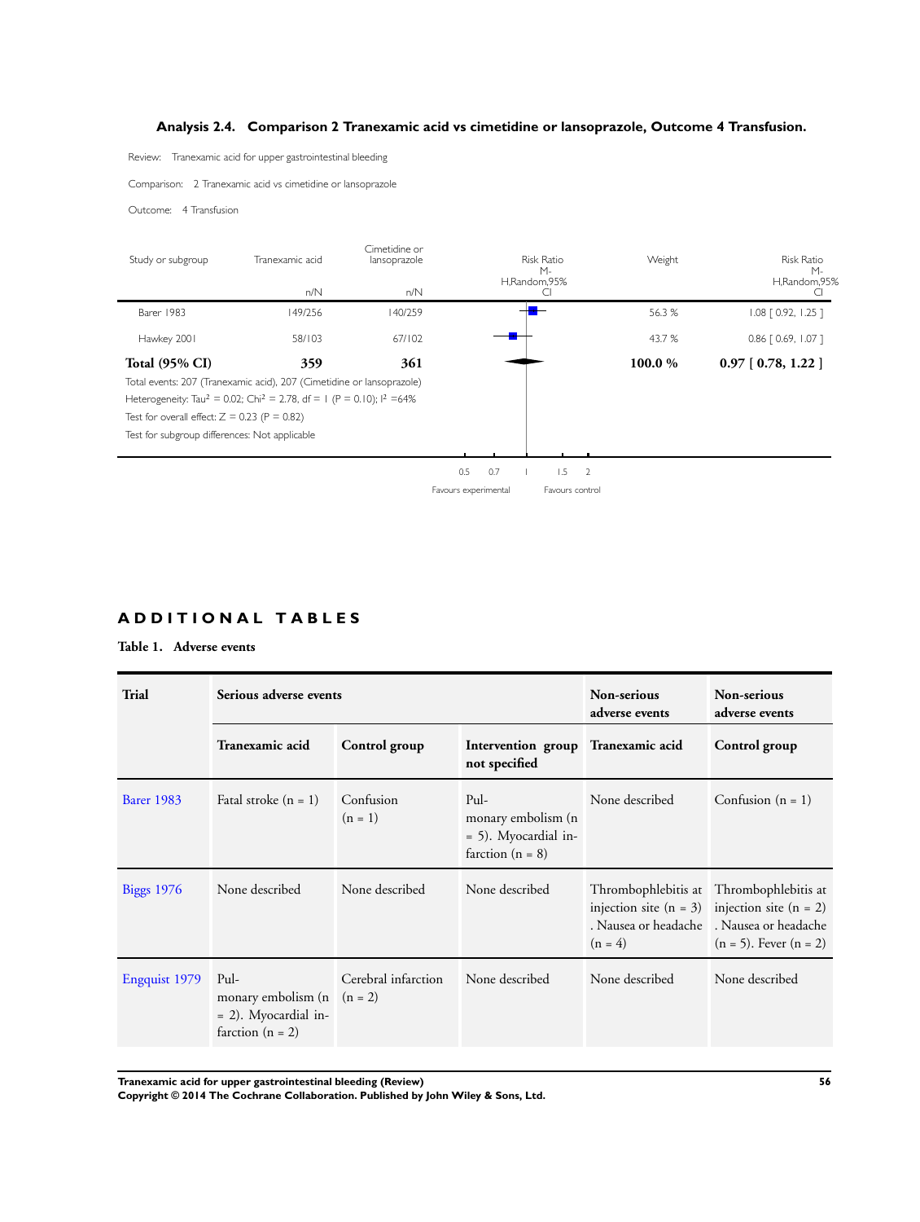**Analysis 2.4. Comparison 2 Tranexamic acid vs cimetidine or lansoprazole, Outcome 4 Transfusion.**

Review: Tranexamic acid for upper gastrointestinal bleeding

Comparison: 2 Tranexamic acid vs cimetidine or lansoprazole

Outcome: 4 Transfusion

| Study or subgroup | Tranexamic acid n/N | Cimetidine or lansoprazole n/N | Risk Ratio M-H,Random,95% CI | Weight | Risk Ratio M-H,Random,95% CI |
|---|---|---|---|---|---|
| Barer 1983 | 149/256 | 140/259 | | 56.3 % | 1.08 [ 0.92, 1.25 ] |
| Hawkey 2001 | 58/103 | 67/102 | | 43.7 % | 0.86 [ 0.69, 1.07 ] |
| **Total (95% CI)** | **359** | **361** | | **100.0 %** | **0.97 [ 0.78, 1.22 ]** |

Total events: 207 (Tranexamic acid), 207 (Cimetidine or lansoprazole)

Heterogeneity: $Tau^2 = 0.02$; $Chi^2 = 2.78$, $df = 1$ ($P = 0.10$); $I^2 = 64\%$

Test for overall effect: $Z = 0.23$ ($P = 0.82$)

Test for subgroup differences: Not applicable

0.5 0.7 1 1.5 2

Favours experimental Favours control

# ADDITIONAL TABLES

**Table 1. Adverse events**

| Trial | Serious adverse events | | | Non-serious adverse events | Non-serious adverse events |
|---|---|---|---|---|---|
| | **Tranexamic acid** | **Control group** | **Intervention group not specified** | **Tranexamic acid** | **Control group** |
| Barer 1983 | Fatal stroke (n = 1) | Confusion (n = 1) | Pulmonary embolism (n = 5). Myocardial infarction (n = 8) | None described | Confusion (n = 1) |
| Biggs 1976 | None described | None described | None described | Thrombophlebitis at injection site (n = 3). Nausea or headache (n = 4) | Thrombophlebitis at injection site (n = 2). Nausea or headache (n = 5). Fever (n = 2) |
| Engquist 1979 | Pulmonary embolism (n = 2). Myocardial infarction (n = 2) | Cerebral infarction (n = 2) | None described | None described | None described |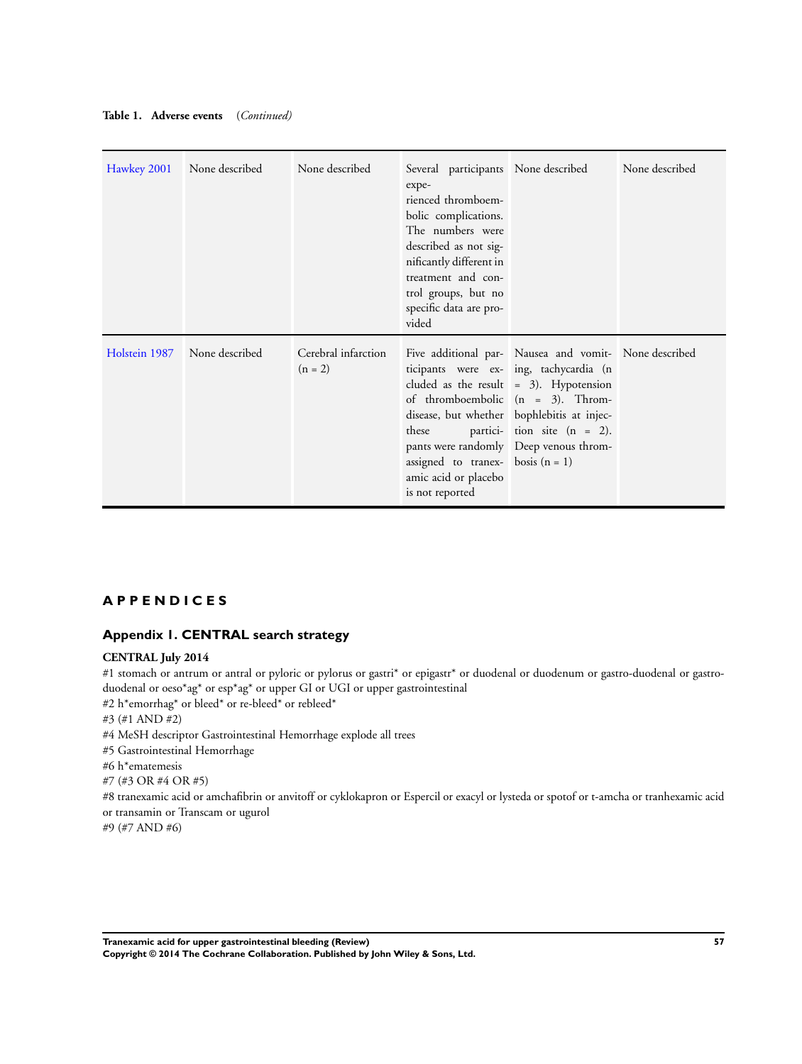**Table 1. Adverse events** *(Continued)*

| | | | | | |
|---|---|---|---|---|---|
| Hawkey 2001 | None described | None described | Several participants experienced thromboembolic complications. The numbers were described as not significantly different in treatment and control groups, but no specific data are provided | None described | None described |
| Holstein 1987 | None described | Cerebral infarction (n = 2) | Five additional participants were excluded as the result of thromboembolic disease, but whether these participants were randomly assigned to tranexamic acid or placebo is not reported | Nausea and vomiting, tachycardia (n = 3). Hypotension (n = 3). Thrombophlebitis at injection site (n = 2). Deep venous thrombosis (n = 1) | None described |

# APPENDICES

## Appendix 1. CENTRAL search strategy

**CENTRAL July 2014**

#1 stomach or antrum or antral or pyloric or pylorus or gastri* or epigastr* or duodenal or duodenum or gastro-duodenal or gastroduodenal or oeso*ag* or esp*ag* or upper GI or UGI or upper gastrointestinal
#2 h*emorrhag* or bleed* or re-bleed* or rebleed*
#3 (#1 AND #2)
#4 MeSH descriptor Gastrointestinal Hemorrhage explode all trees
#5 Gastrointestinal Hemorrhage
#6 h*ematemesis
#7 (#3 OR #4 OR #5)
#8 tranexamic acid or amchafibrin or anvitoff or cyklokapron or Espercil or exacyl or lysteda or spotof or t-amcha or tranhexamic acid or transamin or Transcam or ugurol
#9 (#7 AND #6)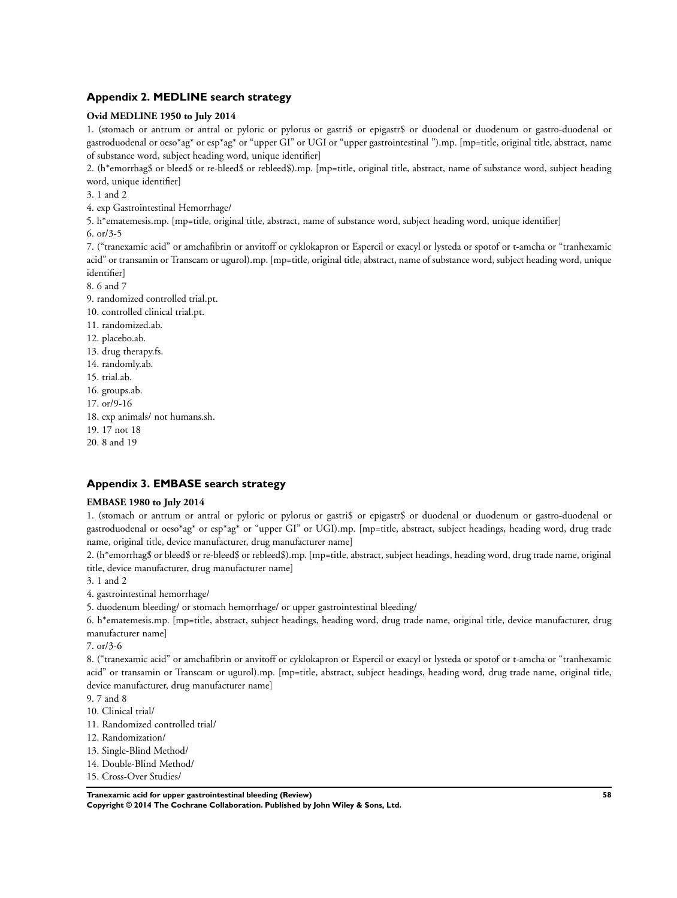## Appendix 2. MEDLINE search strategy

**Ovid MEDLINE 1950 to July 2014**

1. (stomach or antrum or antral or pyloric or pylorus or gastri$ or epigastr$ or duodenal or duodenum or gastro-duodenal or gastroduodenal or oeso*ag* or esp*ag* or "upper GI" or UGI or "upper gastrointestinal ").mp. [mp=title, original title, abstract, name of substance word, subject heading word, unique identifier]

2. (h*emorrhag$ or bleed$ or re-bleed$ or rebleed$).mp. [mp=title, original title, abstract, name of substance word, subject heading word, unique identifier]

3. 1 and 2

4. exp Gastrointestinal Hemorrhage/

5. h*ematemesis.mp. [mp=title, original title, abstract, name of substance word, subject heading word, unique identifier]

6. or/3-5

7. ("tranexamic acid" or amchafibrin or anvitoff or cyklokapron or Espercil or exacyl or lysteda or spotof or t-amcha or "tranhexamic acid" or transamin or Transcam or ugurol).mp. [mp=title, original title, abstract, name of substance word, subject heading word, unique identifier]

8. 6 and 7

9. randomized controlled trial.pt.

10. controlled clinical trial.pt.

11. randomized.ab.

12. placebo.ab.

13. drug therapy.fs.

14. randomly.ab.

15. trial.ab.

16. groups.ab.

17. or/9-16

18. exp animals/ not humans.sh.

19. 17 not 18

20. 8 and 19

## Appendix 3. EMBASE search strategy

**EMBASE 1980 to July 2014**

1. (stomach or antrum or antral or pyloric or pylorus or gastri$ or epigastr$ or duodenal or duodenum or gastro-duodenal or gastroduodenal or oeso*ag* or esp*ag* or "upper GI" or UGI).mp. [mp=title, abstract, subject headings, heading word, drug trade name, original title, device manufacturer, drug manufacturer name]

2. (h*emorrhag$ or bleed$ or re-bleed$ or rebleed$).mp. [mp=title, abstract, subject headings, heading word, drug trade name, original title, device manufacturer, drug manufacturer name]

3. 1 and 2

4. gastrointestinal hemorrhage/

5. duodenum bleeding/ or stomach hemorrhage/ or upper gastrointestinal bleeding/

6. h*ematemesis.mp. [mp=title, abstract, subject headings, heading word, drug trade name, original title, device manufacturer, drug manufacturer name]

7. or/3-6

8. ("tranexamic acid" or amchafibrin or anvitoff or cyklokapron or Espercil or exacyl or lysteda or spotof or t-amcha or "tranhexamic acid" or transamin or Transcam or ugurol).mp. [mp=title, abstract, subject headings, heading word, drug trade name, original title, device manufacturer, drug manufacturer name]

9. 7 and 8

10. Clinical trial/

11. Randomized controlled trial/

12. Randomization/

13. Single-Blind Method/

14. Double-Blind Method/

15. Cross-Over Studies/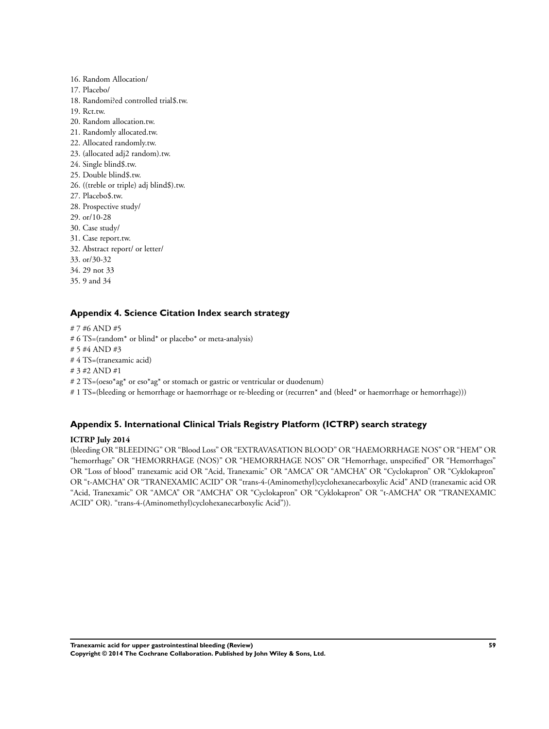16. Random Allocation/
17. Placebo/
18. Randomi?ed controlled trial$.tw.
19. Rct.tw.
20. Random allocation.tw.
21. Randomly allocated.tw.
22. Allocated randomly.tw.
23. (allocated adj2 random).tw.
24. Single blind$.tw.
25. Double blind$.tw.
26. ((treble or triple) adj blind$).tw.
27. Placebo$.tw.
28. Prospective study/
29. or/10-28
30. Case study/
31. Case report.tw.
32. Abstract report/ or letter/
33. or/30-32
34. 29 not 33
35. 9 and 34

### Appendix 4. Science Citation Index search strategy

# 7 #6 AND #5
# 6 TS=(random* or blind* or placebo* or meta-analysis)
# 5 #4 AND #3
# 4 TS=(tranexamic acid)
# 3 #2 AND #1
# 2 TS=(oeso*ag* or eso*ag* or stomach or gastric or ventricular or duodenum)
# 1 TS=(bleeding or hemorrhage or haemorrhage or re-bleeding or (recurren* and (bleed* or haemorrhage or hemorrhage)))

### Appendix 5. International Clinical Trials Registry Platform (ICTRP) search strategy

**ICTRP July 2014**

(bleeding OR "BLEEDING" OR "Blood Loss" OR "EXTRAVASATION BLOOD" OR "HAEMORRHAGE NOS" OR "HEM" OR "hemorrhage" OR "HEMORRHAGE (NOS)" OR "HEMORRHAGE NOS" OR "Hemorrhage, unspecified" OR "Hemorrhages" OR "Loss of blood" tranexamic acid OR "Acid, Tranexamic" OR "AMCA" OR "AMCHA" OR "Cyclokapron" OR "Cyklokapron" OR "t-AMCHA" OR "TRANEXAMIC ACID" OR "trans-4-(Aminomethyl)cyclohexanecarboxylic Acid" AND (tranexamic acid OR "Acid, Tranexamic" OR "AMCA" OR "AMCHA" OR "Cyclokapron" OR "Cyklokapron" OR "t-AMCHA" OR "TRANEXAMIC ACID" OR). "trans-4-(Aminomethyl)cyclohexanecarboxylic Acid")).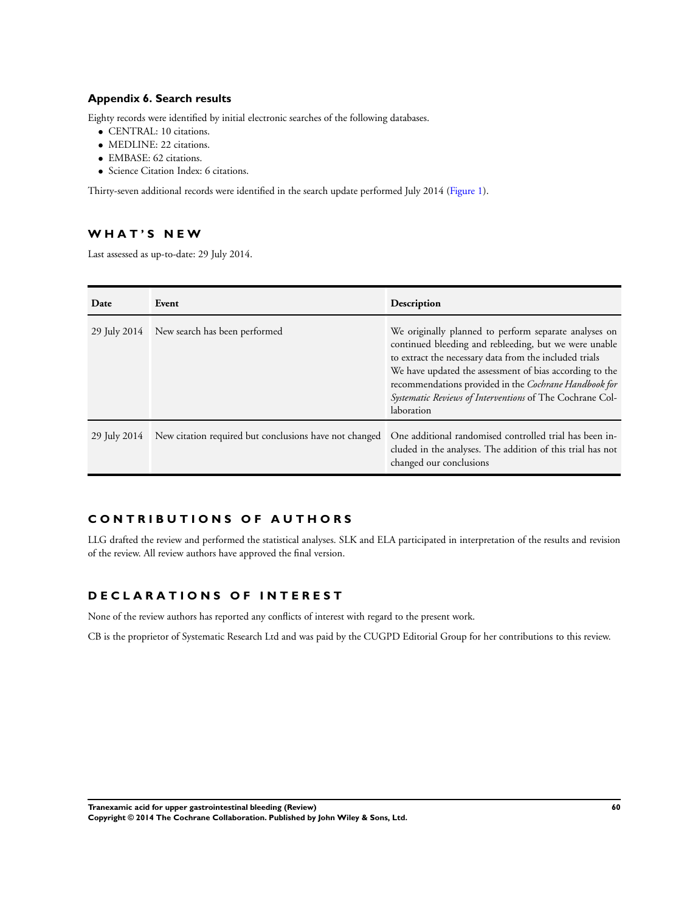### Appendix 6. Search results

Eighty records were identified by initial electronic searches of the following databases.

- CENTRAL: 10 citations.
- MEDLINE: 22 citations.
- EMBASE: 62 citations.
- Science Citation Index: 6 citations.

Thirty-seven additional records were identified in the search update performed July 2014 (Figure 1).

## WHAT'S NEW

Last assessed as up-to-date: 29 July 2014.

| Date | Event | Description |
| --- | --- | --- |
| 29 July 2014 | New search has been performed | We originally planned to perform separate analyses on continued bleeding and rebleeding, but we were unable to extract the necessary data from the included trials<br>We have updated the assessment of bias according to the recommendations provided in the *Cochrane Handbook for Systematic Reviews of Interventions* of The Cochrane Collaboration |
| 29 July 2014 | New citation required but conclusions have not changed | One additional randomised controlled trial has been included in the analyses. The addition of this trial has not changed our conclusions |

## CONTRIBUTIONS OF AUTHORS

LLG drafted the review and performed the statistical analyses. SLK and ELA participated in interpretation of the results and revision of the review. All review authors have approved the final version.

## DECLARATIONS OF INTEREST

None of the review authors has reported any conflicts of interest with regard to the present work.

CB is the proprietor of Systematic Research Ltd and was paid by the CUGPD Editorial Group for her contributions to this review.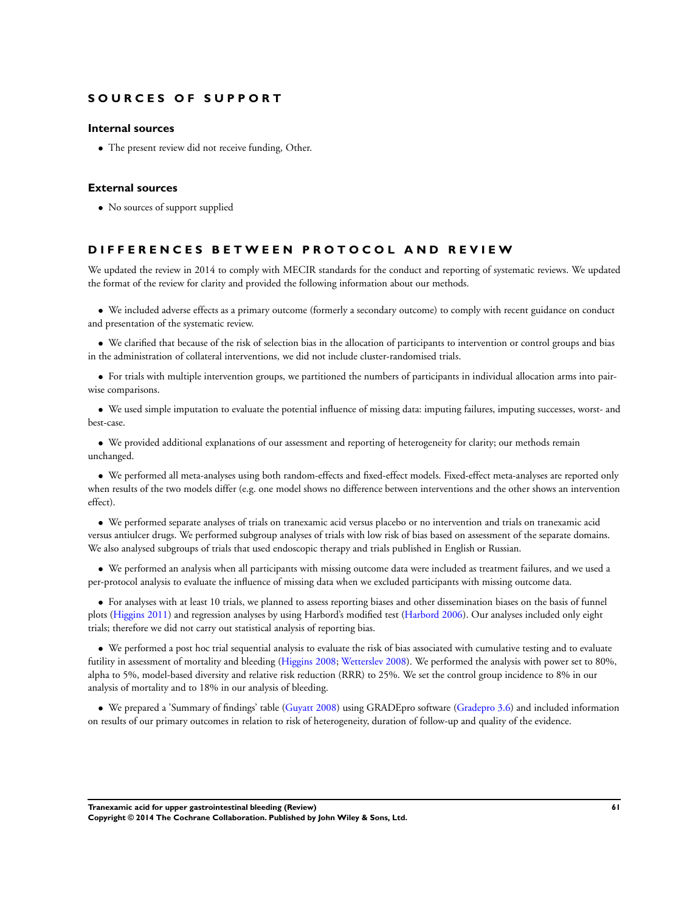# SOURCES OF SUPPORT

### Internal sources

- The present review did not receive funding, Other.

### External sources

- No sources of support supplied

# DIFFERENCES BETWEEN PROTOCOL AND REVIEW

We updated the review in 2014 to comply with MECIR standards for the conduct and reporting of systematic reviews. We updated the format of the review for clarity and provided the following information about our methods.

- We included adverse effects as a primary outcome (formerly a secondary outcome) to comply with recent guidance on conduct and presentation of the systematic review.

- We clarified that because of the risk of selection bias in the allocation of participants to intervention or control groups and bias in the administration of collateral interventions, we did not include cluster-randomised trials.

- For trials with multiple intervention groups, we partitioned the numbers of participants in individual allocation arms into pair-wise comparisons.

- We used simple imputation to evaluate the potential influence of missing data: imputing failures, imputing successes, worst- and best-case.

- We provided additional explanations of our assessment and reporting of heterogeneity for clarity; our methods remain unchanged.

- We performed all meta-analyses using both random-effects and fixed-effect models. Fixed-effect meta-analyses are reported only when results of the two models differ (e.g. one model shows no difference between interventions and the other shows an intervention effect).

- We performed separate analyses of trials on tranexamic acid versus placebo or no intervention and trials on tranexamic acid versus antiulcer drugs. We performed subgroup analyses of trials with low risk of bias based on assessment of the separate domains. We also analysed subgroups of trials that used endoscopic therapy and trials published in English or Russian.

- We performed an analysis when all participants with missing outcome data were included as treatment failures, and we used a per-protocol analysis to evaluate the influence of missing data when we excluded participants with missing outcome data.

- For analyses with at least 10 trials, we planned to assess reporting biases and other dissemination biases on the basis of funnel plots (Higgins 2011) and regression analyses by using Harbord's modified test (Harbord 2006). Our analyses included only eight trials; therefore we did not carry out statistical analysis of reporting bias.

- We performed a post hoc trial sequential analysis to evaluate the risk of bias associated with cumulative testing and to evaluate futility in assessment of mortality and bleeding (Higgins 2008; Wetterslev 2008). We performed the analysis with power set to 80%, alpha to 5%, model-based diversity and relative risk reduction (RRR) to 25%. We set the control group incidence to 8% in our analysis of mortality and to 18% in our analysis of bleeding.

- We prepared a 'Summary of findings' table (Guyatt 2008) using GRADEpro software (Gradepro 3.6) and included information on results of our primary outcomes in relation to risk of heterogeneity, duration of follow-up and quality of the evidence.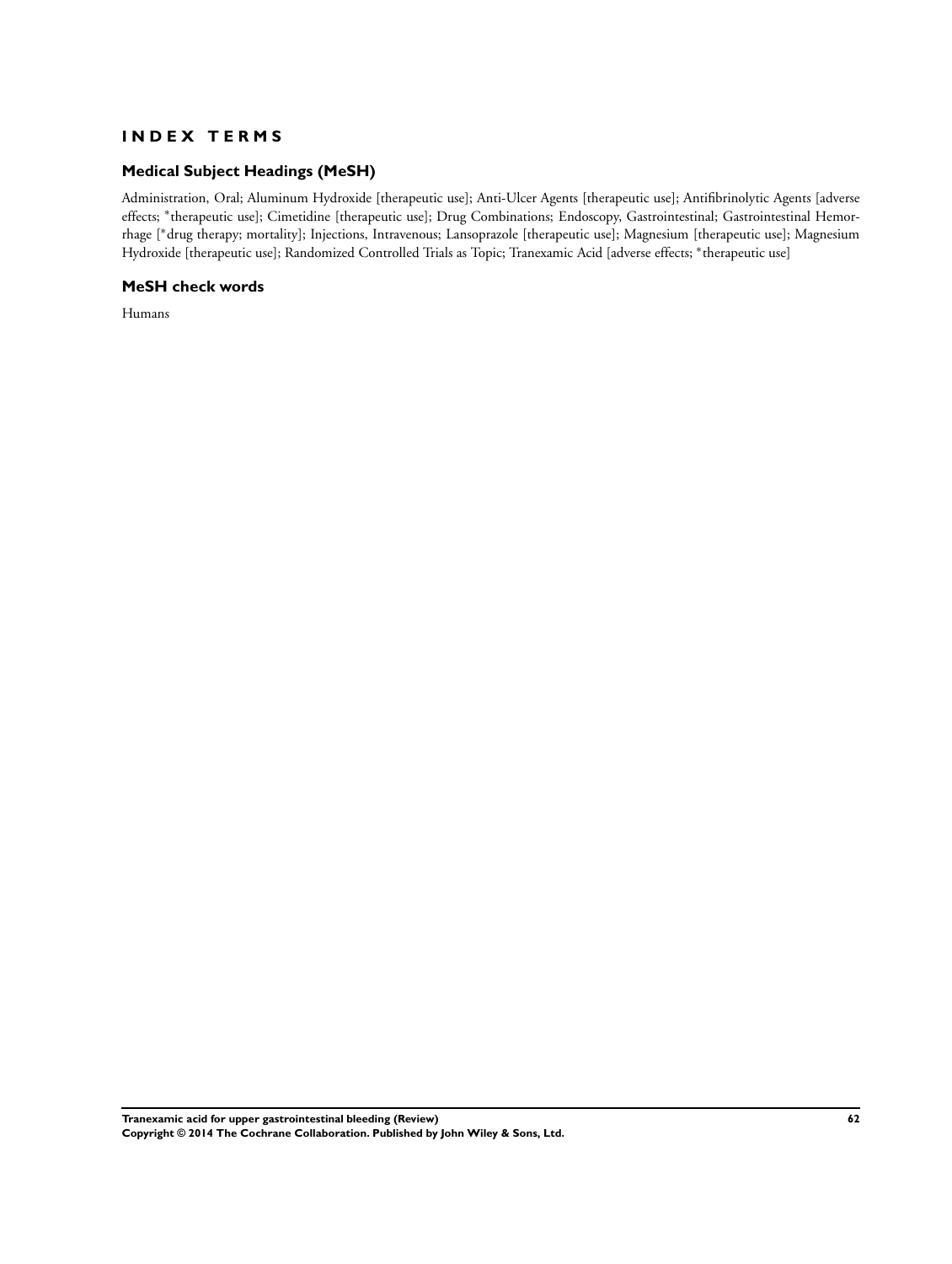# INDEX TERMS

## Medical Subject Headings (MeSH)

Administration, Oral; Aluminum Hydroxide [therapeutic use]; Anti-Ulcer Agents [therapeutic use]; Antifibrinolytic Agents [adverse effects; *therapeutic use]; Cimetidine [therapeutic use]; Drug Combinations; Endoscopy, Gastrointestinal; Gastrointestinal Hemorrhage [*drug therapy; mortality]; Injections, Intravenous; Lansoprazole [therapeutic use]; Magnesium [therapeutic use]; Magnesium Hydroxide [therapeutic use]; Randomized Controlled Trials as Topic; Tranexamic Acid [adverse effects; *therapeutic use]

## MeSH check words

Humans